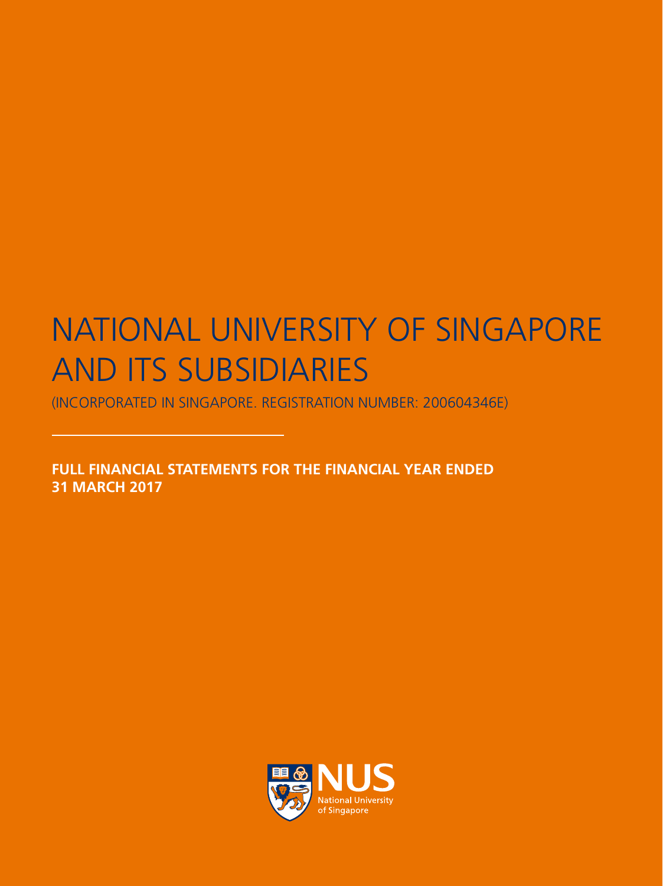# NATIONAL UNIVERSITY OF SINGAPORE AND ITS SUBSIDIARIES

(INCORPORATED IN SINGAPORE. REGISTRATION NUMBER: 200604346E)

**FULL FINANCIAL STATEMENTS FOR THE FINANCIAL YEAR ENDED 31 MARCH 2017**

NUS
National University of Singapore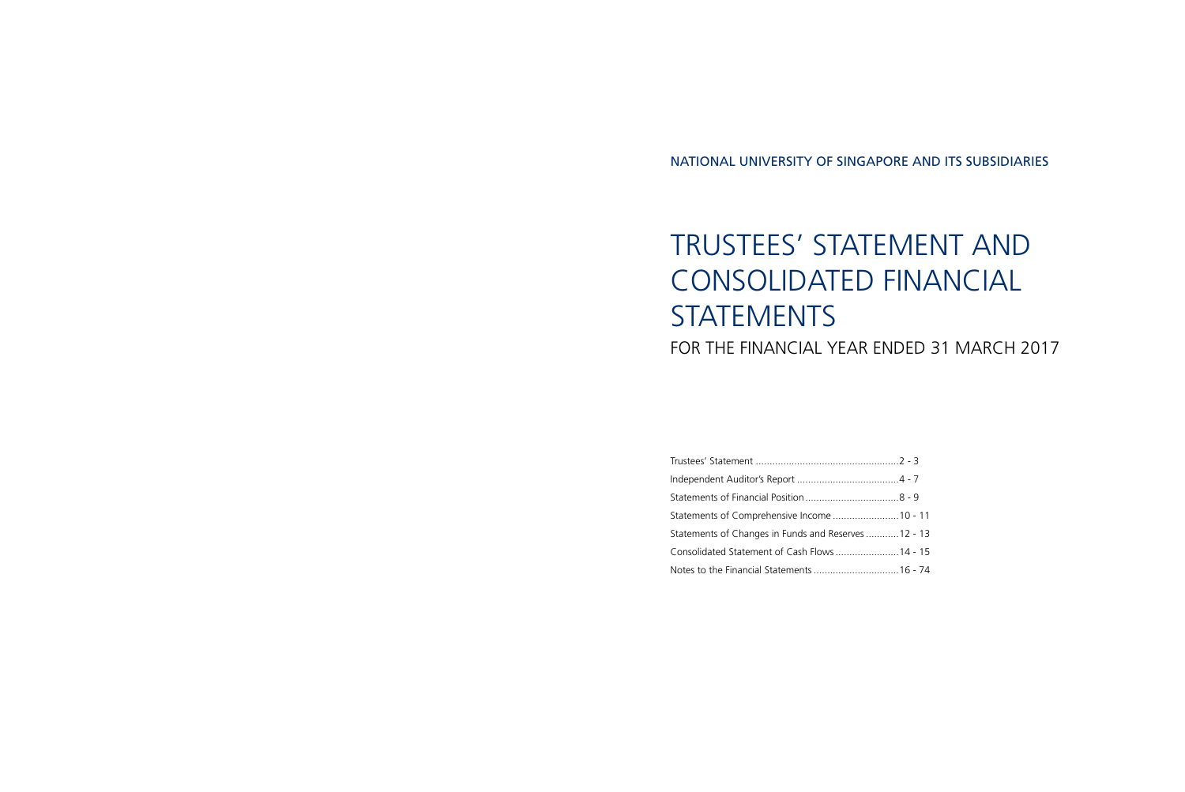NATIONAL UNIVERSITY OF SINGAPORE AND ITS SUBSIDIARIES

# TRUSTEES' STATEMENT AND CONSOLIDATED FINANCIAL STATEMENTS

## FOR THE FINANCIAL YEAR ENDED 31 MARCH 2017

| | |
|---|---|
| Trustees' Statement | 2 - 3 |
| Independent Auditor's Report | 4 - 7 |
| Statements of Financial Position | 8 - 9 |
| Statements of Comprehensive Income | 10 - 11 |
| Statements of Changes in Funds and Reserves | 12 - 13 |
| Consolidated Statement of Cash Flows | 14 - 15 |
| Notes to the Financial Statements | 16 - 74 |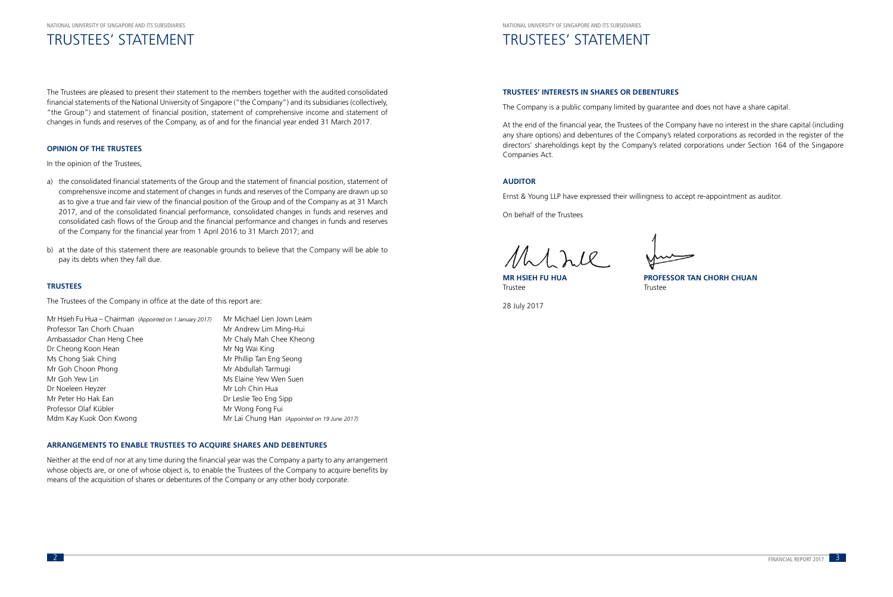# TRUSTEES' STATEMENT

The Trustees are pleased to present their statement to the members together with the audited consolidated financial statements of the National University of Singapore ("the Company") and its subsidiaries (collectively, "the Group") and statement of financial position, statement of comprehensive income and statement of changes in funds and reserves of the Company, as of and for the financial year ended 31 March 2017.

## OPINION OF THE TRUSTEES

In the opinion of the Trustees,

a) the consolidated financial statements of the Group and the statement of financial position, statement of comprehensive income and statement of changes in funds and reserves of the Company are drawn up so as to give a true and fair view of the financial position of the Group and of the Company as at 31 March 2017, and of the consolidated financial performance, consolidated changes in funds and reserves and consolidated cash flows of the Group and the financial performance and changes in funds and reserves of the Company for the financial year from 1 April 2016 to 31 March 2017; and

b) at the date of this statement there are reasonable grounds to believe that the Company will be able to pay its debts when they fall due.

## TRUSTEES

The Trustees of the Company in office at the date of this report are:

Mr Hsieh Fu Hua – Chairman *(Appointed on 1 January 2017)*
Professor Tan Chorh Chuan
Ambassador Chan Heng Chee
Dr Cheong Koon Hean
Ms Chong Siak Ching
Mr Goh Choon Phong
Mr Goh Yew Lin
Dr Noeleen Heyzer
Mr Peter Ho Hak Ean
Professor Olaf Kübler
Mdm Kay Kuok Oon Kwong
Mr Michael Lien Jown Leam
Mr Andrew Lim Ming-Hui
Mr Chaly Mah Chee Kheong
Mr Ng Wai King
Mr Phillip Tan Eng Seong
Mr Abdullah Tarmugi
Ms Elaine Yew Wen Suen
Mr Loh Chin Hua
Dr Leslie Teo Eng Sipp
Mr Wong Fong Fui
Mr Lai Chung Han *(Appointed on 19 June 2017)*

## ARRANGEMENTS TO ENABLE TRUSTEES TO ACQUIRE SHARES AND DEBENTURES

Neither at the end of nor at any time during the financial year was the Company a party to any arrangement whose objects are, or one of whose object is, to enable the Trustees of the Company to acquire benefits by means of the acquisition of shares or debentures of the Company or any other body corporate.

## TRUSTEES' INTERESTS IN SHARES OR DEBENTURES

The Company is a public company limited by guarantee and does not have a share capital.

At the end of the financial year, the Trustees of the Company have no interest in the share capital (including any share options) and debentures of the Company's related corporations as recorded in the register of the directors' shareholdings kept by the Company's related corporations under Section 164 of the Singapore Companies Act.

## AUDITOR

Ernst & Young LLP have expressed their willingness to accept re-appointment as auditor.

On behalf of the Trustees

**MR HSIEH FU HUA**
Trustee

**PROFESSOR TAN CHORH CHUAN**
Trustee

28 July 2017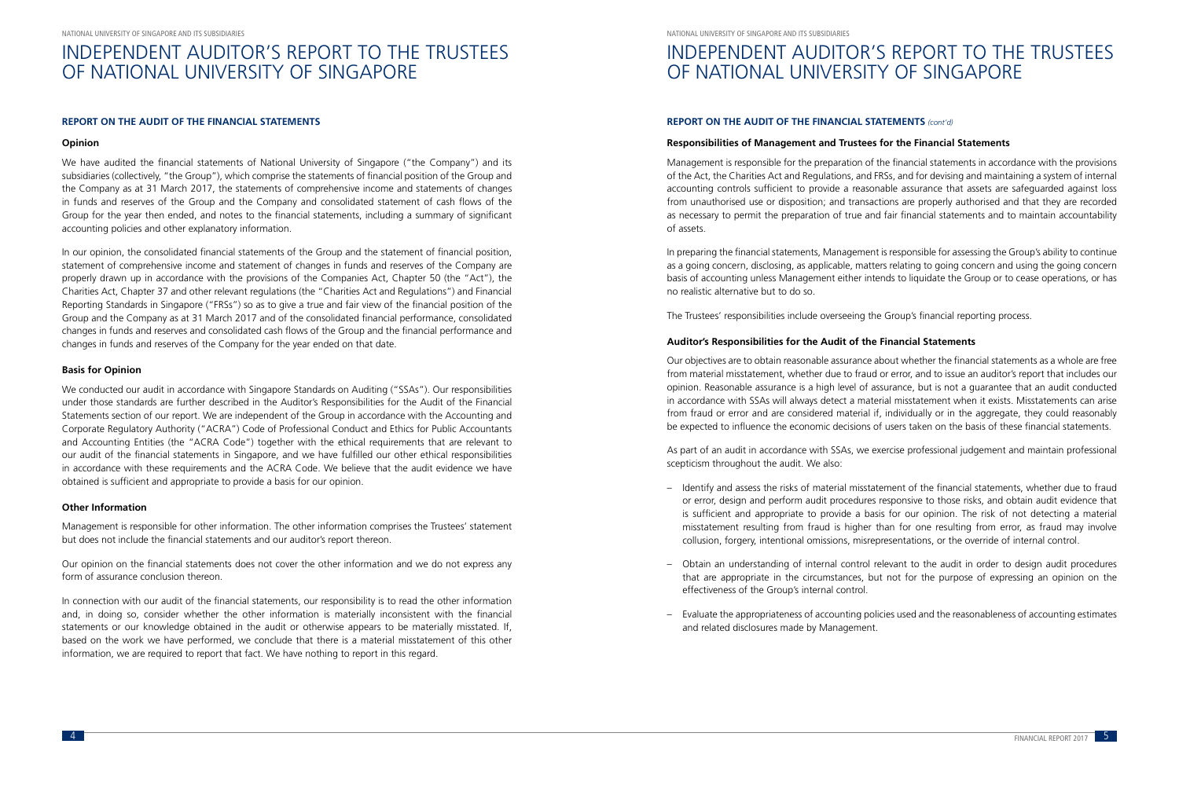# INDEPENDENT AUDITOR'S REPORT TO THE TRUSTEES OF NATIONAL UNIVERSITY OF SINGAPORE

## REPORT ON THE AUDIT OF THE FINANCIAL STATEMENTS

### Opinion

We have audited the financial statements of National University of Singapore ("the Company") and its subsidiaries (collectively, "the Group"), which comprise the statements of financial position of the Group and the Company as at 31 March 2017, the statements of comprehensive income and statements of changes in funds and reserves of the Group and the Company and consolidated statement of cash flows of the Group for the year then ended, and notes to the financial statements, including a summary of significant accounting policies and other explanatory information.

In our opinion, the consolidated financial statements of the Group and the statement of financial position, statement of comprehensive income and statement of changes in funds and reserves of the Company are properly drawn up in accordance with the provisions of the Companies Act, Chapter 50 (the "Act"), the Charities Act, Chapter 37 and other relevant regulations (the "Charities Act and Regulations") and Financial Reporting Standards in Singapore ("FRSs") so as to give a true and fair view of the financial position of the Group and the Company as at 31 March 2017 and of the consolidated financial performance, consolidated changes in funds and reserves and consolidated cash flows of the Group and the financial performance and changes in funds and reserves of the Company for the year ended on that date.

### Basis for Opinion

We conducted our audit in accordance with Singapore Standards on Auditing ("SSAs"). Our responsibilities under those standards are further described in the Auditor's Responsibilities for the Audit of the Financial Statements section of our report. We are independent of the Group in accordance with the Accounting and Corporate Regulatory Authority ("ACRA") Code of Professional Conduct and Ethics for Public Accountants and Accounting Entities (the "ACRA Code") together with the ethical requirements that are relevant to our audit of the financial statements in Singapore, and we have fulfilled our other ethical responsibilities in accordance with these requirements and the ACRA Code. We believe that the audit evidence we have obtained is sufficient and appropriate to provide a basis for our opinion.

### Other Information

Management is responsible for other information. The other information comprises the Trustees' statement but does not include the financial statements and our auditor's report thereon.

Our opinion on the financial statements does not cover the other information and we do not express any form of assurance conclusion thereon.

In connection with our audit of the financial statements, our responsibility is to read the other information and, in doing so, consider whether the other information is materially inconsistent with the financial statements or our knowledge obtained in the audit or otherwise appears to be materially misstated. If, based on the work we have performed, we conclude that there is a material misstatement of this other information, we are required to report that fact. We have nothing to report in this regard.

## REPORT ON THE AUDIT OF THE FINANCIAL STATEMENTS *(cont'd)*

### Responsibilities of Management and Trustees for the Financial Statements

Management is responsible for the preparation of the financial statements in accordance with the provisions of the Act, the Charities Act and Regulations, and FRSs, and for devising and maintaining a system of internal accounting controls sufficient to provide a reasonable assurance that assets are safeguarded against loss from unauthorised use or disposition; and transactions are properly authorised and that they are recorded as necessary to permit the preparation of true and fair financial statements and to maintain accountability of assets.

In preparing the financial statements, Management is responsible for assessing the Group's ability to continue as a going concern, disclosing, as applicable, matters relating to going concern and using the going concern basis of accounting unless Management either intends to liquidate the Group or to cease operations, or has no realistic alternative but to do so.

The Trustees' responsibilities include overseeing the Group's financial reporting process.

### Auditor's Responsibilities for the Audit of the Financial Statements

Our objectives are to obtain reasonable assurance about whether the financial statements as a whole are free from material misstatement, whether due to fraud or error, and to issue an auditor's report that includes our opinion. Reasonable assurance is a high level of assurance, but is not a guarantee that an audit conducted in accordance with SSAs will always detect a material misstatement when it exists. Misstatements can arise from fraud or error and are considered material if, individually or in the aggregate, they could reasonably be expected to influence the economic decisions of users taken on the basis of these financial statements.

As part of an audit in accordance with SSAs, we exercise professional judgement and maintain professional scepticism throughout the audit. We also:

- Identify and assess the risks of material misstatement of the financial statements, whether due to fraud or error, design and perform audit procedures responsive to those risks, and obtain audit evidence that is sufficient and appropriate to provide a basis for our opinion. The risk of not detecting a material misstatement resulting from fraud is higher than for one resulting from error, as fraud may involve collusion, forgery, intentional omissions, misrepresentations, or the override of internal control.

- Obtain an understanding of internal control relevant to the audit in order to design audit procedures that are appropriate in the circumstances, but not for the purpose of expressing an opinion on the effectiveness of the Group's internal control.

- Evaluate the appropriateness of accounting policies used and the reasonableness of accounting estimates and related disclosures made by Management.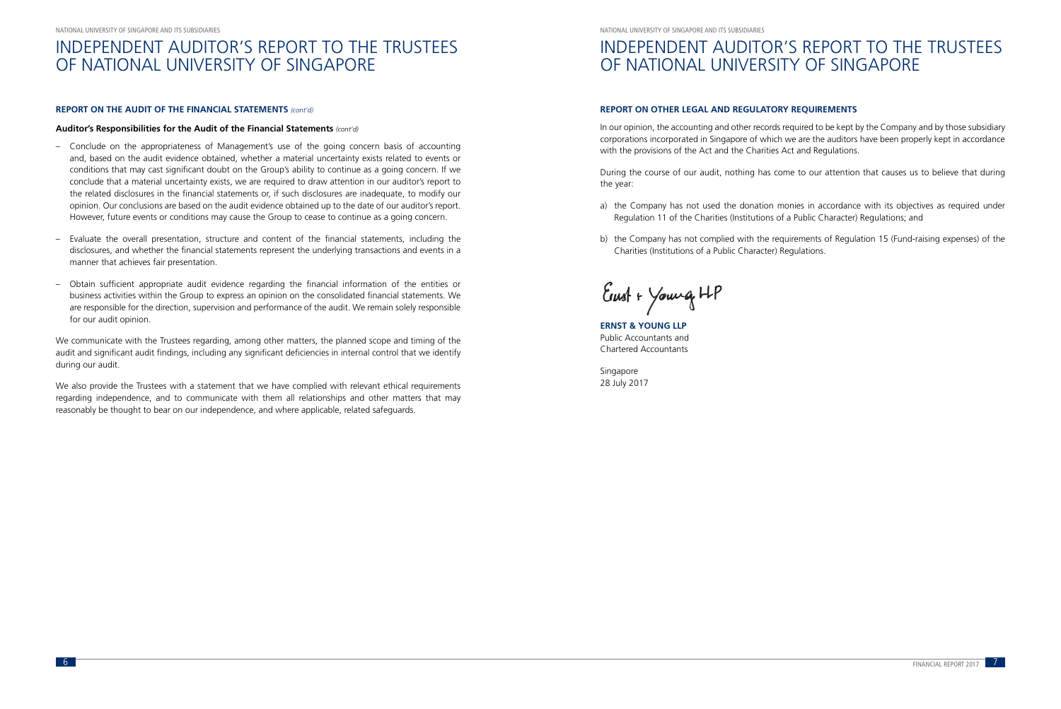# INDEPENDENT AUDITOR'S REPORT TO THE TRUSTEES OF NATIONAL UNIVERSITY OF SINGAPORE

## REPORT ON THE AUDIT OF THE FINANCIAL STATEMENTS *(cont'd)*

### Auditor's Responsibilities for the Audit of the Financial Statements *(cont'd)*

- Conclude on the appropriateness of Management's use of the going concern basis of accounting and, based on the audit evidence obtained, whether a material uncertainty exists related to events or conditions that may cast significant doubt on the Group's ability to continue as a going concern. If we conclude that a material uncertainty exists, we are required to draw attention in our auditor's report to the related disclosures in the financial statements or, if such disclosures are inadequate, to modify our opinion. Our conclusions are based on the audit evidence obtained up to the date of our auditor's report. However, future events or conditions may cause the Group to cease to continue as a going concern.

- Evaluate the overall presentation, structure and content of the financial statements, including the disclosures, and whether the financial statements represent the underlying transactions and events in a manner that achieves fair presentation.

- Obtain sufficient appropriate audit evidence regarding the financial information of the entities or business activities within the Group to express an opinion on the consolidated financial statements. We are responsible for the direction, supervision and performance of the audit. We remain solely responsible for our audit opinion.

We communicate with the Trustees regarding, among other matters, the planned scope and timing of the audit and significant audit findings, including any significant deficiencies in internal control that we identify during our audit.

We also provide the Trustees with a statement that we have complied with relevant ethical requirements regarding independence, and to communicate with them all relationships and other matters that may reasonably be thought to bear on our independence, and where applicable, related safeguards.

## REPORT ON OTHER LEGAL AND REGULATORY REQUIREMENTS

In our opinion, the accounting and other records required to be kept by the Company and by those subsidiary corporations incorporated in Singapore of which we are the auditors have been properly kept in accordance with the provisions of the Act and the Charities Act and Regulations.

During the course of our audit, nothing has come to our attention that causes us to believe that during the year:

a) the Company has not used the donation monies in accordance with its objectives as required under Regulation 11 of the Charities (Institutions of a Public Character) Regulations; and

b) the Company has not complied with the requirements of Regulation 15 (Fund-raising expenses) of the Charities (Institutions of a Public Character) Regulations.

Ernst + Young LLP

**ERNST & YOUNG LLP**
Public Accountants and
Chartered Accountants

Singapore
28 July 2017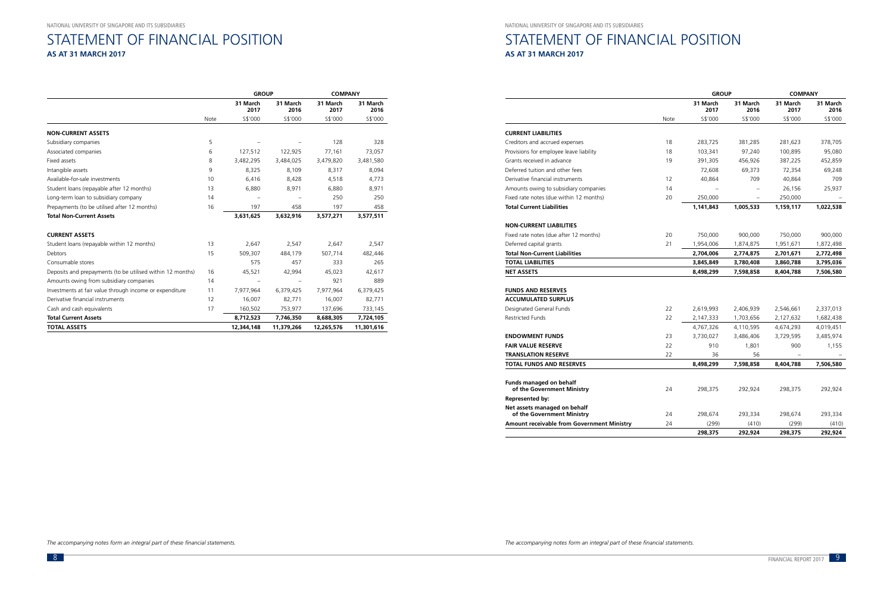# STATEMENT OF FINANCIAL POSITION

**AS AT 31 MARCH 2017**

| | | GROUP | | COMPANY | |
|---|---|---|---|---|---|
| | | 31 March 2017 | 31 March 2016 | 31 March 2017 | 31 March 2016 |
| | Note | S$'000 | S$'000 | S$'000 | S$'000 |
| **NON-CURRENT ASSETS** | | | | | |
| Subsidiary companies | 5 | – | – | 128 | 328 |
| Associated companies | 6 | 127,512 | 122,925 | 77,161 | 73,057 |
| Fixed assets | 8 | 3,482,295 | 3,484,025 | 3,479,820 | 3,481,580 |
| Intangible assets | 9 | 8,325 | 8,109 | 8,317 | 8,094 |
| Available-for-sale investments | 10 | 6,416 | 8,428 | 4,518 | 4,773 |
| Student loans (repayable after 12 months) | 13 | 6,880 | 8,971 | 6,880 | 8,971 |
| Long-term loan to subsidiary company | 14 | – | – | 250 | 250 |
| Prepayments (to be utilised after 12 months) | 16 | 197 | 458 | 197 | 458 |
| **Total Non-Current Assets** | | **3,631,625** | **3,632,916** | **3,577,271** | **3,577,511** |
| **CURRENT ASSETS** | | | | | |
| Student loans (repayable within 12 months) | 13 | 2,647 | 2,547 | 2,647 | 2,547 |
| Debtors | 15 | 509,307 | 484,179 | 507,714 | 482,446 |
| Consumable stores | | 575 | 457 | 333 | 265 |
| Deposits and prepayments (to be utilised within 12 months) | 16 | 45,521 | 42,994 | 45,023 | 42,617 |
| Amounts owing from subsidiary companies | 14 | – | – | 921 | 889 |
| Investments at fair value through income or expenditure | 11 | 7,977,964 | 6,379,425 | 7,977,964 | 6,379,425 |
| Derivative financial instruments | 12 | 16,007 | 82,771 | 16,007 | 82,771 |
| Cash and cash equivalents | 17 | 160,502 | 753,977 | 137,696 | 733,145 |
| **Total Current Assets** | | **8,712,523** | **7,746,350** | **8,688,305** | **7,724,105** |
| **TOTAL ASSETS** | | **12,344,148** | **11,379,266** | **12,265,576** | **11,301,616** |

*The accompanying notes form an integral part of these financial statements.*

# STATEMENT OF FINANCIAL POSITION

**AS AT 31 MARCH 2017**

| | | GROUP | | COMPANY | |
|---|---|---|---|---|---|
| | | 31 March 2017 | 31 March 2016 | 31 March 2017 | 31 March 2016 |
| | Note | S$'000 | S$'000 | S$'000 | S$'000 |
| **CURRENT LIABILITIES** | | | | | |
| Creditors and accrued expenses | 18 | 283,725 | 381,285 | 281,623 | 378,705 |
| Provisions for employee leave liability | 18 | 103,341 | 97,240 | 100,895 | 95,080 |
| Grants received in advance | 19 | 391,305 | 456,926 | 387,225 | 452,859 |
| Deferred tuition and other fees | | 72,608 | 69,373 | 72,354 | 69,248 |
| Derivative financial instruments | 12 | 40,864 | 709 | 40,864 | 709 |
| Amounts owing to subsidiary companies | 14 | – | – | 26,156 | 25,937 |
| Fixed rate notes (due within 12 months) | 20 | 250,000 | – | 250,000 | – |
| **Total Current Liabilities** | | **1,141,843** | **1,005,533** | **1,159,117** | **1,022,538** |
| **NON-CURRENT LIABILITIES** | | | | | |
| Fixed rate notes (due after 12 months) | 20 | 750,000 | 900,000 | 750,000 | 900,000 |
| Deferred capital grants | 21 | 1,954,006 | 1,874,875 | 1,951,671 | 1,872,498 |
| **Total Non-Current Liabilities** | | **2,704,006** | **2,774,875** | **2,701,671** | **2,772,498** |
| **TOTAL LIABILITIES** | | **3,845,849** | **3,780,408** | **3,860,788** | **3,795,036** |
| **NET ASSETS** | | **8,498,299** | **7,598,858** | **8,404,788** | **7,506,580** |
| **FUNDS AND RESERVES** | | | | | |
| **ACCUMULATED SURPLUS** | | | | | |
| Designated General Funds | 22 | 2,619,993 | 2,406,939 | 2,546,661 | 2,337,013 |
| Restricted Funds | 22 | 2,147,333 | 1,703,656 | 2,127,632 | 1,682,438 |
| | | 4,767,326 | 4,110,595 | 4,674,293 | 4,019,451 |
| **ENDOWMENT FUNDS** | 23 | 3,730,027 | 3,486,406 | 3,729,595 | 3,485,974 |
| **FAIR VALUE RESERVE** | 22 | 910 | 1,801 | 900 | 1,155 |
| **TRANSLATION RESERVE** | 22 | 36 | 56 | – | – |
| **TOTAL FUNDS AND RESERVES** | | **8,498,299** | **7,598,858** | **8,404,788** | **7,506,580** |
| **Funds managed on behalf of the Government Ministry** | 24 | 298,375 | 292,924 | 298,375 | 292,924 |
| **Represented by:** | | | | | |
| **Net assets managed on behalf of the Government Ministry** | 24 | 298,674 | 293,334 | 298,674 | 293,334 |
| **Amount receivable from Government Ministry** | 24 | (299) | (410) | (299) | (410) |
| | | **298,375** | **292,924** | **298,375** | **292,924** |

*The accompanying notes form an integral part of these financial statements.*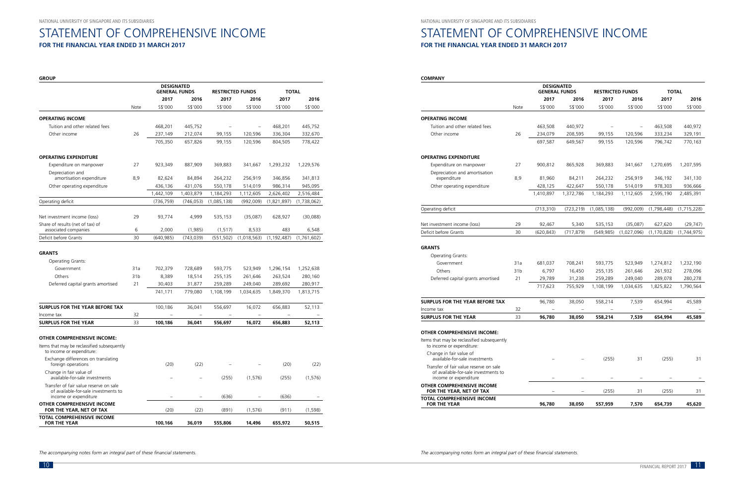# STATEMENT OF COMPREHENSIVE INCOME

**FOR THE FINANCIAL YEAR ENDED 31 MARCH 2017**

**GROUP**

| | | DESIGNATED GENERAL FUNDS | | RESTRICTED FUNDS | | TOTAL | |
|---|---|---|---|---|---|---|---|
| | | 2017 | 2016 | 2017 | 2016 | 2017 | 2016 |
| | Note | S$'000 | S$'000 | S$'000 | S$'000 | S$'000 | S$'000 |
| **OPERATING INCOME** | | | | | | | |
| Tuition and other related fees | | 468,201 | 445,752 | – | – | 468,201 | 445,752 |
| Other income | 26 | 237,149 | 212,074 | 99,155 | 120,596 | 336,304 | 332,670 |
| | | 705,350 | 657,826 | 99,155 | 120,596 | 804,505 | 778,422 |
| **OPERATING EXPENDITURE** | | | | | | | |
| Expenditure on manpower | 27 | 923,349 | 887,909 | 369,883 | 341,667 | 1,293,232 | 1,229,576 |
| Depreciation and amortisation expenditure | 8,9 | 82,624 | 84,894 | 264,232 | 256,919 | 346,856 | 341,813 |
| Other operating expenditure | | 436,136 | 431,076 | 550,178 | 514,019 | 986,314 | 945,095 |
| | | 1,442,109 | 1,403,879 | 1,184,293 | 1,112,605 | 2,626,402 | 2,516,484 |
| Operating deficit | | (736,759) | (746,053) | (1,085,138) | (992,009) | (1,821,897) | (1,738,062) |
| Net investment income (loss) | 29 | 93,774 | 4,999 | 535,153 | (35,087) | 628,927 | (30,088) |
| Share of results (net of tax) of associated companies | 6 | 2,000 | (1,985) | (1,517) | 8,533 | 483 | 6,548 |
| Deficit before Grants | 30 | (640,985) | (743,039) | (551,502) | (1,018,563) | (1,192,487) | (1,761,602) |
| **GRANTS** | | | | | | | |
| Operating Grants: | | | | | | | |
| Government | 31a | 702,379 | 728,689 | 593,775 | 523,949 | 1,296,154 | 1,252,638 |
| Others | 31b | 8,389 | 18,514 | 255,135 | 261,646 | 263,524 | 280,160 |
| Deferred capital grants amortised | 21 | 30,403 | 31,877 | 259,289 | 249,040 | 289,692 | 280,917 |
| | | 741,171 | 779,080 | 1,108,199 | 1,034,635 | 1,849,370 | 1,813,715 |
| **SURPLUS FOR THE YEAR BEFORE TAX** | | 100,186 | 36,041 | 556,697 | 16,072 | 656,883 | 52,113 |
| Income tax | 32 | – | – | – | – | – | – |
| **SURPLUS FOR THE YEAR** | 33 | **100,186** | **36,041** | **556,697** | **16,072** | **656,883** | **52,113** |
| **OTHER COMPREHENSIVE INCOME:** | | | | | | | |
| Items that may be reclassified subsequently to income or expenditure: | | | | | | | |
| Exchange differences on translating foreign operations | | (20) | (22) | – | – | (20) | (22) |
| Change in fair value of available-for-sale investments | | – | – | (255) | (1,576) | (255) | (1,576) |
| Transfer of fair value reserve on sale of available-for-sale investments to income or expenditure | | – | – | (636) | – | (636) | – |
| **OTHER COMPREHENSIVE INCOME FOR THE YEAR, NET OF TAX** | | (20) | (22) | (891) | (1,576) | (911) | (1,598) |
| **TOTAL COMPREHENSIVE INCOME FOR THE YEAR** | | **100,166** | **36,019** | **555,806** | **14,496** | **655,972** | **50,515** |

*The accompanying notes form an integral part of these financial statements.*

# STATEMENT OF COMPREHENSIVE INCOME

**FOR THE FINANCIAL YEAR ENDED 31 MARCH 2017**

**COMPANY**

| | | DESIGNATED GENERAL FUNDS | | RESTRICTED FUNDS | | TOTAL | |
|---|---|---|---|---|---|---|---|
| | | 2017 | 2016 | 2017 | 2016 | 2017 | 2016 |
| | Note | S$'000 | S$'000 | S$'000 | S$'000 | S$'000 | S$'000 |
| **OPERATING INCOME** | | | | | | | |
| Tuition and other related fees | | 463,508 | 440,972 | – | – | 463,508 | 440,972 |
| Other income | 26 | 234,079 | 208,595 | 99,155 | 120,596 | 333,234 | 329,191 |
| | | 697,587 | 649,567 | 99,155 | 120,596 | 796,742 | 770,163 |
| **OPERATING EXPENDITURE** | | | | | | | |
| Expenditure on manpower | 27 | 900,812 | 865,928 | 369,883 | 341,667 | 1,270,695 | 1,207,595 |
| Depreciation and amortisation expenditure | 8,9 | 81,960 | 84,211 | 264,232 | 256,919 | 346,192 | 341,130 |
| Other operating expenditure | | 428,125 | 422,647 | 550,178 | 514,019 | 978,303 | 936,666 |
| | | 1,410,897 | 1,372,786 | 1,184,293 | 1,112,605 | 2,595,190 | 2,485,391 |
| Operating deficit | | (713,310) | (723,219) | (1,085,138) | (992,009) | (1,798,448) | (1,715,228) |
| Net investment income (loss) | 29 | 92,467 | 5,340 | 535,153 | (35,087) | 627,620 | (29,747) |
| Deficit before Grants | 30 | (620,843) | (717,879) | (549,985) | (1,027,096) | (1,170,828) | (1,744,975) |
| **GRANTS** | | | | | | | |
| Operating Grants: | | | | | | | |
| Government | 31a | 681,037 | 708,241 | 593,775 | 523,949 | 1,274,812 | 1,232,190 |
| Others | 31b | 6,797 | 16,450 | 255,135 | 261,646 | 261,932 | 278,096 |
| Deferred capital grants amortised | 21 | 29,789 | 31,238 | 259,289 | 249,040 | 289,078 | 280,278 |
| | | 717,623 | 755,929 | 1,108,199 | 1,034,635 | 1,825,822 | 1,790,564 |
| **SURPLUS FOR THE YEAR BEFORE TAX** | | 96,780 | 38,050 | 558,214 | 7,539 | 654,994 | 45,589 |
| Income tax | 32 | – | – | – | – | – | – |
| **SURPLUS FOR THE YEAR** | 33 | **96,780** | **38,050** | **558,214** | **7,539** | **654,994** | **45,589** |
| **OTHER COMPREHENSIVE INCOME:** | | | | | | | |
| Items that may be reclassified subsequently to income or expenditure: | | | | | | | |
| Change in fair value of available-for-sale investments | | – | – | (255) | 31 | (255) | 31 |
| Transfer of fair value reserve on sale of available-for-sale investments to income or expenditure | | – | – | – | – | – | – |
| **OTHER COMPREHENSIVE INCOME FOR THE YEAR, NET OF TAX** | | – | – | (255) | 31 | (255) | 31 |
| **TOTAL COMPREHENSIVE INCOME FOR THE YEAR** | | **96,780** | **38,050** | **557,959** | **7,570** | **654,739** | **45,620** |

*The accompanying notes form an integral part of these financial statements.*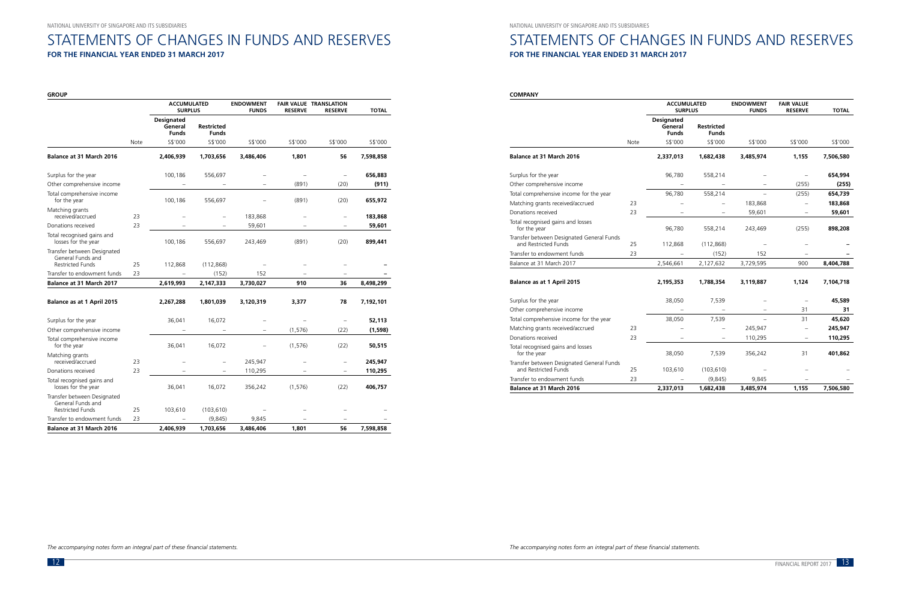# STATEMENTS OF CHANGES IN FUNDS AND RESERVES

**FOR THE FINANCIAL YEAR ENDED 31 MARCH 2017**

**GROUP**

| | | ACCUMULATED SURPLUS | | ENDOWMENT FUNDS | FAIR VALUE RESERVE | TRANSLATION RESERVE | TOTAL |
|---|---|---|---|---|---|---|---|
| | | Designated General Funds | Restricted Funds | | | | |
| | Note | S$'000 | S$'000 | S$'000 | S$'000 | S$'000 | S$'000 |
| **Balance at 31 March 2016** | | **2,406,939** | **1,703,656** | **3,486,406** | **1,801** | **56** | **7,598,858** |
| Surplus for the year | | 100,186 | 556,697 | – | – | – | **656,883** |
| Other comprehensive income | | – | – | – | (891) | (20) | **(911)** |
| Total comprehensive income for the year | | 100,186 | 556,697 | – | (891) | (20) | **655,972** |
| Matching grants received/accrued | 23 | – | – | 183,868 | – | – | **183,868** |
| Donations received | 23 | – | – | 59,601 | – | – | **59,601** |
| Total recognised gains and losses for the year | | 100,186 | 556,697 | 243,469 | (891) | (20) | **899,441** |
| Transfer between Designated General Funds and Restricted Funds | 25 | 112,868 | (112,868) | – | – | – | **–** |
| Transfer to endowment funds | 23 | – | (152) | 152 | – | – | **–** |
| **Balance at 31 March 2017** | | **2,619,993** | **2,147,333** | **3,730,027** | **910** | **36** | **8,498,299** |
| **Balance as at 1 April 2015** | | **2,267,288** | **1,801,039** | **3,120,319** | **3,377** | **78** | **7,192,101** |
| Surplus for the year | | 36,041 | 16,072 | – | – | – | **52,113** |
| Other comprehensive income | | – | – | – | (1,576) | (22) | **(1,598)** |
| Total comprehensive income for the year | | 36,041 | 16,072 | – | (1,576) | (22) | **50,515** |
| Matching grants received/accrued | 23 | – | – | 245,947 | – | – | **245,947** |
| Donations received | 23 | – | – | 110,295 | – | – | **110,295** |
| Total recognised gains and losses for the year | | 36,041 | 16,072 | 356,242 | (1,576) | (22) | **406,757** |
| Transfer between Designated General Funds and Restricted Funds | 25 | 103,610 | (103,610) | – | – | – | – |
| Transfer to endowment funds | 23 | – | (9,845) | 9,845 | – | – | – |
| **Balance at 31 March 2016** | | **2,406,939** | **1,703,656** | **3,486,406** | **1,801** | **56** | **7,598,858** |

*The accompanying notes form an integral part of these financial statements.*

# STATEMENTS OF CHANGES IN FUNDS AND RESERVES

**FOR THE FINANCIAL YEAR ENDED 31 MARCH 2017**

**COMPANY**

| | | ACCUMULATED SURPLUS | | ENDOWMENT FUNDS | FAIR VALUE RESERVE | TOTAL |
|---|---|---|---|---|---|---|
| | | Designated General Funds | Restricted Funds | | | |
| | Note | S$'000 | S$'000 | S$'000 | S$'000 | S$'000 |
| **Balance at 31 March 2016** | | **2,337,013** | **1,682,438** | **3,485,974** | **1,155** | **7,506,580** |
| Surplus for the year | | 96,780 | 558,214 | – | – | **654,994** |
| Other comprehensive income | | – | – | – | (255) | **(255)** |
| Total comprehensive income for the year | | 96,780 | 558,214 | – | (255) | **654,739** |
| Matching grants received/accrued | 23 | – | – | 183,868 | – | **183,868** |
| Donations received | 23 | – | – | 59,601 | – | **59,601** |
| Total recognised gains and losses for the year | | 96,780 | 558,214 | 243,469 | (255) | **898,208** |
| Transfer between Designated General Funds and Restricted Funds | 25 | 112,868 | (112,868) | – | – | **–** |
| Transfer to endowment funds | 23 | – | (152) | 152 | – | **–** |
| Balance at 31 March 2017 | | 2,546,661 | 2,127,632 | 3,729,595 | 900 | **8,404,788** |
| **Balance as at 1 April 2015** | | **2,195,353** | **1,788,354** | **3,119,887** | **1,124** | **7,104,718** |
| Surplus for the year | | 38,050 | 7,539 | – | – | **45,589** |
| Other comprehensive income | | – | – | – | 31 | **31** |
| Total comprehensive income for the year | | 38,050 | 7,539 | – | 31 | **45,620** |
| Matching grants received/accrued | 23 | – | – | 245,947 | – | **245,947** |
| Donations received | 23 | – | – | 110,295 | – | **110,295** |
| Total recognised gains and losses for the year | | 38,050 | 7,539 | 356,242 | 31 | **401,862** |
| Transfer between Designated General Funds and Restricted Funds | 25 | 103,610 | (103,610) | – | – | – |
| Transfer to endowment funds | 23 | – | (9,845) | 9,845 | – | – |
| **Balance at 31 March 2016** | | **2,337,013** | **1,682,438** | **3,485,974** | **1,155** | **7,506,580** |

*The accompanying notes form an integral part of these financial statements.*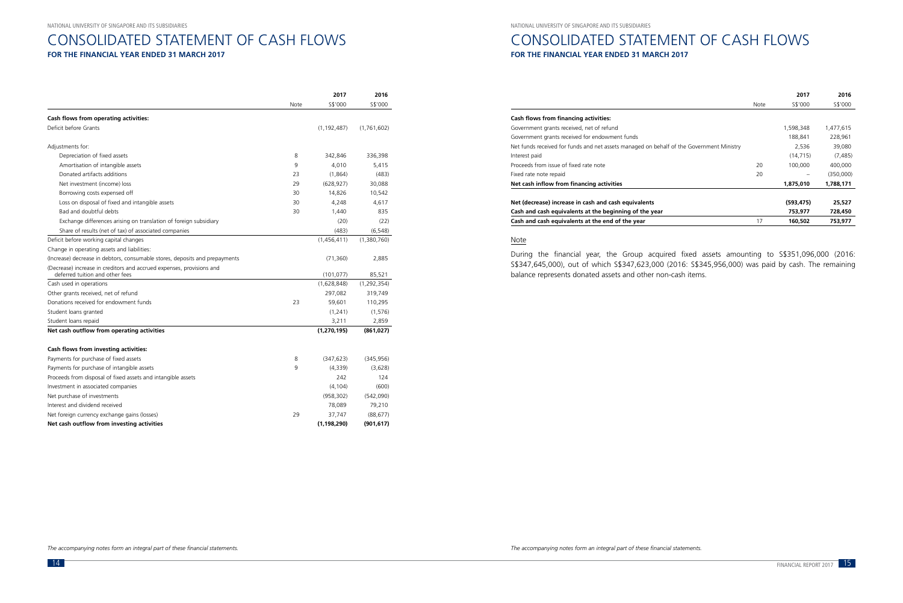# CONSOLIDATED STATEMENT OF CASH FLOWS

**FOR THE FINANCIAL YEAR ENDED 31 MARCH 2017**

| | Note | **2017** S$'000 | **2016** S$'000 |
|---|---|---|---|
| **Cash flows from operating activities:** | | | |
| Deficit before Grants | | (1,192,487) | (1,761,602) |
| Adjustments for: | | | |
| Depreciation of fixed assets | 8 | 342,846 | 336,398 |
| Amortisation of intangible assets | 9 | 4,010 | 5,415 |
| Donated artifacts additions | 23 | (1,864) | (483) |
| Net investment (income) loss | 29 | (628,927) | 30,088 |
| Borrowing costs expensed off | 30 | 14,826 | 10,542 |
| Loss on disposal of fixed and intangible assets | 30 | 4,248 | 4,617 |
| Bad and doubtful debts | 30 | 1,440 | 835 |
| Exchange differences arising on translation of foreign subsidiary | | (20) | (22) |
| Share of results (net of tax) of associated companies | | (483) | (6,548) |
| Deficit before working capital changes | | (1,456,411) | (1,380,760) |
| Change in operating assets and liabilities: | | | |
| (Increase) decrease in debtors, consumable stores, deposits and prepayments | | (71,360) | 2,885 |
| (Decrease) increase in creditors and accrued expenses, provisions and deferred tuition and other fees | | (101,077) | 85,521 |
| Cash used in operations | | (1,628,848) | (1,292,354) |
| Other grants received, net of refund | | 297,082 | 319,749 |
| Donations received for endowment funds | 23 | 59,601 | 110,295 |
| Student loans granted | | (1,241) | (1,576) |
| Student loans repaid | | 3,211 | 2,859 |
| **Net cash outflow from operating activities** | | **(1,270,195)** | **(861,027)** |
| **Cash flows from investing activities:** | | | |
| Payments for purchase of fixed assets | 8 | (347,623) | (345,956) |
| Payments for purchase of intangible assets | 9 | (4,339) | (3,628) |
| Proceeds from disposal of fixed assets and intangible assets | | 242 | 124 |
| Investment in associated companies | | (4,104) | (600) |
| Net purchase of investments | | (958,302) | (542,090) |
| Interest and dividend received | | 78,089 | 79,210 |
| Net foreign currency exchange gains (losses) | 29 | 37,747 | (88,677) |
| **Net cash outflow from investing activities** | | **(1,198,290)** | **(901,617)** |
| **Cash flows from financing activities:** | | | |
| Government grants received, net of refund | | 1,598,348 | 1,477,615 |
| Government grants received for endowment funds | | 188,841 | 228,961 |
| Net funds received for funds and net assets managed on behalf of the Government Ministry | | 2,536 | 39,080 |
| Interest paid | | (14,715) | (7,485) |
| Proceeds from issue of fixed rate note | 20 | 100,000 | 400,000 |
| Fixed rate note repaid | 20 | – | (350,000) |
| **Net cash inflow from financing activities** | | **1,875,010** | **1,788,171** |
| **Net (decrease) increase in cash and cash equivalents** | | **(593,475)** | **25,527** |
| **Cash and cash equivalents at the beginning of the year** | | **753,977** | **728,450** |
| **Cash and cash equivalents at the end of the year** | 17 | **160,502** | **753,977** |

Note

During the financial year, the Group acquired fixed assets amounting to S$351,096,000 (2016: S$347,645,000), out of which S$347,623,000 (2016: S$345,956,000) was paid by cash. The remaining balance represents donated assets and other non-cash items.

*The accompanying notes form an integral part of these financial statements.*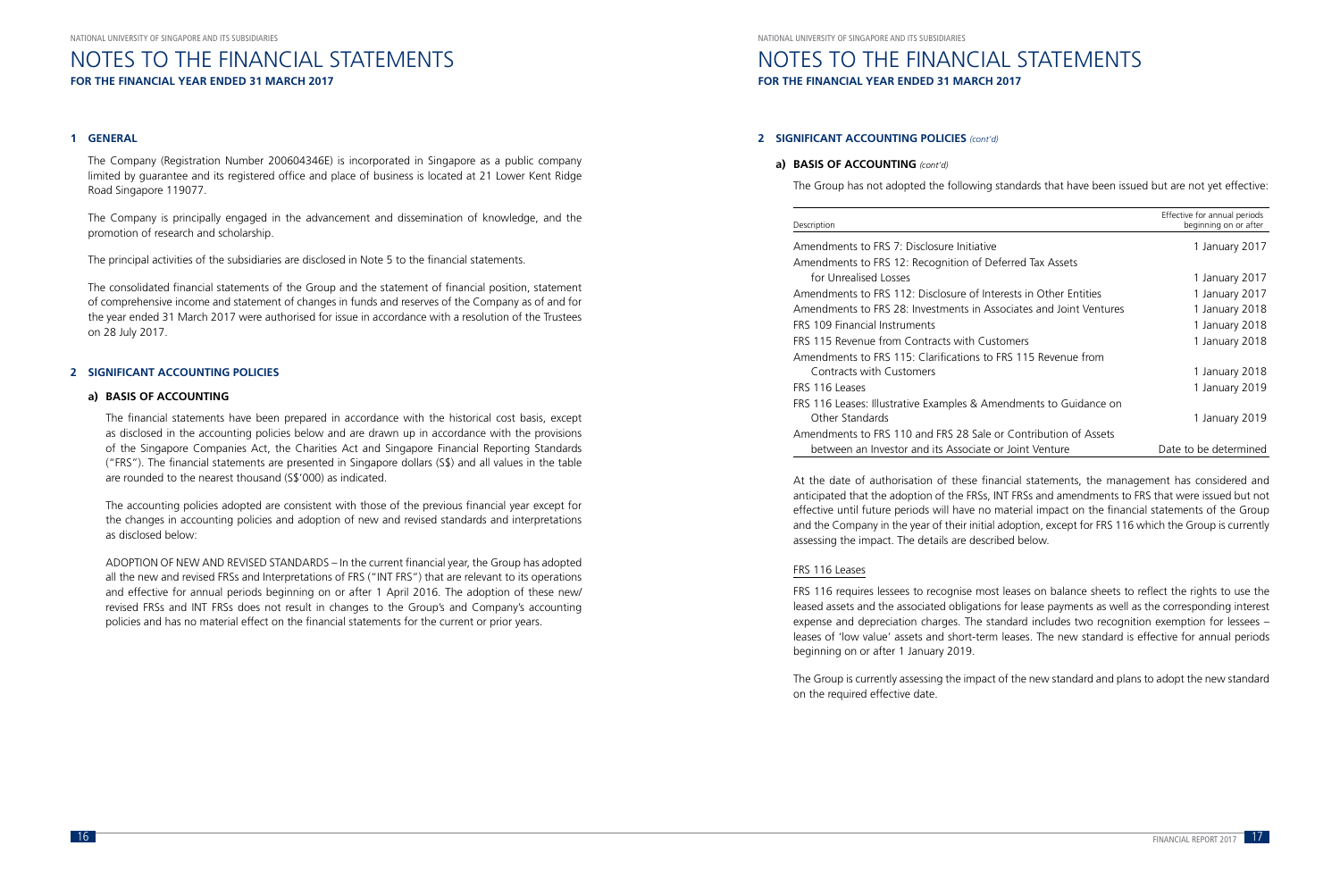# NOTES TO THE FINANCIAL STATEMENTS

**FOR THE FINANCIAL YEAR ENDED 31 MARCH 2017**

## 1 GENERAL

The Company (Registration Number 200604346E) is incorporated in Singapore as a public company limited by guarantee and its registered office and place of business is located at 21 Lower Kent Ridge Road Singapore 119077.

The Company is principally engaged in the advancement and dissemination of knowledge, and the promotion of research and scholarship.

The principal activities of the subsidiaries are disclosed in Note 5 to the financial statements.

The consolidated financial statements of the Group and the statement of financial position, statement of comprehensive income and statement of changes in funds and reserves of the Company as of and for the year ended 31 March 2017 were authorised for issue in accordance with a resolution of the Trustees on 28 July 2017.

## 2 SIGNIFICANT ACCOUNTING POLICIES

### a) BASIS OF ACCOUNTING

The financial statements have been prepared in accordance with the historical cost basis, except as disclosed in the accounting policies below and are drawn up in accordance with the provisions of the Singapore Companies Act, the Charities Act and Singapore Financial Reporting Standards ("FRS"). The financial statements are presented in Singapore dollars (S$) and all values in the table are rounded to the nearest thousand (S$'000) as indicated.

The accounting policies adopted are consistent with those of the previous financial year except for the changes in accounting policies and adoption of new and revised standards and interpretations as disclosed below:

ADOPTION OF NEW AND REVISED STANDARDS – In the current financial year, the Group has adopted all the new and revised FRSs and Interpretations of FRS ("INT FRS") that are relevant to its operations and effective for annual periods beginning on or after 1 April 2016. The adoption of these new/revised FRSs and INT FRSs does not result in changes to the Group's and Company's accounting policies and has no material effect on the financial statements for the current or prior years.

## 2 SIGNIFICANT ACCOUNTING POLICIES *(cont'd)*

### a) BASIS OF ACCOUNTING *(cont'd)*

The Group has not adopted the following standards that have been issued but are not yet effective:

| Description | Effective for annual periods beginning on or after |
|---|---|
| Amendments to FRS 7: Disclosure Initiative | 1 January 2017 |
| Amendments to FRS 12: Recognition of Deferred Tax Assets for Unrealised Losses | 1 January 2017 |
| Amendments to FRS 112: Disclosure of Interests in Other Entities | 1 January 2017 |
| Amendments to FRS 28: Investments in Associates and Joint Ventures | 1 January 2018 |
| FRS 109 Financial Instruments | 1 January 2018 |
| FRS 115 Revenue from Contracts with Customers | 1 January 2018 |
| Amendments to FRS 115: Clarifications to FRS 115 Revenue from Contracts with Customers | 1 January 2018 |
| FRS 116 Leases | 1 January 2019 |
| FRS 116 Leases: Illustrative Examples & Amendments to Guidance on Other Standards | 1 January 2019 |
| Amendments to FRS 110 and FRS 28 Sale or Contribution of Assets between an Investor and its Associate or Joint Venture | Date to be determined |

At the date of authorisation of these financial statements, the management has considered and anticipated that the adoption of the FRSs, INT FRSs and amendments to FRS that were issued but not effective until future periods will have no material impact on the financial statements of the Group and the Company in the year of their initial adoption, except for FRS 116 which the Group is currently assessing the impact. The details are described below.

FRS 116 Leases

FRS 116 requires lessees to recognise most leases on balance sheets to reflect the rights to use the leased assets and the associated obligations for lease payments as well as the corresponding interest expense and depreciation charges. The standard includes two recognition exemption for lessees – leases of 'low value' assets and short-term leases. The new standard is effective for annual periods beginning on or after 1 January 2019.

The Group is currently assessing the impact of the new standard and plans to adopt the new standard on the required effective date.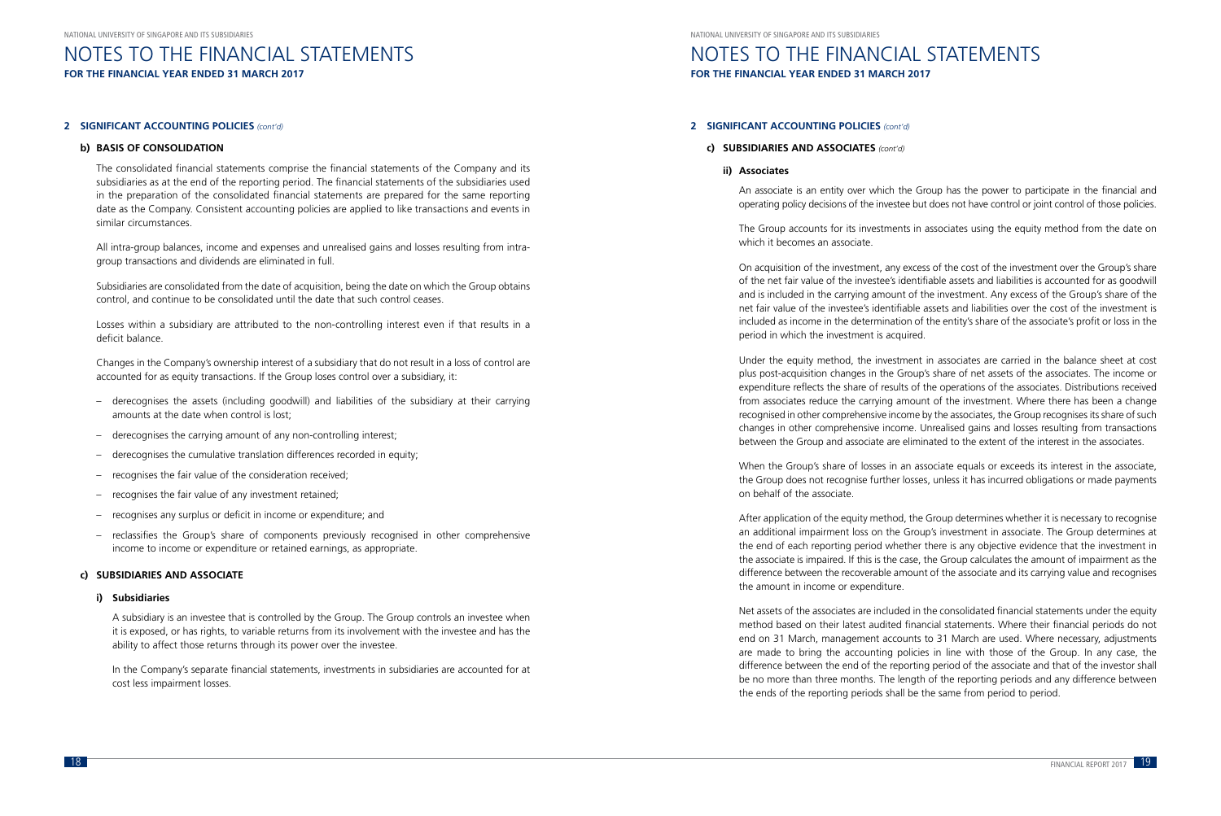## 2 SIGNIFICANT ACCOUNTING POLICIES *(cont'd)*

### b) BASIS OF CONSOLIDATION

The consolidated financial statements comprise the financial statements of the Company and its subsidiaries as at the end of the reporting period. The financial statements of the subsidiaries used in the preparation of the consolidated financial statements are prepared for the same reporting date as the Company. Consistent accounting policies are applied to like transactions and events in similar circumstances.

All intra-group balances, income and expenses and unrealised gains and losses resulting from intra-group transactions and dividends are eliminated in full.

Subsidiaries are consolidated from the date of acquisition, being the date on which the Group obtains control, and continue to be consolidated until the date that such control ceases.

Losses within a subsidiary are attributed to the non-controlling interest even if that results in a deficit balance.

Changes in the Company's ownership interest of a subsidiary that do not result in a loss of control are accounted for as equity transactions. If the Group loses control over a subsidiary, it:

- derecognises the assets (including goodwill) and liabilities of the subsidiary at their carrying amounts at the date when control is lost;
- derecognises the carrying amount of any non-controlling interest;
- derecognises the cumulative translation differences recorded in equity;
- recognises the fair value of the consideration received;
- recognises the fair value of any investment retained;
- recognises any surplus or deficit in income or expenditure; and
- reclassifies the Group's share of components previously recognised in other comprehensive income to income or expenditure or retained earnings, as appropriate.

### c) SUBSIDIARIES AND ASSOCIATE

#### i) Subsidiaries

A subsidiary is an investee that is controlled by the Group. The Group controls an investee when it is exposed, or has rights, to variable returns from its involvement with the investee and has the ability to affect those returns through its power over the investee.

In the Company's separate financial statements, investments in subsidiaries are accounted for at cost less impairment losses.

## 2 SIGNIFICANT ACCOUNTING POLICIES *(cont'd)*

### c) SUBSIDIARIES AND ASSOCIATES *(cont'd)*

#### ii) Associates

An associate is an entity over which the Group has the power to participate in the financial and operating policy decisions of the investee but does not have control or joint control of those policies.

The Group accounts for its investments in associates using the equity method from the date on which it becomes an associate.

On acquisition of the investment, any excess of the cost of the investment over the Group's share of the net fair value of the investee's identifiable assets and liabilities is accounted for as goodwill and is included in the carrying amount of the investment. Any excess of the Group's share of the net fair value of the investee's identifiable assets and liabilities over the cost of the investment is included as income in the determination of the entity's share of the associate's profit or loss in the period in which the investment is acquired.

Under the equity method, the investment in associates are carried in the balance sheet at cost plus post-acquisition changes in the Group's share of net assets of the associates. The income or expenditure reflects the share of results of the operations of the associates. Distributions received from associates reduce the carrying amount of the investment. Where there has been a change recognised in other comprehensive income by the associates, the Group recognises its share of such changes in other comprehensive income. Unrealised gains and losses resulting from transactions between the Group and associate are eliminated to the extent of the interest in the associates.

When the Group's share of losses in an associate equals or exceeds its interest in the associate, the Group does not recognise further losses, unless it has incurred obligations or made payments on behalf of the associate.

After application of the equity method, the Group determines whether it is necessary to recognise an additional impairment loss on the Group's investment in associate. The Group determines at the end of each reporting period whether there is any objective evidence that the investment in the associate is impaired. If this is the case, the Group calculates the amount of impairment as the difference between the recoverable amount of the associate and its carrying value and recognises the amount in income or expenditure.

Net assets of the associates are included in the consolidated financial statements under the equity method based on their latest audited financial statements. Where their financial periods do not end on 31 March, management accounts to 31 March are used. Where necessary, adjustments are made to bring the accounting policies in line with those of the Group. In any case, the difference between the end of the reporting period of the associate and that of the investor shall be no more than three months. The length of the reporting periods and any difference between the ends of the reporting periods shall be the same from period to period.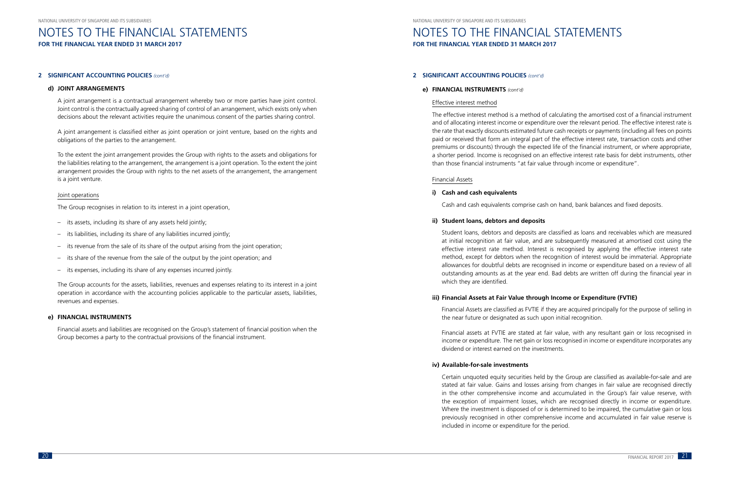## 2 SIGNIFICANT ACCOUNTING POLICIES *(cont'd)*

### d) JOINT ARRANGEMENTS

A joint arrangement is a contractual arrangement whereby two or more parties have joint control. Joint control is the contractually agreed sharing of control of an arrangement, which exists only when decisions about the relevant activities require the unanimous consent of the parties sharing control.

A joint arrangement is classified either as joint operation or joint venture, based on the rights and obligations of the parties to the arrangement.

To the extent the joint arrangement provides the Group with rights to the assets and obligations for the liabilities relating to the arrangement, the arrangement is a joint operation. To the extent the joint arrangement provides the Group with rights to the net assets of the arrangement, the arrangement is a joint venture.

Joint operations

The Group recognises in relation to its interest in a joint operation,

- its assets, including its share of any assets held jointly;
- its liabilities, including its share of any liabilities incurred jointly;
- its revenue from the sale of its share of the output arising from the joint operation;
- its share of the revenue from the sale of the output by the joint operation; and
- its expenses, including its share of any expenses incurred jointly.

The Group accounts for the assets, liabilities, revenues and expenses relating to its interest in a joint operation in accordance with the accounting policies applicable to the particular assets, liabilities, revenues and expenses.

### e) FINANCIAL INSTRUMENTS

Financial assets and liabilities are recognised on the Group's statement of financial position when the Group becomes a party to the contractual provisions of the financial instrument.

## 2 SIGNIFICANT ACCOUNTING POLICIES *(cont'd)*

### e) FINANCIAL INSTRUMENTS *(cont'd)*

Effective interest method

The effective interest method is a method of calculating the amortised cost of a financial instrument and of allocating interest income or expenditure over the relevant period. The effective interest rate is the rate that exactly discounts estimated future cash receipts or payments (including all fees on points paid or received that form an integral part of the effective interest rate, transaction costs and other premiums or discounts) through the expected life of the financial instrument, or where appropriate, a shorter period. Income is recognised on an effective interest rate basis for debt instruments, other than those financial instruments "at fair value through income or expenditure".

Financial Assets

**i) Cash and cash equivalents**

Cash and cash equivalents comprise cash on hand, bank balances and fixed deposits.

**ii) Student loans, debtors and deposits**

Student loans, debtors and deposits are classified as loans and receivables which are measured at initial recognition at fair value, and are subsequently measured at amortised cost using the effective interest rate method. Interest is recognised by applying the effective interest rate method, except for debtors when the recognition of interest would be immaterial. Appropriate allowances for doubtful debts are recognised in income or expenditure based on a review of all outstanding amounts as at the year end. Bad debts are written off during the financial year in which they are identified.

**iii) Financial Assets at Fair Value through Income or Expenditure (FVTIE)**

Financial Assets are classified as FVTIE if they are acquired principally for the purpose of selling in the near future or designated as such upon initial recognition.

Financial assets at FVTIE are stated at fair value, with any resultant gain or loss recognised in income or expenditure. The net gain or loss recognised in income or expenditure incorporates any dividend or interest earned on the investments.

**iv) Available-for-sale investments**

Certain unquoted equity securities held by the Group are classified as available-for-sale and are stated at fair value. Gains and losses arising from changes in fair value are recognised directly in the other comprehensive income and accumulated in the Group's fair value reserve, with the exception of impairment losses, which are recognised directly in income or expenditure. Where the investment is disposed of or is determined to be impaired, the cumulative gain or loss previously recognised in other comprehensive income and accumulated in fair value reserve is included in income or expenditure for the period.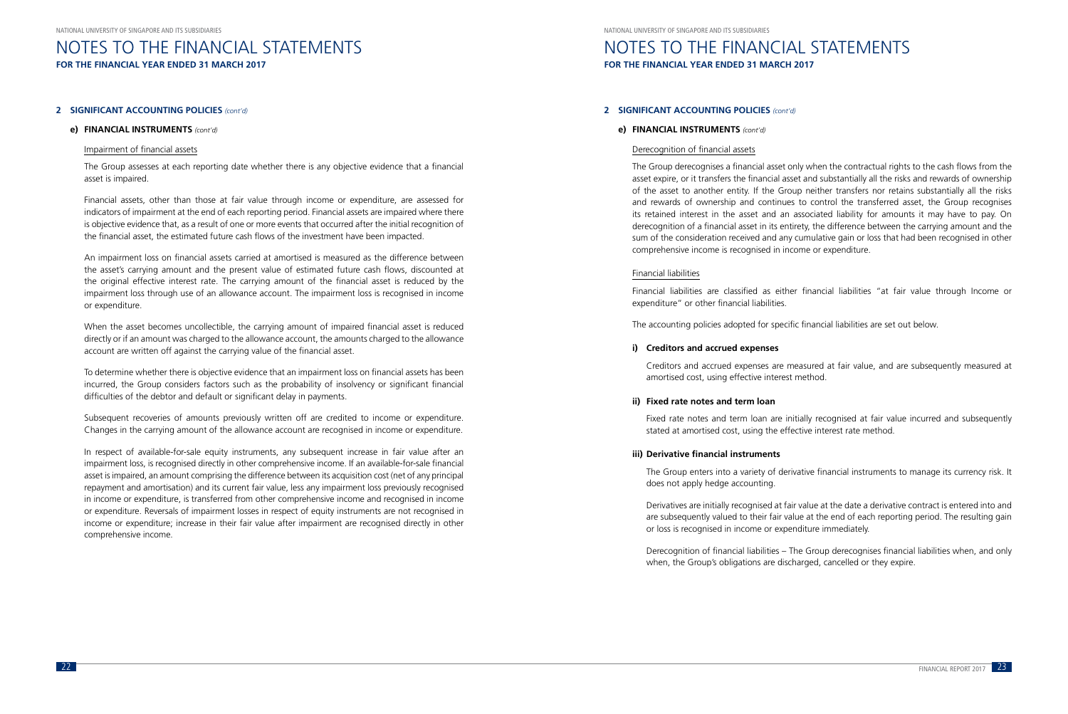## 2 SIGNIFICANT ACCOUNTING POLICIES *(cont'd)*

### e) FINANCIAL INSTRUMENTS *(cont'd)*

Impairment of financial assets

The Group assesses at each reporting date whether there is any objective evidence that a financial asset is impaired.

Financial assets, other than those at fair value through income or expenditure, are assessed for indicators of impairment at the end of each reporting period. Financial assets are impaired where there is objective evidence that, as a result of one or more events that occurred after the initial recognition of the financial asset, the estimated future cash flows of the investment have been impacted.

An impairment loss on financial assets carried at amortised is measured as the difference between the asset's carrying amount and the present value of estimated future cash flows, discounted at the original effective interest rate. The carrying amount of the financial asset is reduced by the impairment loss through use of an allowance account. The impairment loss is recognised in income or expenditure.

When the asset becomes uncollectible, the carrying amount of impaired financial asset is reduced directly or if an amount was charged to the allowance account, the amounts charged to the allowance account are written off against the carrying value of the financial asset.

To determine whether there is objective evidence that an impairment loss on financial assets has been incurred, the Group considers factors such as the probability of insolvency or significant financial difficulties of the debtor and default or significant delay in payments.

Subsequent recoveries of amounts previously written off are credited to income or expenditure. Changes in the carrying amount of the allowance account are recognised in income or expenditure.

In respect of available-for-sale equity instruments, any subsequent increase in fair value after an impairment loss, is recognised directly in other comprehensive income. If an available-for-sale financial asset is impaired, an amount comprising the difference between its acquisition cost (net of any principal repayment and amortisation) and its current fair value, less any impairment loss previously recognised in income or expenditure, is transferred from other comprehensive income and recognised in income or expenditure. Reversals of impairment losses in respect of equity instruments are not recognised in income or expenditure; increase in their fair value after impairment are recognised directly in other comprehensive income.

Derecognition of financial assets

The Group derecognises a financial asset only when the contractual rights to the cash flows from the asset expire, or it transfers the financial asset and substantially all the risks and rewards of ownership of the asset to another entity. If the Group neither transfers nor retains substantially all the risks and rewards of ownership and continues to control the transferred asset, the Group recognises its retained interest in the asset and an associated liability for amounts it may have to pay. On derecognition of a financial asset in its entirety, the difference between the carrying amount and the sum of the consideration received and any cumulative gain or loss that had been recognised in other comprehensive income is recognised in income or expenditure.

Financial liabilities

Financial liabilities are classified as either financial liabilities "at fair value through Income or expenditure" or other financial liabilities.

The accounting policies adopted for specific financial liabilities are set out below.

**i) Creditors and accrued expenses**

Creditors and accrued expenses are measured at fair value, and are subsequently measured at amortised cost, using effective interest method.

**ii) Fixed rate notes and term loan**

Fixed rate notes and term loan are initially recognised at fair value incurred and subsequently stated at amortised cost, using the effective interest rate method.

**iii) Derivative financial instruments**

The Group enters into a variety of derivative financial instruments to manage its currency risk. It does not apply hedge accounting.

Derivatives are initially recognised at fair value at the date a derivative contract is entered into and are subsequently valued to their fair value at the end of each reporting period. The resulting gain or loss is recognised in income or expenditure immediately.

Derecognition of financial liabilities – The Group derecognises financial liabilities when, and only when, the Group's obligations are discharged, cancelled or they expire.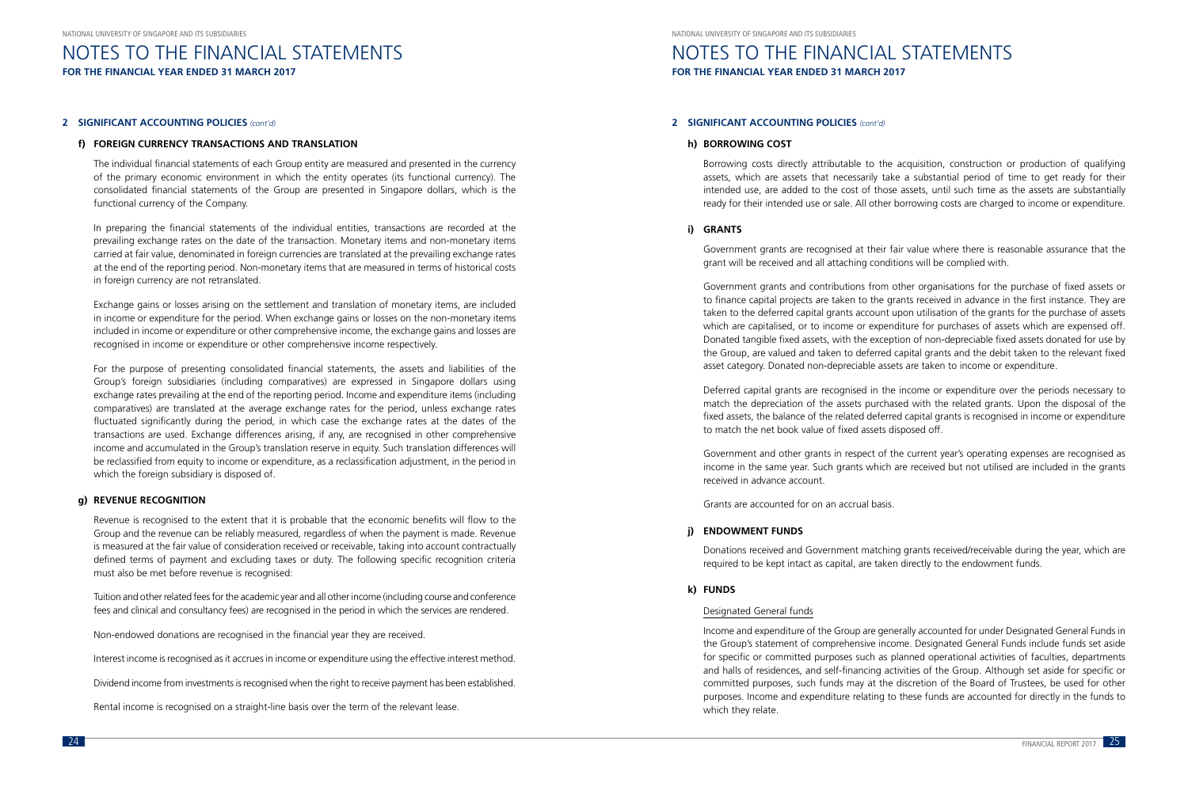## 2 SIGNIFICANT ACCOUNTING POLICIES *(cont'd)*

### f) FOREIGN CURRENCY TRANSACTIONS AND TRANSLATION

The individual financial statements of each Group entity are measured and presented in the currency of the primary economic environment in which the entity operates (its functional currency). The consolidated financial statements of the Group are presented in Singapore dollars, which is the functional currency of the Company.

In preparing the financial statements of the individual entities, transactions are recorded at the prevailing exchange rates on the date of the transaction. Monetary items and non-monetary items carried at fair value, denominated in foreign currencies are translated at the prevailing exchange rates at the end of the reporting period. Non-monetary items that are measured in terms of historical costs in foreign currency are not retranslated.

Exchange gains or losses arising on the settlement and translation of monetary items, are included in income or expenditure for the period. When exchange gains or losses on the non-monetary items included in income or expenditure or other comprehensive income, the exchange gains and losses are recognised in income or expenditure or other comprehensive income respectively.

For the purpose of presenting consolidated financial statements, the assets and liabilities of the Group's foreign subsidiaries (including comparatives) are expressed in Singapore dollars using exchange rates prevailing at the end of the reporting period. Income and expenditure items (including comparatives) are translated at the average exchange rates for the period, unless exchange rates fluctuated significantly during the period, in which case the exchange rates at the dates of the transactions are used. Exchange differences arising, if any, are recognised in other comprehensive income and accumulated in the Group's translation reserve in equity. Such translation differences will be reclassified from equity to income or expenditure, as a reclassification adjustment, in the period in which the foreign subsidiary is disposed of.

### g) REVENUE RECOGNITION

Revenue is recognised to the extent that it is probable that the economic benefits will flow to the Group and the revenue can be reliably measured, regardless of when the payment is made. Revenue is measured at the fair value of consideration received or receivable, taking into account contractually defined terms of payment and excluding taxes or duty. The following specific recognition criteria must also be met before revenue is recognised:

Tuition and other related fees for the academic year and all other income (including course and conference fees and clinical and consultancy fees) are recognised in the period in which the services are rendered.

Non-endowed donations are recognised in the financial year they are received.

Interest income is recognised as it accrues in income or expenditure using the effective interest method.

Dividend income from investments is recognised when the right to receive payment has been established.

Rental income is recognised on a straight-line basis over the term of the relevant lease.

### h) BORROWING COST

Borrowing costs directly attributable to the acquisition, construction or production of qualifying assets, which are assets that necessarily take a substantial period of time to get ready for their intended use, are added to the cost of those assets, until such time as the assets are substantially ready for their intended use or sale. All other borrowing costs are charged to income or expenditure.

### i) GRANTS

Government grants are recognised at their fair value where there is reasonable assurance that the grant will be received and all attaching conditions will be complied with.

Government grants and contributions from other organisations for the purchase of fixed assets or to finance capital projects are taken to the grants received in advance in the first instance. They are taken to the deferred capital grants account upon utilisation of the grants for the purchase of assets which are capitalised, or to income or expenditure for purchases of assets which are expensed off. Donated tangible fixed assets, with the exception of non-depreciable fixed assets donated for use by the Group, are valued and taken to deferred capital grants and the debit taken to the relevant fixed asset category. Donated non-depreciable assets are taken to income or expenditure.

Deferred capital grants are recognised in the income or expenditure over the periods necessary to match the depreciation of the assets purchased with the related grants. Upon the disposal of the fixed assets, the balance of the related deferred capital grants is recognised in income or expenditure to match the net book value of fixed assets disposed off.

Government and other grants in respect of the current year's operating expenses are recognised as income in the same year. Such grants which are received but not utilised are included in the grants received in advance account.

Grants are accounted for on an accrual basis.

### j) ENDOWMENT FUNDS

Donations received and Government matching grants received/receivable during the year, which are required to be kept intact as capital, are taken directly to the endowment funds.

### k) FUNDS

Designated General funds

Income and expenditure of the Group are generally accounted for under Designated General Funds in the Group's statement of comprehensive income. Designated General Funds include funds set aside for specific or committed purposes such as planned operational activities of faculties, departments and halls of residences, and self-financing activities of the Group. Although set aside for specific or committed purposes, such funds may at the discretion of the Board of Trustees, be used for other purposes. Income and expenditure relating to these funds are accounted for directly in the funds to which they relate.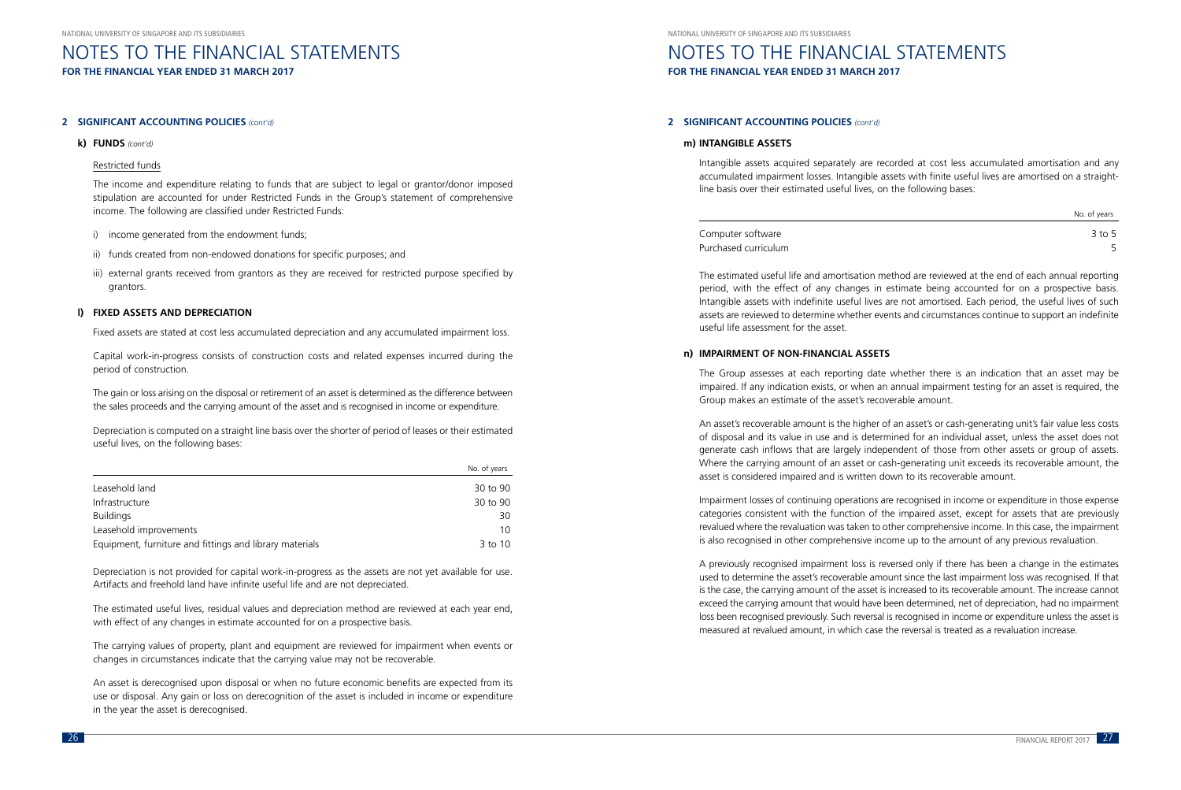# NOTES TO THE FINANCIAL STATEMENTS
**FOR THE FINANCIAL YEAR ENDED 31 MARCH 2017**

## 2 SIGNIFICANT ACCOUNTING POLICIES *(cont'd)*

### k) FUNDS *(cont'd)*

Restricted funds

The income and expenditure relating to funds that are subject to legal or grantor/donor imposed stipulation are accounted for under Restricted Funds in the Group's statement of comprehensive income. The following are classified under Restricted Funds:

i) income generated from the endowment funds;

ii) funds created from non-endowed donations for specific purposes; and

iii) external grants received from grantors as they are received for restricted purpose specified by grantors.

### l) FIXED ASSETS AND DEPRECIATION

Fixed assets are stated at cost less accumulated depreciation and any accumulated impairment loss.

Capital work-in-progress consists of construction costs and related expenses incurred during the period of construction.

The gain or loss arising on the disposal or retirement of an asset is determined as the difference between the sales proceeds and the carrying amount of the asset and is recognised in income or expenditure.

Depreciation is computed on a straight line basis over the shorter of period of leases or their estimated useful lives, on the following bases:

| | No. of years |
|---|---|
| Leasehold land | 30 to 90 |
| Infrastructure | 30 to 90 |
| Buildings | 30 |
| Leasehold improvements | 10 |
| Equipment, furniture and fittings and library materials | 3 to 10 |

Depreciation is not provided for capital work-in-progress as the assets are not yet available for use. Artifacts and freehold land have infinite useful life and are not depreciated.

The estimated useful lives, residual values and depreciation method are reviewed at each year end, with effect of any changes in estimate accounted for on a prospective basis.

The carrying values of property, plant and equipment are reviewed for impairment when events or changes in circumstances indicate that the carrying value may not be recoverable.

An asset is derecognised upon disposal or when no future economic benefits are expected from its use or disposal. Any gain or loss on derecognition of the asset is included in income or expenditure in the year the asset is derecognised.

### m) INTANGIBLE ASSETS

Intangible assets acquired separately are recorded at cost less accumulated amortisation and any accumulated impairment losses. Intangible assets with finite useful lives are amortised on a straight-line basis over their estimated useful lives, on the following bases:

| | No. of years |
|---|---|
| Computer software | 3 to 5 |
| Purchased curriculum | 5 |

The estimated useful life and amortisation method are reviewed at the end of each annual reporting period, with the effect of any changes in estimate being accounted for on a prospective basis. Intangible assets with indefinite useful lives are not amortised. Each period, the useful lives of such assets are reviewed to determine whether events and circumstances continue to support an indefinite useful life assessment for the asset.

### n) IMPAIRMENT OF NON-FINANCIAL ASSETS

The Group assesses at each reporting date whether there is an indication that an asset may be impaired. If any indication exists, or when an annual impairment testing for an asset is required, the Group makes an estimate of the asset's recoverable amount.

An asset's recoverable amount is the higher of an asset's or cash-generating unit's fair value less costs of disposal and its value in use and is determined for an individual asset, unless the asset does not generate cash inflows that are largely independent of those from other assets or group of assets. Where the carrying amount of an asset or cash-generating unit exceeds its recoverable amount, the asset is considered impaired and is written down to its recoverable amount.

Impairment losses of continuing operations are recognised in income or expenditure in those expense categories consistent with the function of the impaired asset, except for assets that are previously revalued where the revaluation was taken to other comprehensive income. In this case, the impairment is also recognised in other comprehensive income up to the amount of any previous revaluation.

A previously recognised impairment loss is reversed only if there has been a change in the estimates used to determine the asset's recoverable amount since the last impairment loss was recognised. If that is the case, the carrying amount of the asset is increased to its recoverable amount. The increase cannot exceed the carrying amount that would have been determined, net of depreciation, had no impairment loss been recognised previously. Such reversal is recognised in income or expenditure unless the asset is measured at revalued amount, in which case the reversal is treated as a revaluation increase.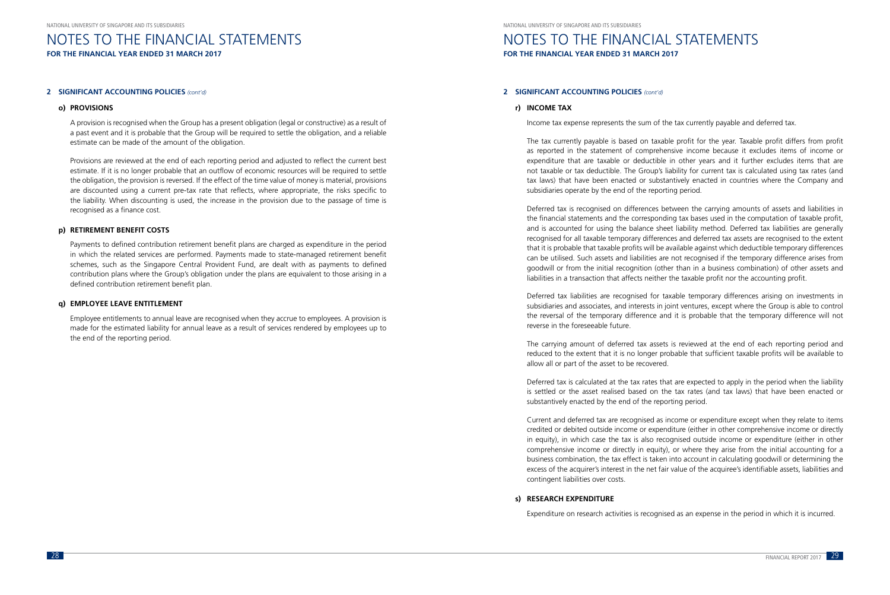## 2 SIGNIFICANT ACCOUNTING POLICIES *(cont'd)*

### o) PROVISIONS

A provision is recognised when the Group has a present obligation (legal or constructive) as a result of a past event and it is probable that the Group will be required to settle the obligation, and a reliable estimate can be made of the amount of the obligation.

Provisions are reviewed at the end of each reporting period and adjusted to reflect the current best estimate. If it is no longer probable that an outflow of economic resources will be required to settle the obligation, the provision is reversed. If the effect of the time value of money is material, provisions are discounted using a current pre-tax rate that reflects, where appropriate, the risks specific to the liability. When discounting is used, the increase in the provision due to the passage of time is recognised as a finance cost.

### p) RETIREMENT BENEFIT COSTS

Payments to defined contribution retirement benefit plans are charged as expenditure in the period in which the related services are performed. Payments made to state-managed retirement benefit schemes, such as the Singapore Central Provident Fund, are dealt with as payments to defined contribution plans where the Group's obligation under the plans are equivalent to those arising in a defined contribution retirement benefit plan.

### q) EMPLOYEE LEAVE ENTITLEMENT

Employee entitlements to annual leave are recognised when they accrue to employees. A provision is made for the estimated liability for annual leave as a result of services rendered by employees up to the end of the reporting period.

## 2 SIGNIFICANT ACCOUNTING POLICIES *(cont'd)*

### r) INCOME TAX

Income tax expense represents the sum of the tax currently payable and deferred tax.

The tax currently payable is based on taxable profit for the year. Taxable profit differs from profit as reported in the statement of comprehensive income because it excludes items of income or expenditure that are taxable or deductible in other years and it further excludes items that are not taxable or tax deductible. The Group's liability for current tax is calculated using tax rates (and tax laws) that have been enacted or substantively enacted in countries where the Company and subsidiaries operate by the end of the reporting period.

Deferred tax is recognised on differences between the carrying amounts of assets and liabilities in the financial statements and the corresponding tax bases used in the computation of taxable profit, and is accounted for using the balance sheet liability method. Deferred tax liabilities are generally recognised for all taxable temporary differences and deferred tax assets are recognised to the extent that it is probable that taxable profits will be available against which deductible temporary differences can be utilised. Such assets and liabilities are not recognised if the temporary difference arises from goodwill or from the initial recognition (other than in a business combination) of other assets and liabilities in a transaction that affects neither the taxable profit nor the accounting profit.

Deferred tax liabilities are recognised for taxable temporary differences arising on investments in subsidiaries and associates, and interests in joint ventures, except where the Group is able to control the reversal of the temporary difference and it is probable that the temporary difference will not reverse in the foreseeable future.

The carrying amount of deferred tax assets is reviewed at the end of each reporting period and reduced to the extent that it is no longer probable that sufficient taxable profits will be available to allow all or part of the asset to be recovered.

Deferred tax is calculated at the tax rates that are expected to apply in the period when the liability is settled or the asset realised based on the tax rates (and tax laws) that have been enacted or substantively enacted by the end of the reporting period.

Current and deferred tax are recognised as income or expenditure except when they relate to items credited or debited outside income or expenditure (either in other comprehensive income or directly in equity), in which case the tax is also recognised outside income or expenditure (either in other comprehensive income or directly in equity), or where they arise from the initial accounting for a business combination, the tax effect is taken into account in calculating goodwill or determining the excess of the acquirer's interest in the net fair value of the acquiree's identifiable assets, liabilities and contingent liabilities over costs.

### s) RESEARCH EXPENDITURE

Expenditure on research activities is recognised as an expense in the period in which it is incurred.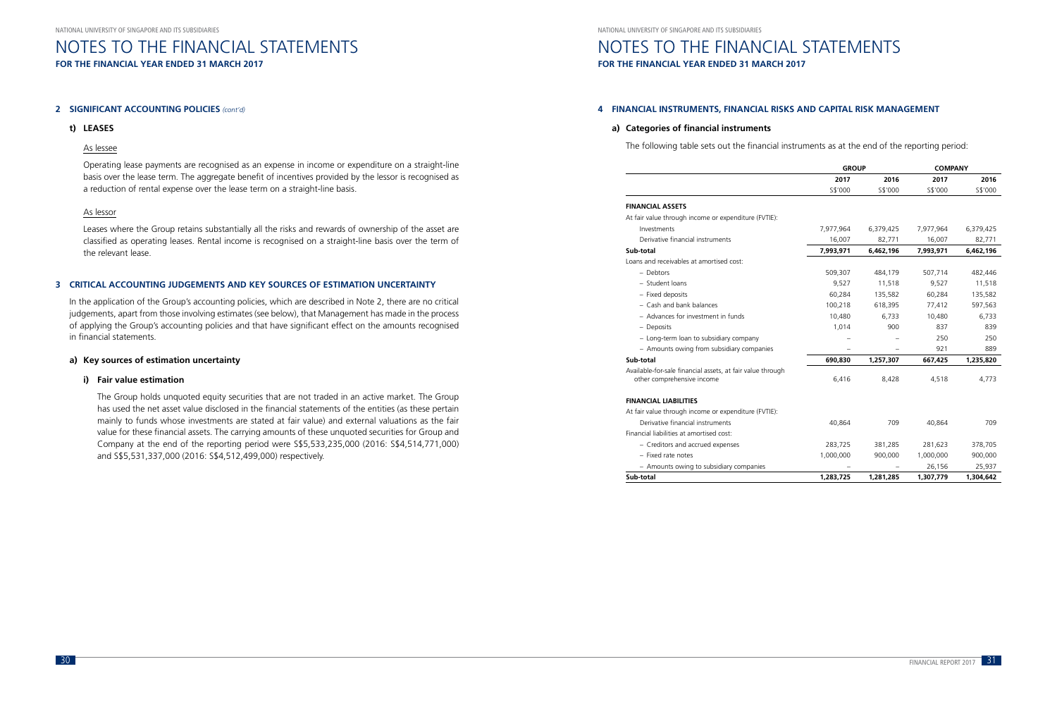## 2 SIGNIFICANT ACCOUNTING POLICIES *(cont'd)*

### t) LEASES

#### As lessee

Operating lease payments are recognised as an expense in income or expenditure on a straight-line basis over the lease term. The aggregate benefit of incentives provided by the lessor is recognised as a reduction of rental expense over the lease term on a straight-line basis.

#### As lessor

Leases where the Group retains substantially all the risks and rewards of ownership of the asset are classified as operating leases. Rental income is recognised on a straight-line basis over the term of the relevant lease.

## 3 CRITICAL ACCOUNTING JUDGEMENTS AND KEY SOURCES OF ESTIMATION UNCERTAINTY

In the application of the Group's accounting policies, which are described in Note 2, there are no critical judgements, apart from those involving estimates (see below), that Management has made in the process of applying the Group's accounting policies and that have significant effect on the amounts recognised in financial statements.

### a) Key sources of estimation uncertainty

#### i) Fair value estimation

The Group holds unquoted equity securities that are not traded in an active market. The Group has used the net asset value disclosed in the financial statements of the entities (as these pertain mainly to funds whose investments are stated at fair value) and external valuations as the fair value for these financial assets. The carrying amounts of these unquoted securities for Group and Company at the end of the reporting period were S$5,533,235,000 (2016: S$4,514,771,000) and S$5,531,337,000 (2016: S$4,512,499,000) respectively.

## 4 FINANCIAL INSTRUMENTS, FINANCIAL RISKS AND CAPITAL RISK MANAGEMENT

### a) Categories of financial instruments

The following table sets out the financial instruments as at the end of the reporting period:

| | GROUP | | COMPANY | |
|---|---|---|---|---|
| | 2017 | 2016 | 2017 | 2016 |
| | S$'000 | S$'000 | S$'000 | S$'000 |
| **FINANCIAL ASSETS** | | | | |
| At fair value through income or expenditure (FVTIE): | | | | |
| Investments | 7,977,964 | 6,379,425 | 7,977,964 | 6,379,425 |
| Derivative financial instruments | 16,007 | 82,771 | 16,007 | 82,771 |
| **Sub-total** | **7,993,971** | **6,462,196** | **7,993,971** | **6,462,196** |
| Loans and receivables at amortised cost: | | | | |
| – Debtors | 509,307 | 484,179 | 507,714 | 482,446 |
| – Student loans | 9,527 | 11,518 | 9,527 | 11,518 |
| – Fixed deposits | 60,284 | 135,582 | 60,284 | 135,582 |
| – Cash and bank balances | 100,218 | 618,395 | 77,412 | 597,563 |
| – Advances for investment in funds | 10,480 | 6,733 | 10,480 | 6,733 |
| – Deposits | 1,014 | 900 | 837 | 839 |
| – Long-term loan to subsidiary company | – | – | 250 | 250 |
| – Amounts owing from subsidiary companies | – | – | 921 | 889 |
| **Sub-total** | **690,830** | **1,257,307** | **667,425** | **1,235,820** |
| Available-for-sale financial assets, at fair value through other comprehensive income | 6,416 | 8,428 | 4,518 | 4,773 |
| **FINANCIAL LIABILITIES** | | | | |
| At fair value through income or expenditure (FVTIE): | | | | |
| Derivative financial instruments | 40,864 | 709 | 40,864 | 709 |
| Financial liabilities at amortised cost: | | | | |
| – Creditors and accrued expenses | 283,725 | 381,285 | 281,623 | 378,705 |
| – Fixed rate notes | 1,000,000 | 900,000 | 1,000,000 | 900,000 |
| – Amounts owing to subsidiary companies | – | – | 26,156 | 25,937 |
| **Sub-total** | **1,283,725** | **1,281,285** | **1,307,779** | **1,304,642** |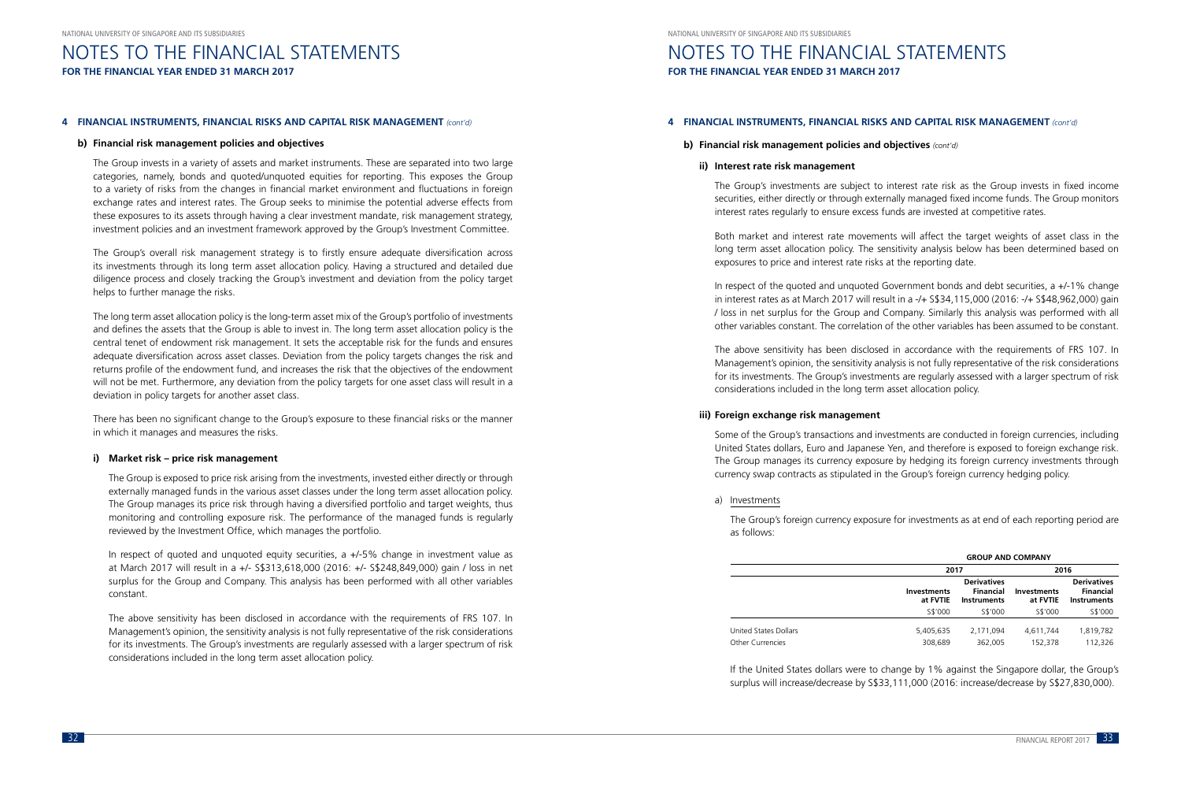## 4 FINANCIAL INSTRUMENTS, FINANCIAL RISKS AND CAPITAL RISK MANAGEMENT *(cont'd)*

### b) Financial risk management policies and objectives

The Group invests in a variety of assets and market instruments. These are separated into two large categories, namely, bonds and quoted/unquoted equities for reporting. This exposes the Group to a variety of risks from the changes in financial market environment and fluctuations in foreign exchange rates and interest rates. The Group seeks to minimise the potential adverse effects from these exposures to its assets through having a clear investment mandate, risk management strategy, investment policies and an investment framework approved by the Group's Investment Committee.

The Group's overall risk management strategy is to firstly ensure adequate diversification across its investments through its long term asset allocation policy. Having a structured and detailed due diligence process and closely tracking the Group's investment and deviation from the policy target helps to further manage the risks.

The long term asset allocation policy is the long-term asset mix of the Group's portfolio of investments and defines the assets that the Group is able to invest in. The long term asset allocation policy is the central tenet of endowment risk management. It sets the acceptable risk for the funds and ensures adequate diversification across asset classes. Deviation from the policy targets changes the risk and returns profile of the endowment fund, and increases the risk that the objectives of the endowment will not be met. Furthermore, any deviation from the policy targets for one asset class will result in a deviation in policy targets for another asset class.

There has been no significant change to the Group's exposure to these financial risks or the manner in which it manages and measures the risks.

#### i) Market risk – price risk management

The Group is exposed to price risk arising from the investments, invested either directly or through externally managed funds in the various asset classes under the long term asset allocation policy. The Group manages its price risk through having a diversified portfolio and target weights, thus monitoring and controlling exposure risk. The performance of the managed funds is regularly reviewed by the Investment Office, which manages the portfolio.

In respect of quoted and unquoted equity securities, a +/-5% change in investment value as at March 2017 will result in a +/- S$313,618,000 (2016: +/- S$248,849,000) gain / loss in net surplus for the Group and Company. This analysis has been performed with all other variables constant.

The above sensitivity has been disclosed in accordance with the requirements of FRS 107. In Management's opinion, the sensitivity analysis is not fully representative of the risk considerations for its investments. The Group's investments are regularly assessed with a larger spectrum of risk considerations included in the long term asset allocation policy.

#### ii) Interest rate risk management

The Group's investments are subject to interest rate risk as the Group invests in fixed income securities, either directly or through externally managed fixed income funds. The Group monitors interest rates regularly to ensure excess funds are invested at competitive rates.

Both market and interest rate movements will affect the target weights of asset class in the long term asset allocation policy. The sensitivity analysis below has been determined based on exposures to price and interest rate risks at the reporting date.

In respect of the quoted and unquoted Government bonds and debt securities, a +/-1% change in interest rates as at March 2017 will result in a -/+ S$34,115,000 (2016: -/+ S$48,962,000) gain / loss in net surplus for the Group and Company. Similarly this analysis was performed with all other variables constant. The correlation of the other variables has been assumed to be constant.

The above sensitivity has been disclosed in accordance with the requirements of FRS 107. In Management's opinion, the sensitivity analysis is not fully representative of the risk considerations for its investments. The Group's investments are regularly assessed with a larger spectrum of risk considerations included in the long term asset allocation policy.

#### iii) Foreign exchange risk management

Some of the Group's transactions and investments are conducted in foreign currencies, including United States dollars, Euro and Japanese Yen, and therefore is exposed to foreign exchange risk. The Group manages its currency exposure by hedging its foreign currency investments through currency swap contracts as stipulated in the Group's foreign currency hedging policy.

a) Investments

The Group's foreign currency exposure for investments as at end of each reporting period are as follows:

| | GROUP AND COMPANY | | | |
|---|---|---|---|---|
| | 2017 | | 2016 | |
| | Investments at FVTIE | Derivatives Financial Instruments | Investments at FVTIE | Derivatives Financial Instruments |
| | S$'000 | S$'000 | S$'000 | S$'000 |
| United States Dollars | 5,405,635 | 2,171,094 | 4,611,744 | 1,819,782 |
| Other Currencies | 308,689 | 362,005 | 152,378 | 112,326 |

If the United States dollars were to change by 1% against the Singapore dollar, the Group's surplus will increase/decrease by S$33,111,000 (2016: increase/decrease by S$27,830,000).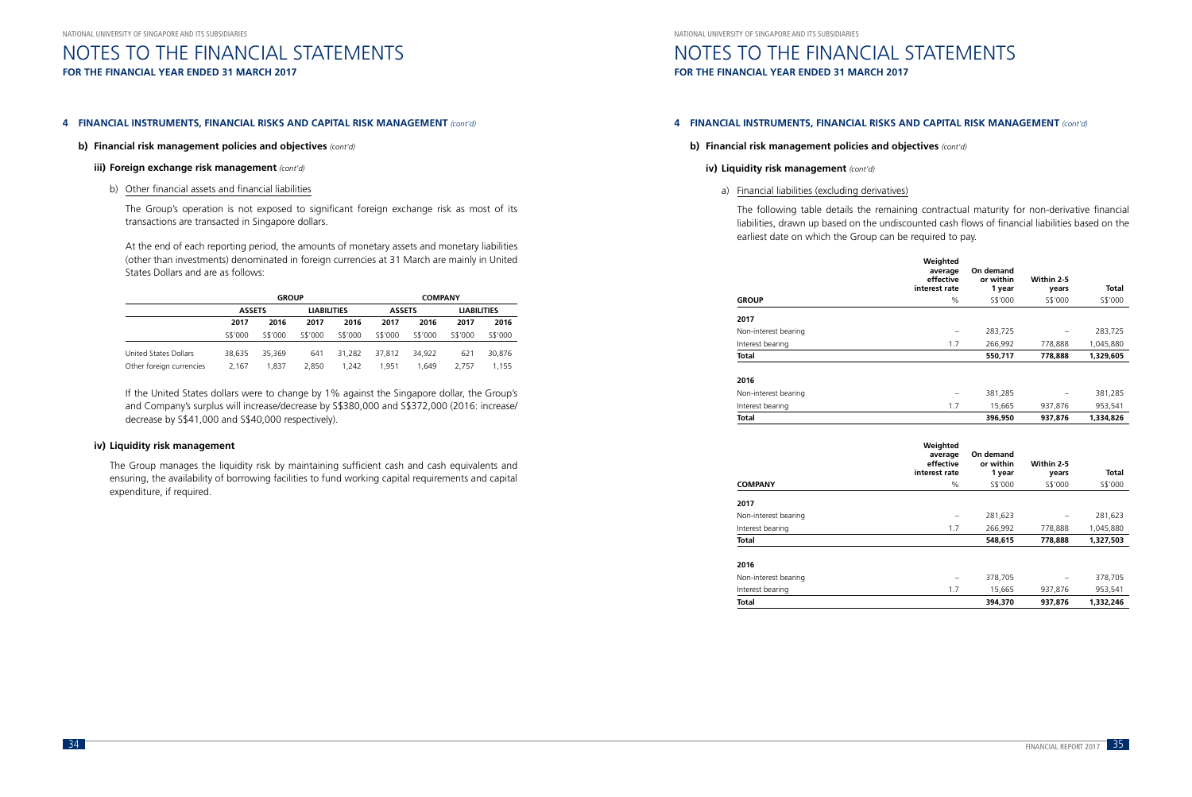# NOTES TO THE FINANCIAL STATEMENTS

**FOR THE FINANCIAL YEAR ENDED 31 MARCH 2017**

## 4 FINANCIAL INSTRUMENTS, FINANCIAL RISKS AND CAPITAL RISK MANAGEMENT *(cont'd)*

### b) Financial risk management policies and objectives *(cont'd)*

#### iii) Foreign exchange risk management *(cont'd)*

b) Other financial assets and financial liabilities

The Group's operation is not exposed to significant foreign exchange risk as most of its transactions are transacted in Singapore dollars.

At the end of each reporting period, the amounts of monetary assets and monetary liabilities (other than investments) denominated in foreign currencies at 31 March are mainly in United States Dollars and are as follows:

| | GROUP | | | | COMPANY | | | |
|---|---|---|---|---|---|---|---|---|
| | ASSETS | | LIABILITIES | | ASSETS | | LIABILITIES | |
| | 2017 | 2016 | 2017 | 2016 | 2017 | 2016 | 2017 | 2016 |
| | S$'000 | S$'000 | S$'000 | S$'000 | S$'000 | S$'000 | S$'000 | S$'000 |
| United States Dollars | 38,635 | 35,369 | 641 | 31,282 | 37,812 | 34,922 | 621 | 30,876 |
| Other foreign currencies | 2,167 | 1,837 | 2,850 | 1,242 | 1,951 | 1,649 | 2,757 | 1,155 |

If the United States dollars were to change by 1% against the Singapore dollar, the Group's and Company's surplus will increase/decrease by S$380,000 and S$372,000 (2016: increase/decrease by S$41,000 and S$40,000 respectively).

#### iv) Liquidity risk management

The Group manages the liquidity risk by maintaining sufficient cash and cash equivalents and ensuring, the availability of borrowing facilities to fund working capital requirements and capital expenditure, if required.

## 4 FINANCIAL INSTRUMENTS, FINANCIAL RISKS AND CAPITAL RISK MANAGEMENT *(cont'd)*

### b) Financial risk management policies and objectives *(cont'd)*

#### iv) Liquidity risk management *(cont'd)*

a) Financial liabilities (excluding derivatives)

The following table details the remaining contractual maturity for non-derivative financial liabilities, drawn up based on the undiscounted cash flows of financial liabilities based on the earliest date on which the Group can be required to pay.

| GROUP | Weighted average effective interest rate | On demand or within 1 year | Within 2-5 years | Total |
|---|---|---|---|---|
| | % | S$'000 | S$'000 | S$'000 |
| **2017** | | | | |
| Non-interest bearing | – | 283,725 | – | 283,725 |
| Interest bearing | 1.7 | 266,992 | 778,888 | 1,045,880 |
| **Total** | | **550,717** | **778,888** | **1,329,605** |
| **2016** | | | | |
| Non-interest bearing | – | 381,285 | – | 381,285 |
| Interest bearing | 1.7 | 15,665 | 937,876 | 953,541 |
| **Total** | | **396,950** | **937,876** | **1,334,826** |

| COMPANY | Weighted average effective interest rate | On demand or within 1 year | Within 2-5 years | Total |
|---|---|---|---|---|
| | % | S$'000 | S$'000 | S$'000 |
| **2017** | | | | |
| Non-interest bearing | – | 281,623 | – | 281,623 |
| Interest bearing | 1.7 | 266,992 | 778,888 | 1,045,880 |
| **Total** | | **548,615** | **778,888** | **1,327,503** |
| **2016** | | | | |
| Non-interest bearing | – | 378,705 | – | 378,705 |
| Interest bearing | 1.7 | 15,665 | 937,876 | 953,541 |
| **Total** | | **394,370** | **937,876** | **1,332,246** |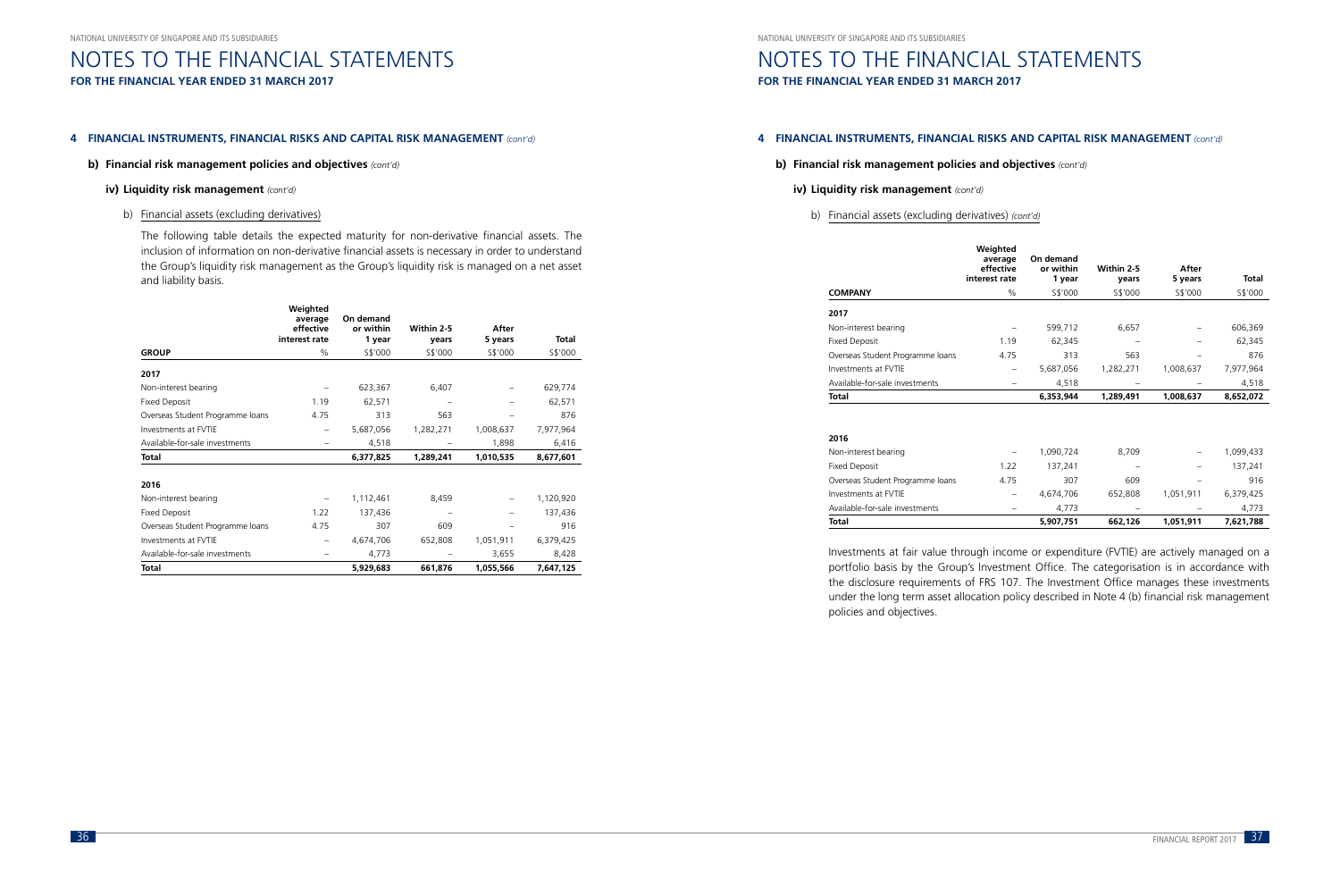# NOTES TO THE FINANCIAL STATEMENTS

**FOR THE FINANCIAL YEAR ENDED 31 MARCH 2017**

## 4 FINANCIAL INSTRUMENTS, FINANCIAL RISKS AND CAPITAL RISK MANAGEMENT *(cont'd)*

### b) Financial risk management policies and objectives *(cont'd)*

#### iv) Liquidity risk management *(cont'd)*

b) Financial assets (excluding derivatives)

The following table details the expected maturity for non-derivative financial assets. The inclusion of information on non-derivative financial assets is necessary in order to understand the Group's liquidity risk management as the Group's liquidity risk is managed on a net asset and liability basis.

| GROUP | Weighted average effective interest rate | On demand or within 1 year | Within 2-5 years | After 5 years | Total |
|---|---|---|---|---|---|
| | % | S$'000 | S$'000 | S$'000 | S$'000 |
| **2017** | | | | | |
| Non-interest bearing | – | 623,367 | 6,407 | – | 629,774 |
| Fixed Deposit | 1.19 | 62,571 | – | – | 62,571 |
| Overseas Student Programme loans | 4.75 | 313 | 563 | – | 876 |
| Investments at FVTIE | – | 5,687,056 | 1,282,271 | 1,008,637 | 7,977,964 |
| Available-for-sale investments | – | 4,518 | – | 1,898 | 6,416 |
| **Total** | | **6,377,825** | **1,289,241** | **1,010,535** | **8,677,601** |
| **2016** | | | | | |
| Non-interest bearing | – | 1,112,461 | 8,459 | – | 1,120,920 |
| Fixed Deposit | 1.22 | 137,436 | – | – | 137,436 |
| Overseas Student Programme loans | 4.75 | 307 | 609 | – | 916 |
| Investments at FVTIE | – | 4,674,706 | 652,808 | 1,051,911 | 6,379,425 |
| Available-for-sale investments | – | 4,773 | – | 3,655 | 8,428 |
| **Total** | | **5,929,683** | **661,876** | **1,055,566** | **7,647,125** |

b) Financial assets (excluding derivatives) *(cont'd)*

| COMPANY | Weighted average effective interest rate | On demand or within 1 year | Within 2-5 years | After 5 years | Total |
|---|---|---|---|---|---|
| | % | S$'000 | S$'000 | S$'000 | S$'000 |
| **2017** | | | | | |
| Non-interest bearing | – | 599,712 | 6,657 | – | 606,369 |
| Fixed Deposit | 1.19 | 62,345 | – | – | 62,345 |
| Overseas Student Programme loans | 4.75 | 313 | 563 | – | 876 |
| Investments at FVTIE | – | 5,687,056 | 1,282,271 | 1,008,637 | 7,977,964 |
| Available-for-sale investments | – | 4,518 | – | – | 4,518 |
| **Total** | | **6,353,944** | **1,289,491** | **1,008,637** | **8,652,072** |
| **2016** | | | | | |
| Non-interest bearing | – | 1,090,724 | 8,709 | – | 1,099,433 |
| Fixed Deposit | 1.22 | 137,241 | – | – | 137,241 |
| Overseas Student Programme loans | 4.75 | 307 | 609 | – | 916 |
| Investments at FVTIE | – | 4,674,706 | 652,808 | 1,051,911 | 6,379,425 |
| Available-for-sale investments | – | 4,773 | – | – | 4,773 |
| **Total** | | **5,907,751** | **662,126** | **1,051,911** | **7,621,788** |

Investments at fair value through income or expenditure (FVTIE) are actively managed on a portfolio basis by the Group's Investment Office. The categorisation is in accordance with the disclosure requirements of FRS 107. The Investment Office manages these investments under the long term asset allocation policy described in Note 4 (b) financial risk management policies and objectives.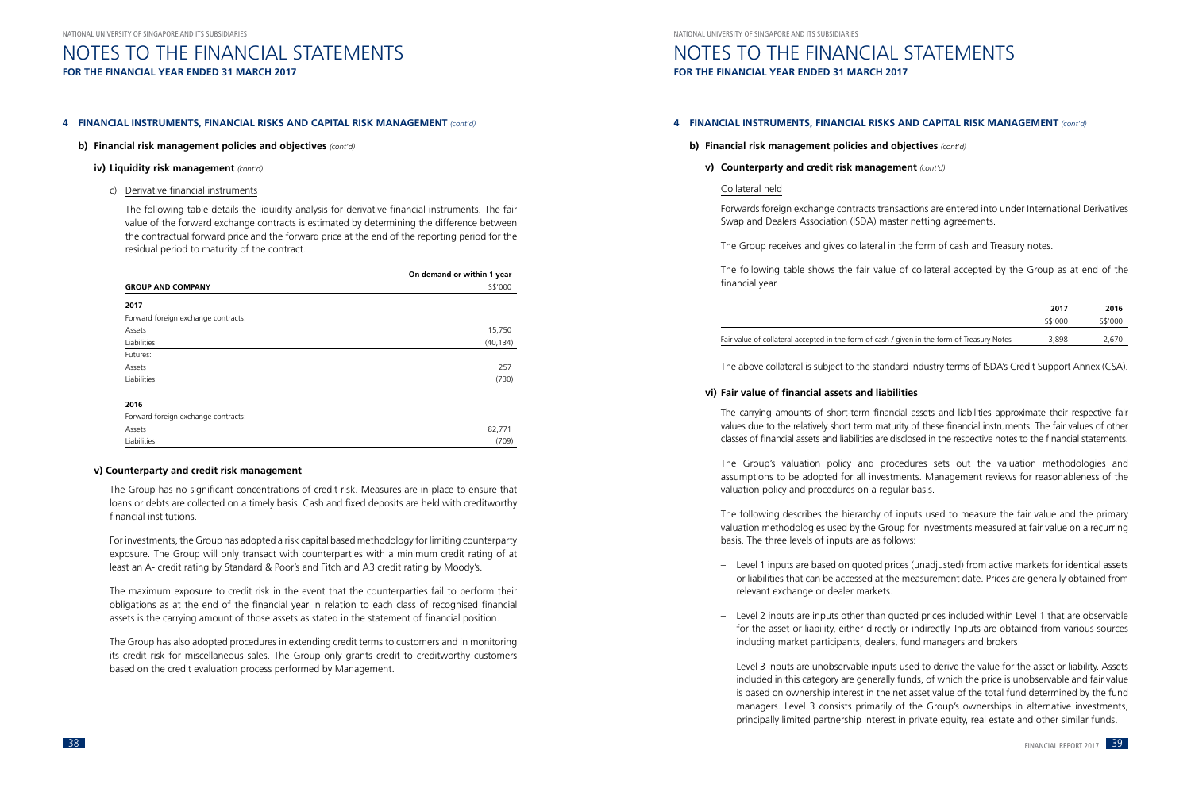## 4 FINANCIAL INSTRUMENTS, FINANCIAL RISKS AND CAPITAL RISK MANAGEMENT *(cont'd)*

### b) Financial risk management policies and objectives *(cont'd)*

#### iv) Liquidity risk management *(cont'd)*

c) Derivative financial instruments

The following table details the liquidity analysis for derivative financial instruments. The fair value of the forward exchange contracts is estimated by determining the difference between the contractual forward price and the forward price at the end of the reporting period for the residual period to maturity of the contract.

| GROUP AND COMPANY | On demand or within 1 year S$'000 |
|---|---|
| **2017** | |
| Forward foreign exchange contracts: | |
| Assets | 15,750 |
| Liabilities | (40,134) |
| Futures: | |
| Assets | 257 |
| Liabilities | (730) |
| **2016** | |
| Forward foreign exchange contracts: | |
| Assets | 82,771 |
| Liabilities | (709) |

#### v) Counterparty and credit risk management

The Group has no significant concentrations of credit risk. Measures are in place to ensure that loans or debts are collected on a timely basis. Cash and fixed deposits are held with creditworthy financial institutions.

For investments, the Group has adopted a risk capital based methodology for limiting counterparty exposure. The Group will only transact with counterparties with a minimum credit rating of at least an A- credit rating by Standard & Poor's and Fitch and A3 credit rating by Moody's.

The maximum exposure to credit risk in the event that the counterparties fail to perform their obligations as at the end of the financial year in relation to each class of recognised financial assets is the carrying amount of those assets as stated in the statement of financial position.

The Group has also adopted procedures in extending credit terms to customers and in monitoring its credit risk for miscellaneous sales. The Group only grants credit to creditworthy customers based on the credit evaluation process performed by Management.

## 4 FINANCIAL INSTRUMENTS, FINANCIAL RISKS AND CAPITAL RISK MANAGEMENT *(cont'd)*

### b) Financial risk management policies and objectives *(cont'd)*

#### v) Counterparty and credit risk management *(cont'd)*

Collateral held

Forwards foreign exchange contracts transactions are entered into under International Derivatives Swap and Dealers Association (ISDA) master netting agreements.

The Group receives and gives collateral in the form of cash and Treasury notes.

The following table shows the fair value of collateral accepted by the Group as at end of the financial year.

| | 2017 S$'000 | 2016 S$'000 |
|---|---|---|
| Fair value of collateral accepted in the form of cash / given in the form of Treasury Notes | 3,898 | 2,670 |

The above collateral is subject to the standard industry terms of ISDA's Credit Support Annex (CSA).

#### vi) Fair value of financial assets and liabilities

The carrying amounts of short-term financial assets and liabilities approximate their respective fair values due to the relatively short term maturity of these financial instruments. The fair values of other classes of financial assets and liabilities are disclosed in the respective notes to the financial statements.

The Group's valuation policy and procedures sets out the valuation methodologies and assumptions to be adopted for all investments. Management reviews for reasonableness of the valuation policy and procedures on a regular basis.

The following describes the hierarchy of inputs used to measure the fair value and the primary valuation methodologies used by the Group for investments measured at fair value on a recurring basis. The three levels of inputs are as follows:

- Level 1 inputs are based on quoted prices (unadjusted) from active markets for identical assets or liabilities that can be accessed at the measurement date. Prices are generally obtained from relevant exchange or dealer markets.
- Level 2 inputs are inputs other than quoted prices included within Level 1 that are observable for the asset or liability, either directly or indirectly. Inputs are obtained from various sources including market participants, dealers, fund managers and brokers.
- Level 3 inputs are unobservable inputs used to derive the value for the asset or liability. Assets included in this category are generally funds, of which the price is unobservable and fair value is based on ownership interest in the net asset value of the total fund determined by the fund managers. Level 3 consists primarily of the Group's ownerships in alternative investments, principally limited partnership interest in private equity, real estate and other similar funds.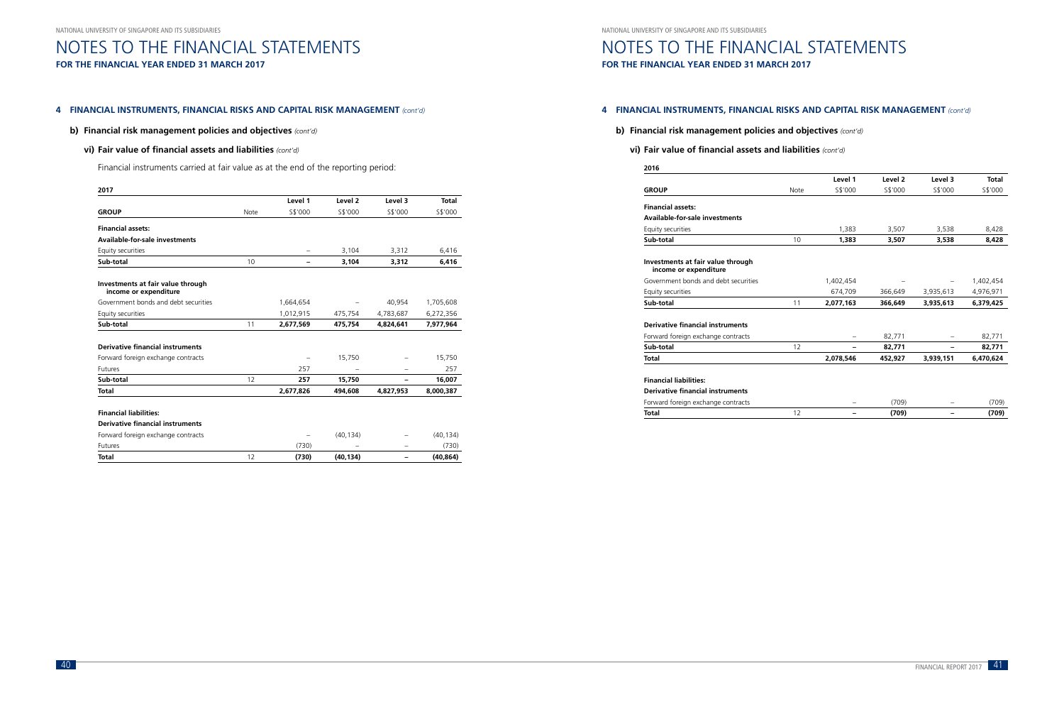## 4 FINANCIAL INSTRUMENTS, FINANCIAL RISKS AND CAPITAL RISK MANAGEMENT *(cont'd)*

### b) Financial risk management policies and objectives *(cont'd)*

#### vi) Fair value of financial assets and liabilities *(cont'd)*

Financial instruments carried at fair value as at the end of the reporting period:

**2017**

| GROUP | Note | Level 1<br>S$'000 | Level 2<br>S$'000 | Level 3<br>S$'000 | Total<br>S$'000 |
|---|---|---|---|---|---|
| **Financial assets:** | | | | | |
| **Available-for-sale investments** | | | | | |
| Equity securities | | – | 3,104 | 3,312 | 6,416 |
| **Sub-total** | 10 | **–** | **3,104** | **3,312** | **6,416** |
| **Investments at fair value through income or expenditure** | | | | | |
| Government bonds and debt securities | | 1,664,654 | – | 40,954 | 1,705,608 |
| Equity securities | | 1,012,915 | 475,754 | 4,783,687 | 6,272,356 |
| **Sub-total** | 11 | **2,677,569** | **475,754** | **4,824,641** | **7,977,964** |
| **Derivative financial instruments** | | | | | |
| Forward foreign exchange contracts | | – | 15,750 | – | 15,750 |
| Futures | | 257 | – | – | 257 |
| **Sub-total** | 12 | **257** | **15,750** | **–** | **16,007** |
| **Total** | | **2,677,826** | **494,608** | **4,827,953** | **8,000,387** |
| **Financial liabilities:** | | | | | |
| **Derivative financial instruments** | | | | | |
| Forward foreign exchange contracts | | – | (40,134) | – | (40,134) |
| Futures | | (730) | – | – | (730) |
| **Total** | 12 | **(730)** | **(40,134)** | **–** | **(40,864)** |

**2016**

| GROUP | Note | Level 1<br>S$'000 | Level 2<br>S$'000 | Level 3<br>S$'000 | Total<br>S$'000 |
|---|---|---|---|---|---|
| **Financial assets:** | | | | | |
| **Available-for-sale investments** | | | | | |
| Equity securities | | 1,383 | 3,507 | 3,538 | 8,428 |
| **Sub-total** | 10 | **1,383** | **3,507** | **3,538** | **8,428** |
| **Investments at fair value through income or expenditure** | | | | | |
| Government bonds and debt securities | | 1,402,454 | – | – | 1,402,454 |
| Equity securities | | 674,709 | 366,649 | 3,935,613 | 4,976,971 |
| **Sub-total** | 11 | **2,077,163** | **366,649** | **3,935,613** | **6,379,425** |
| **Derivative financial instruments** | | | | | |
| Forward foreign exchange contracts | | – | 82,771 | – | 82,771 |
| **Sub-total** | 12 | **–** | **82,771** | **–** | **82,771** |
| **Total** | | **2,078,546** | **452,927** | **3,939,151** | **6,470,624** |
| **Financial liabilities:** | | | | | |
| **Derivative financial instruments** | | | | | |
| Forward foreign exchange contracts | | – | (709) | – | (709) |
| **Total** | 12 | **–** | **(709)** | **–** | **(709)** |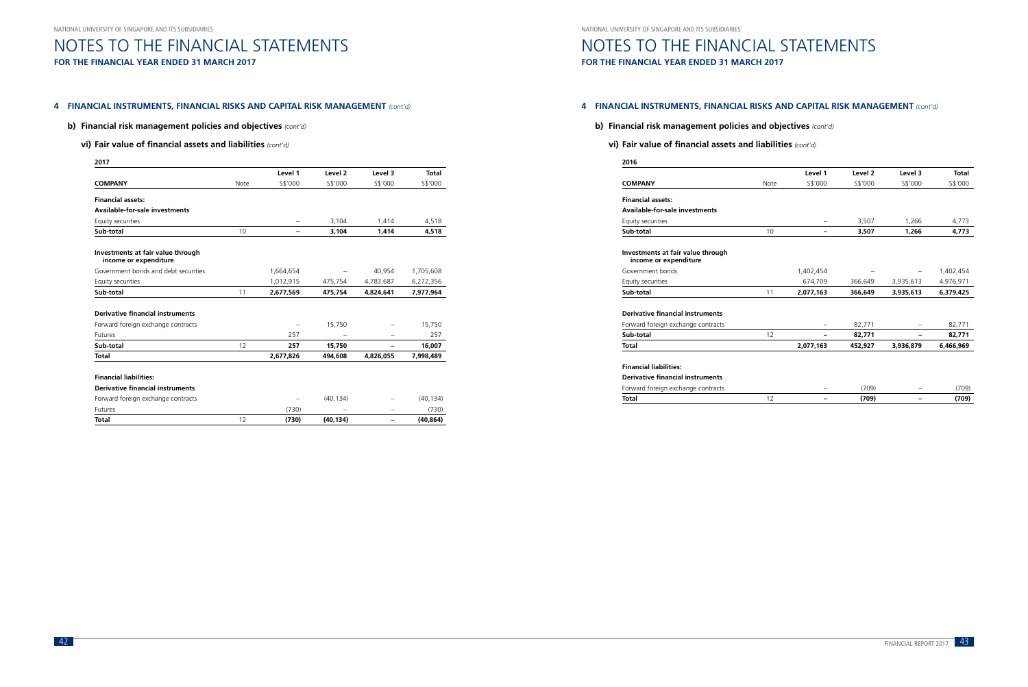## 4 FINANCIAL INSTRUMENTS, FINANCIAL RISKS AND CAPITAL RISK MANAGEMENT *(cont'd)*

### b) Financial risk management policies and objectives *(cont'd)*

#### vi) Fair value of financial assets and liabilities *(cont'd)*

**2017**

| **COMPANY** | Note | Level 1 S$'000 | Level 2 S$'000 | Level 3 S$'000 | Total S$'000 |
|---|---|---|---|---|---|
| **Financial assets:** | | | | | |
| **Available-for-sale investments** | | | | | |
| Equity securities | | – | 3,104 | 1,414 | 4,518 |
| **Sub-total** | 10 | **–** | **3,104** | **1,414** | **4,518** |
| **Investments at fair value through income or expenditure** | | | | | |
| Government bonds and debt securities | | 1,664,654 | – | 40,954 | 1,705,608 |
| Equity securities | | 1,012,915 | 475,754 | 4,783,687 | 6,272,356 |
| **Sub-total** | 11 | **2,677,569** | **475,754** | **4,824,641** | **7,977,964** |
| **Derivative financial instruments** | | | | | |
| Forward foreign exchange contracts | | – | 15,750 | – | 15,750 |
| Futures | | 257 | – | – | 257 |
| **Sub-total** | 12 | **257** | **15,750** | **–** | **16,007** |
| **Total** | | **2,677,826** | **494,608** | **4,826,055** | **7,998,489** |
| **Financial liabilities:** | | | | | |
| **Derivative financial instruments** | | | | | |
| Forward foreign exchange contracts | | – | (40,134) | – | (40,134) |
| Futures | | (730) | – | – | (730) |
| **Total** | 12 | **(730)** | **(40,134)** | **–** | **(40,864)** |

## 4 FINANCIAL INSTRUMENTS, FINANCIAL RISKS AND CAPITAL RISK MANAGEMENT *(cont'd)*

### b) Financial risk management policies and objectives *(cont'd)*

#### vi) Fair value of financial assets and liabilities *(cont'd)*

**2016**

| **COMPANY** | Note | Level 1 S$'000 | Level 2 S$'000 | Level 3 S$'000 | Total S$'000 |
|---|---|---|---|---|---|
| **Financial assets:** | | | | | |
| **Available-for-sale investments** | | | | | |
| Equity securities | | – | 3,507 | 1,266 | 4,773 |
| **Sub-total** | 10 | **–** | **3,507** | **1,266** | **4,773** |
| **Investments at fair value through income or expenditure** | | | | | |
| Government bonds | | 1,402,454 | – | – | 1,402,454 |
| Equity securities | | 674,709 | 366,649 | 3,935,613 | 4,976,971 |
| **Sub-total** | 11 | **2,077,163** | **366,649** | **3,935,613** | **6,379,425** |
| **Derivative financial instruments** | | | | | |
| Forward foreign exchange contracts | | – | 82,771 | – | 82,771 |
| **Sub-total** | 12 | **–** | **82,771** | **–** | **82,771** |
| **Total** | | **2,077,163** | **452,927** | **3,936,879** | **6,466,969** |
| **Financial liabilities:** | | | | | |
| **Derivative financial instruments** | | | | | |
| Forward foreign exchange contracts | | – | (709) | – | (709) |
| **Total** | 12 | **–** | **(709)** | **–** | **(709)** |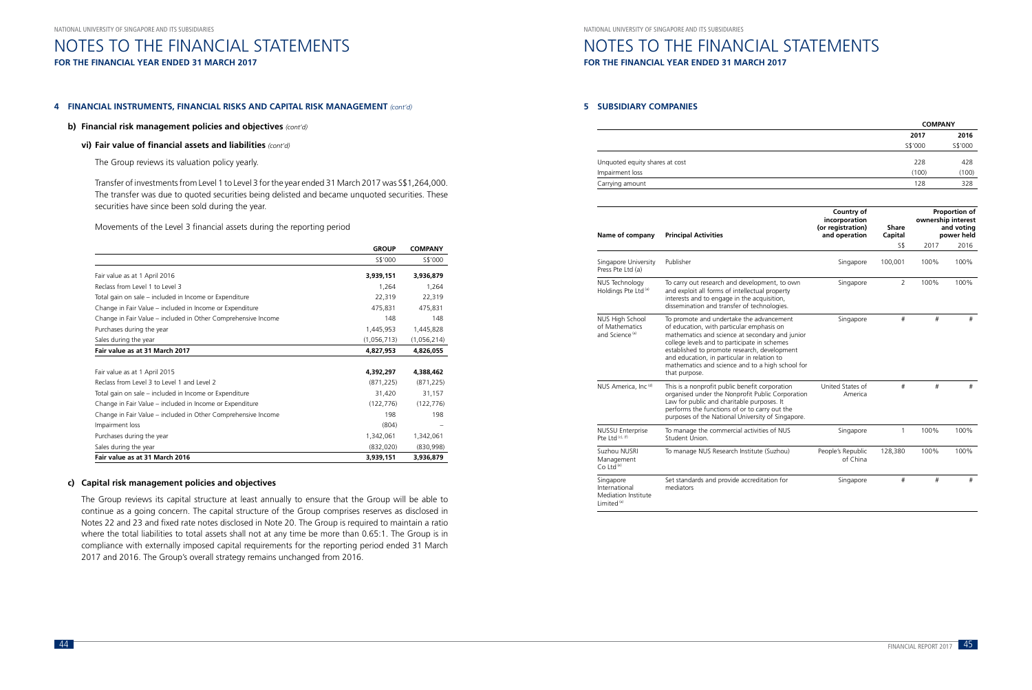## 4 FINANCIAL INSTRUMENTS, FINANCIAL RISKS AND CAPITAL RISK MANAGEMENT *(cont'd)*

### b) Financial risk management policies and objectives *(cont'd)*

#### vi) Fair value of financial assets and liabilities *(cont'd)*

The Group reviews its valuation policy yearly.

Transfer of investments from Level 1 to Level 3 for the year ended 31 March 2017 was S$1,264,000. The transfer was due to quoted securities being delisted and became unquoted securities. These securities have since been sold during the year.

Movements of the Level 3 financial assets during the reporting period

| | GROUP | COMPANY |
|---|---|---|
| | S$'000 | S$'000 |
| Fair value as at 1 April 2016 | **3,939,151** | **3,936,879** |
| Reclass from Level 1 to Level 3 | 1,264 | 1,264 |
| Total gain on sale – included in Income or Expenditure | 22,319 | 22,319 |
| Change in Fair Value – included in Income or Expenditure | 475,831 | 475,831 |
| Change in Fair Value – included in Other Comprehensive Income | 148 | 148 |
| Purchases during the year | 1,445,953 | 1,445,828 |
| Sales during the year | (1,056,713) | (1,056,214) |
| **Fair value as at 31 March 2017** | **4,827,953** | **4,826,055** |
| | | |
| Fair value as at 1 April 2015 | **4,392,297** | **4,388,462** |
| Reclass from Level 3 to Level 1 and Level 2 | (871,225) | (871,225) |
| Total gain on sale – included in Income or Expenditure | 31,420 | 31,157 |
| Change in Fair Value – included in Income or Expenditure | (122,776) | (122,776) |
| Change in Fair Value – included in Other Comprehensive Income | 198 | 198 |
| Impairment loss | (804) | – |
| Purchases during the year | 1,342,061 | 1,342,061 |
| Sales during the year | (832,020) | (830,998) |
| **Fair value as at 31 March 2016** | **3,939,151** | **3,936,879** |

### c) Capital risk management policies and objectives

The Group reviews its capital structure at least annually to ensure that the Group will be able to continue as a going concern. The capital structure of the Group comprises reserves as disclosed in Notes 22 and 23 and fixed rate notes disclosed in Note 20. The Group is required to maintain a ratio where the total liabilities to total assets shall not at any time be more than 0.65:1. The Group is in compliance with externally imposed capital requirements for the reporting period ended 31 March 2017 and 2016. The Group's overall strategy remains unchanged from 2016.

## 5 SUBSIDIARY COMPANIES

| | COMPANY | |
|---|---|---|
| | 2017 | 2016 |
| | S$'000 | S$'000 |
| Unquoted equity shares at cost | 228 | 428 |
| Impairment loss | (100) | (100) |
| Carrying amount | 128 | 328 |

| Name of company | Principal Activities | Country of incorporation (or registration) and operation | Share Capital | Proportion of ownership interest and voting power held | |
|---|---|---|---|---|---|
| | | | S$ | 2017 | 2016 |
| Singapore University Press Pte Ltd (a) | Publisher | Singapore | 100,001 | 100% | 100% |
| NUS Technology Holdings Pte Ltd [a] | To carry out research and development, to own and exploit all forms of intellectual property interests and to engage in the acquisition, dissemination and transfer of technologies. | Singapore | 2 | 100% | 100% |
| NUS High School of Mathematics and Science [a] | To promote and undertake the advancement of education, with particular emphasis on mathematics and science at secondary and junior college levels and to participate in schemes established to promote research, development and education, in particular in relation to mathematics and science and to a high school for that purpose. | Singapore | # | # | # |
| NUS America, Inc [d] | This is a nonprofit public benefit corporation organised under the Nonprofit Public Corporation Law for public and charitable purposes. It performs the functions of or to carry out the purposes of the National University of Singapore. | United States of America | # | # | # |
| NUSSU Enterprise Pte Ltd [c], [f] | To manage the commercial activities of NUS Student Union. | Singapore | 1 | 100% | 100% |
| Suzhou NUSRI Management Co Ltd [e] | To manage NUS Research Institute (Suzhou) | People's Republic of China | 128,380 | 100% | 100% |
| Singapore International Mediation Institute Limited [a] | Set standards and provide accreditation for mediators | Singapore | # | # | # |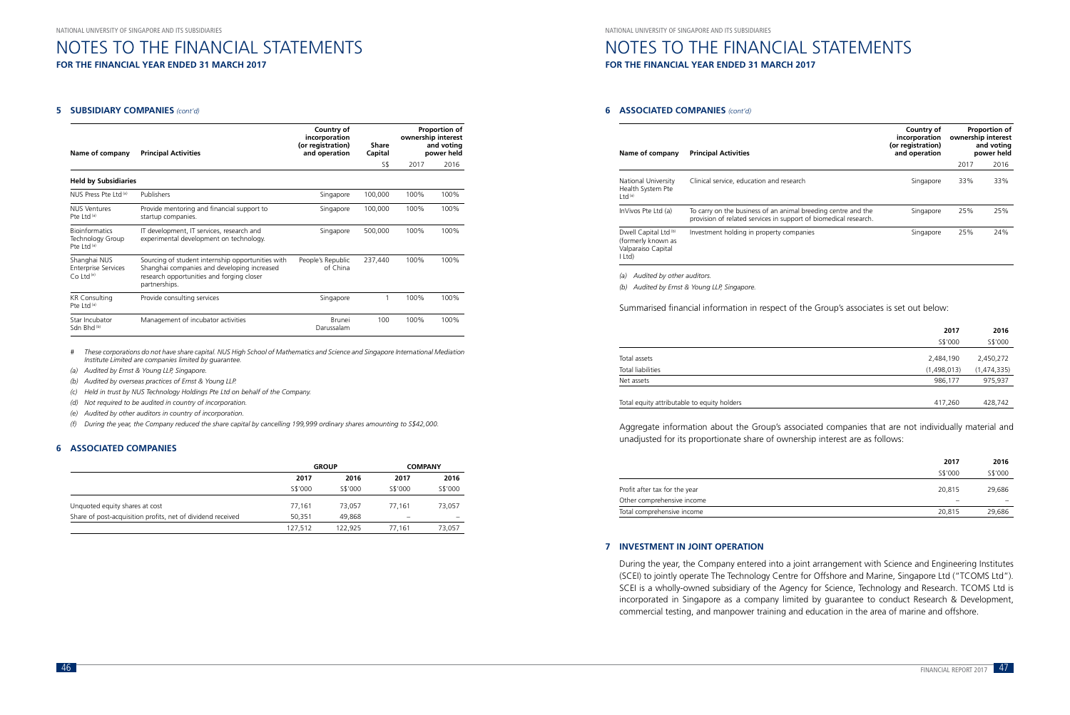# NOTES TO THE FINANCIAL STATEMENTS

**FOR THE FINANCIAL YEAR ENDED 31 MARCH 2017**

## 5 SUBSIDIARY COMPANIES *(cont'd)*

| Name of company | Principal Activities | Country of incorporation (or registration) and operation | Share Capital | Proportion of ownership interest and voting power held | |
|---|---|---|---|---|---|
| | | | S$ | 2017 | 2016 |
| **Held by Subsidiaries** | | | | | |
| NUS Press Pte Ltd (a) | Publishers | Singapore | 100,000 | 100% | 100% |
| NUS Ventures Pte Ltd (a) | Provide mentoring and financial support to startup companies. | Singapore | 100,000 | 100% | 100% |
| Bioinformatics Technology Group Pte Ltd (a) | IT development, IT services, research and experimental development on technology. | Singapore | 500,000 | 100% | 100% |
| Shanghai NUS Enterprise Services Co Ltd (e) | Sourcing of student internship opportunities with Shanghai companies and developing increased research opportunities and forging closer partnerships. | People's Republic of China | 237,440 | 100% | 100% |
| KR Consulting Pte Ltd (a) | Provide consulting services | Singapore | 1 | 100% | 100% |
| Star Incubator Sdn Bhd (b) | Management of incubator activities | Brunei Darussalam | 100 | 100% | 100% |

\# *These corporations do not have share capital. NUS High School of Mathematics and Science and Singapore International Mediation Institute Limited are companies limited by guarantee.*

*(a) Audited by Ernst & Young LLP, Singapore.*

*(b) Audited by overseas practices of Ernst & Young LLP.*

*(c) Held in trust by NUS Technology Holdings Pte Ltd on behalf of the Company.*

*(d) Not required to be audited in country of incorporation.*

*(e) Audited by other auditors in country of incorporation.*

*(f) During the year, the Company reduced the share capital by cancelling 199,999 ordinary shares amounting to S$42,000.*

## 6 ASSOCIATED COMPANIES

| | GROUP | | COMPANY | |
|---|---|---|---|---|
| | 2017 | 2016 | 2017 | 2016 |
| | S$'000 | S$'000 | S$'000 | S$'000 |
| Unquoted equity shares at cost | 77,161 | 73,057 | 77,161 | 73,057 |
| Share of post-acquisition profits, net of dividend received | 50,351 | 49,868 | – | – |
| | 127,512 | 122,925 | 77,161 | 73,057 |

## 6 ASSOCIATED COMPANIES *(cont'd)*

| Name of company | Principal Activities | Country of incorporation (or registration) and operation | Proportion of ownership interest and voting power held | |
|---|---|---|---|---|
| | | | 2017 | 2016 |
| National University Health System Pte Ltd (a) | Clinical service, education and research | Singapore | 33% | 33% |
| InVivos Pte Ltd (a) | To carry on the business of an animal breeding centre and the provision of related services in support of biomedical research. | Singapore | 25% | 25% |
| Dwell Capital Ltd (b) (formerly known as Valparaiso Capital I Ltd) | Investment holding in property companies | Singapore | 25% | 24% |

*(a) Audited by other auditors.*

*(b) Audited by Ernst & Young LLP, Singapore.*

Summarised financial information in respect of the Group's associates is set out below:

| | 2017 | 2016 |
|---|---|---|
| | S$'000 | S$'000 |
| Total assets | 2,484,190 | 2,450,272 |
| Total liabilities | (1,498,013) | (1,474,335) |
| Net assets | 986,177 | 975,937 |
| | | |
| Total equity attributable to equity holders | 417,260 | 428,742 |

Aggregate information about the Group's associated companies that are not individually material and unadjusted for its proportionate share of ownership interest are as follows:

| | 2017 | 2016 |
|---|---|---|
| | S$'000 | S$'000 |
| Profit after tax for the year | 20,815 | 29,686 |
| Other comprehensive income | – | – |
| Total comprehensive income | 20,815 | 29,686 |

## 7 INVESTMENT IN JOINT OPERATION

During the year, the Company entered into a joint arrangement with Science and Engineering Institutes (SCEI) to jointly operate The Technology Centre for Offshore and Marine, Singapore Ltd ("TCOMS Ltd"). SCEI is a wholly-owned subsidiary of the Agency for Science, Technology and Research. TCOMS Ltd is incorporated in Singapore as a company limited by guarantee to conduct Research & Development, commercial testing, and manpower training and education in the area of marine and offshore.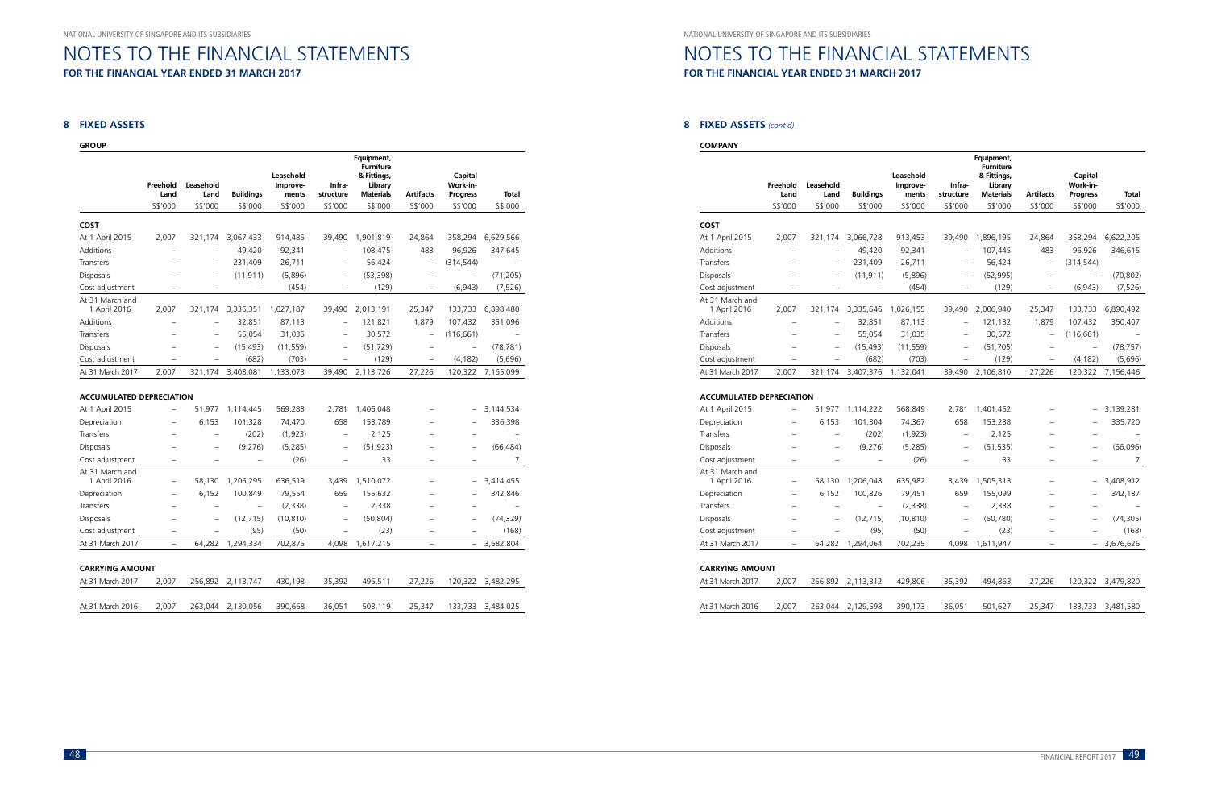# NOTES TO THE FINANCIAL STATEMENTS

**FOR THE FINANCIAL YEAR ENDED 31 MARCH 2017**

## 8 FIXED ASSETS

**GROUP**

| | Freehold Land | Leasehold Land | Buildings | Leasehold Improve-ments | Infra-structure | Equipment, Furniture & Fittings, Library Materials | Artifacts | Capital Work-in-Progress | Total |
|---|---|---|---|---|---|---|---|---|---|
| | S$'000 | S$'000 | S$'000 | S$'000 | S$'000 | S$'000 | S$'000 | S$'000 | S$'000 |
| **COST** | | | | | | | | | |
| At 1 April 2015 | 2,007 | 321,174 | 3,067,433 | 914,485 | 39,490 | 1,901,819 | 24,864 | 358,294 | 6,629,566 |
| Additions | – | – | 49,420 | 92,341 | – | 108,475 | 483 | 96,926 | 347,645 |
| Transfers | – | – | 231,409 | 26,711 | – | 56,424 | – | (314,544) | – |
| Disposals | – | – | (11,911) | (5,896) | – | (53,398) | – | – | (71,205) |
| Cost adjustment | – | – | – | (454) | – | (129) | – | (6,943) | (7,526) |
| At 31 March and 1 April 2016 | 2,007 | 321,174 | 3,336,351 | 1,027,187 | 39,490 | 2,013,191 | 25,347 | 133,733 | 6,898,480 |
| Additions | – | – | 32,851 | 87,113 | – | 121,821 | 1,879 | 107,432 | 351,096 |
| Transfers | – | – | 55,054 | 31,035 | – | 30,572 | – | (116,661) | – |
| Disposals | – | – | (15,493) | (11,559) | – | (51,729) | – | – | (78,781) |
| Cost adjustment | – | – | (682) | (703) | – | (129) | – | (4,182) | (5,696) |
| At 31 March 2017 | 2,007 | 321,174 | 3,408,081 | 1,133,073 | 39,490 | 2,113,726 | 27,226 | 120,322 | 7,165,099 |
| **ACCUMULATED DEPRECIATION** | | | | | | | | | |
| At 1 April 2015 | – | 51,977 | 1,114,445 | 569,283 | 2,781 | 1,406,048 | – | – | 3,144,534 |
| Depreciation | – | 6,153 | 101,328 | 74,470 | 658 | 153,789 | – | – | 336,398 |
| Transfers | – | – | (202) | (1,923) | – | 2,125 | – | – | – |
| Disposals | – | – | (9,276) | (5,285) | – | (51,923) | – | – | (66,484) |
| Cost adjustment | – | – | – | (26) | – | 33 | – | – | 7 |
| At 31 March and 1 April 2016 | – | 58,130 | 1,206,295 | 636,519 | 3,439 | 1,510,072 | – | – | 3,414,455 |
| Depreciation | – | 6,152 | 100,849 | 79,554 | 659 | 155,632 | – | – | 342,846 |
| Transfers | – | – | – | (2,338) | – | 2,338 | – | – | – |
| Disposals | – | – | (12,715) | (10,810) | – | (50,804) | – | – | (74,329) |
| Cost adjustment | – | – | (95) | (50) | – | (23) | – | – | (168) |
| At 31 March 2017 | – | 64,282 | 1,294,334 | 702,875 | 4,098 | 1,617,215 | – | – | 3,682,804 |
| **CARRYING AMOUNT** | | | | | | | | | |
| At 31 March 2017 | 2,007 | 256,892 | 2,113,747 | 430,198 | 35,392 | 496,511 | 27,226 | 120,322 | 3,482,295 |
| At 31 March 2016 | 2,007 | 263,044 | 2,130,056 | 390,668 | 36,051 | 503,119 | 25,347 | 133,733 | 3,484,025 |

## 8 FIXED ASSETS *(cont'd)*

**COMPANY**

| | Freehold Land | Leasehold Land | Buildings | Leasehold Improve-ments | Infra-structure | Equipment, Furniture & Fittings, Library Materials | Artifacts | Capital Work-in-Progress | Total |
|---|---|---|---|---|---|---|---|---|---|
| | S$'000 | S$'000 | S$'000 | S$'000 | S$'000 | S$'000 | S$'000 | S$'000 | S$'000 |
| **COST** | | | | | | | | | |
| At 1 April 2015 | 2,007 | 321,174 | 3,066,728 | 913,453 | 39,490 | 1,896,195 | 24,864 | 358,294 | 6,622,205 |
| Additions | – | – | 49,420 | 92,341 | – | 107,445 | 483 | 96,926 | 346,615 |
| Transfers | – | – | 231,409 | 26,711 | – | 56,424 | – | (314,544) | – |
| Disposals | – | – | (11,911) | (5,896) | – | (52,995) | – | – | (70,802) |
| Cost adjustment | – | – | – | (454) | – | (129) | – | (6,943) | (7,526) |
| At 31 March and 1 April 2016 | 2,007 | 321,174 | 3,335,646 | 1,026,155 | 39,490 | 2,006,940 | 25,347 | 133,733 | 6,890,492 |
| Additions | – | – | 32,851 | 87,113 | – | 121,132 | 1,879 | 107,432 | 350,407 |
| Transfers | – | – | 55,054 | 31,035 | – | 30,572 | – | (116,661) | – |
| Disposals | – | – | (15,493) | (11,559) | – | (51,705) | – | – | (78,757) |
| Cost adjustment | – | – | (682) | (703) | – | (129) | – | (4,182) | (5,696) |
| At 31 March 2017 | 2,007 | 321,174 | 3,407,376 | 1,132,041 | 39,490 | 2,106,810 | 27,226 | 120,322 | 7,156,446 |
| **ACCUMULATED DEPRECIATION** | | | | | | | | | |
| At 1 April 2015 | – | 51,977 | 1,114,222 | 568,849 | 2,781 | 1,401,452 | – | – | 3,139,281 |
| Depreciation | – | 6,153 | 101,304 | 74,367 | 658 | 153,238 | – | – | 335,720 |
| Transfers | – | – | (202) | (1,923) | – | 2,125 | – | – | – |
| Disposals | – | – | (9,276) | (5,285) | – | (51,535) | – | – | (66,096) |
| Cost adjustment | – | – | – | (26) | – | 33 | – | – | 7 |
| At 31 March and 1 April 2016 | – | 58,130 | 1,206,048 | 635,982 | 3,439 | 1,505,313 | – | – | 3,408,912 |
| Depreciation | – | 6,152 | 100,826 | 79,451 | 659 | 155,099 | – | – | 342,187 |
| Transfers | – | – | – | (2,338) | – | 2,338 | – | – | – |
| Disposals | – | – | (12,715) | (10,810) | – | (50,780) | – | – | (74,305) |
| Cost adjustment | – | – | (95) | (50) | – | (23) | – | – | (168) |
| At 31 March 2017 | – | 64,282 | 1,294,064 | 702,235 | 4,098 | 1,611,947 | – | – | 3,676,626 |
| **CARRYING AMOUNT** | | | | | | | | | |
| At 31 March 2017 | 2,007 | 256,892 | 2,113,312 | 429,806 | 35,392 | 494,863 | 27,226 | 120,322 | 3,479,820 |
| At 31 March 2016 | 2,007 | 263,044 | 2,129,598 | 390,173 | 36,051 | 501,627 | 25,347 | 133,733 | 3,481,580 |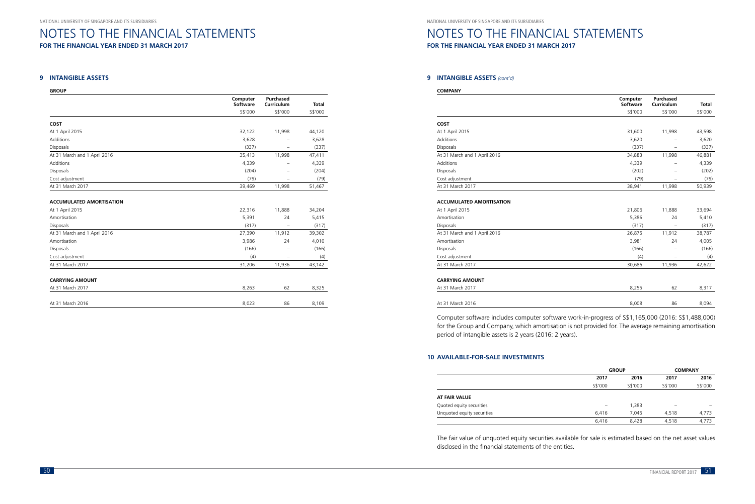## 9 INTANGIBLE ASSETS

**GROUP**

| | Computer Software | Purchased Curriculum | Total |
|---|---|---|---|
| | S$'000 | S$'000 | S$'000 |
| **COST** | | | |
| At 1 April 2015 | 32,122 | 11,998 | 44,120 |
| Additions | 3,628 | – | 3,628 |
| Disposals | (337) | – | (337) |
| At 31 March and 1 April 2016 | 35,413 | 11,998 | 47,411 |
| Additions | 4,339 | – | 4,339 |
| Disposals | (204) | – | (204) |
| Cost adjustment | (79) | – | (79) |
| At 31 March 2017 | 39,469 | 11,998 | 51,467 |
| **ACCUMULATED AMORTISATION** | | | |
| At 1 April 2015 | 22,316 | 11,888 | 34,204 |
| Amortisation | 5,391 | 24 | 5,415 |
| Disposals | (317) | – | (317) |
| At 31 March and 1 April 2016 | 27,390 | 11,912 | 39,302 |
| Amortisation | 3,986 | 24 | 4,010 |
| Disposals | (166) | – | (166) |
| Cost adjustment | (4) | – | (4) |
| At 31 March 2017 | 31,206 | 11,936 | 43,142 |
| **CARRYING AMOUNT** | | | |
| At 31 March 2017 | 8,263 | 62 | 8,325 |
| At 31 March 2016 | 8,023 | 86 | 8,109 |

## 9 INTANGIBLE ASSETS *(cont'd)*

**COMPANY**

| | Computer Software | Purchased Curriculum | Total |
|---|---|---|---|
| | S$'000 | S$'000 | S$'000 |
| **COST** | | | |
| At 1 April 2015 | 31,600 | 11,998 | 43,598 |
| Additions | 3,620 | – | 3,620 |
| Disposals | (337) | – | (337) |
| At 31 March and 1 April 2016 | 34,883 | 11,998 | 46,881 |
| Additions | 4,339 | – | 4,339 |
| Disposals | (202) | – | (202) |
| Cost adjustment | (79) | – | (79) |
| At 31 March 2017 | 38,941 | 11,998 | 50,939 |
| **ACCUMULATED AMORTISATION** | | | |
| At 1 April 2015 | 21,806 | 11,888 | 33,694 |
| Amortisation | 5,386 | 24 | 5,410 |
| Disposals | (317) | – | (317) |
| At 31 March and 1 April 2016 | 26,875 | 11,912 | 38,787 |
| Amortisation | 3,981 | 24 | 4,005 |
| Disposals | (166) | – | (166) |
| Cost adjustment | (4) | – | (4) |
| At 31 March 2017 | 30,686 | 11,936 | 42,622 |
| **CARRYING AMOUNT** | | | |
| At 31 March 2017 | 8,255 | 62 | 8,317 |
| At 31 March 2016 | 8,008 | 86 | 8,094 |

Computer software includes computer software work-in-progress of S$1,165,000 (2016: S$1,488,000) for the Group and Company, which amortisation is not provided for. The average remaining amortisation period of intangible assets is 2 years (2016: 2 years).

## 10 AVAILABLE-FOR-SALE INVESTMENTS

| | GROUP | | COMPANY | |
|---|---|---|---|---|
| | 2017 | 2016 | 2017 | 2016 |
| | S$'000 | S$'000 | S$'000 | S$'000 |
| **AT FAIR VALUE** | | | | |
| Quoted equity securities | – | 1,383 | – | – |
| Unquoted equity securities | 6,416 | 7,045 | 4,518 | 4,773 |
| | 6,416 | 8,428 | 4,518 | 4,773 |

The fair value of unquoted equity securities available for sale is estimated based on the net asset values disclosed in the financial statements of the entities.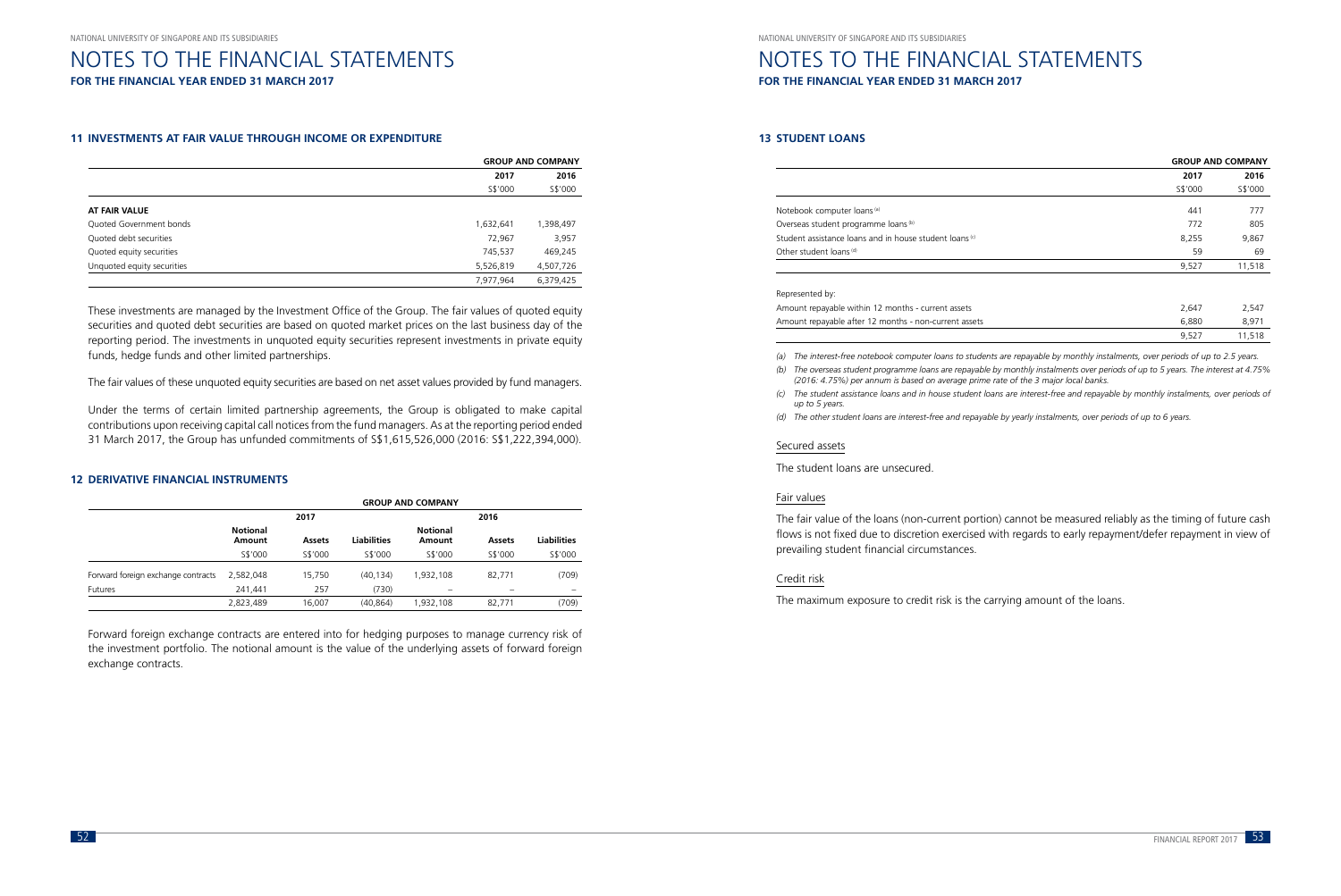## 11 INVESTMENTS AT FAIR VALUE THROUGH INCOME OR EXPENDITURE

| | GROUP AND COMPANY | |
|---|---|---|
| | 2017 | 2016 |
| | S$'000 | S$'000 |
| **AT FAIR VALUE** | | |
| Quoted Government bonds | 1,632,641 | 1,398,497 |
| Quoted debt securities | 72,967 | 3,957 |
| Quoted equity securities | 745,537 | 469,245 |
| Unquoted equity securities | 5,526,819 | 4,507,726 |
| | 7,977,964 | 6,379,425 |

These investments are managed by the Investment Office of the Group. The fair values of quoted equity securities and quoted debt securities are based on quoted market prices on the last business day of the reporting period. The investments in unquoted equity securities represent investments in private equity funds, hedge funds and other limited partnerships.

The fair values of these unquoted equity securities are based on net asset values provided by fund managers.

Under the terms of certain limited partnership agreements, the Group is obligated to make capital contributions upon receiving capital call notices from the fund managers. As at the reporting period ended 31 March 2017, the Group has unfunded commitments of S$1,615,526,000 (2016: S$1,222,394,000).

## 12 DERIVATIVE FINANCIAL INSTRUMENTS

| | GROUP AND COMPANY | | | | | |
|---|---|---|---|---|---|---|
| | 2017 | | | 2016 | | |
| | Notional Amount | Assets | Liabilities | Notional Amount | Assets | Liabilities |
| | S$'000 | S$'000 | S$'000 | S$'000 | S$'000 | S$'000 |
| Forward foreign exchange contracts | 2,582,048 | 15,750 | (40,134) | 1,932,108 | 82,771 | (709) |
| Futures | 241,441 | 257 | (730) | – | – | – |
| | 2,823,489 | 16,007 | (40,864) | 1,932,108 | 82,771 | (709) |

Forward foreign exchange contracts are entered into for hedging purposes to manage currency risk of the investment portfolio. The notional amount is the value of the underlying assets of forward foreign exchange contracts.

## 13 STUDENT LOANS

| | GROUP AND COMPANY | |
|---|---|---|
| | 2017 | 2016 |
| | S$'000 | S$'000 |
| Notebook computer loans [a] | 441 | 777 |
| Overseas student programme loans [b] | 772 | 805 |
| Student assistance loans and in house student loans [c] | 8,255 | 9,867 |
| Other student loans [d] | 59 | 69 |
| | 9,527 | 11,518 |
| Represented by: | | |
| Amount repayable within 12 months - current assets | 2,647 | 2,547 |
| Amount repayable after 12 months - non-current assets | 6,880 | 8,971 |
| | 9,527 | 11,518 |

*(a) The interest-free notebook computer loans to students are repayable by monthly instalments, over periods of up to 2.5 years.*

*(b) The overseas student programme loans are repayable by monthly instalments over periods of up to 5 years. The interest at 4.75% (2016: 4.75%) per annum is based on average prime rate of the 3 major local banks.*

*(c) The student assistance loans and in house student loans are interest-free and repayable by monthly instalments, over periods of up to 5 years.*

*(d) The other student loans are interest-free and repayable by yearly instalments, over periods of up to 6 years.*

### Secured assets

The student loans are unsecured.

### Fair values

The fair value of the loans (non-current portion) cannot be measured reliably as the timing of future cash flows is not fixed due to discretion exercised with regards to early repayment/defer repayment in view of prevailing student financial circumstances.

### Credit risk

The maximum exposure to credit risk is the carrying amount of the loans.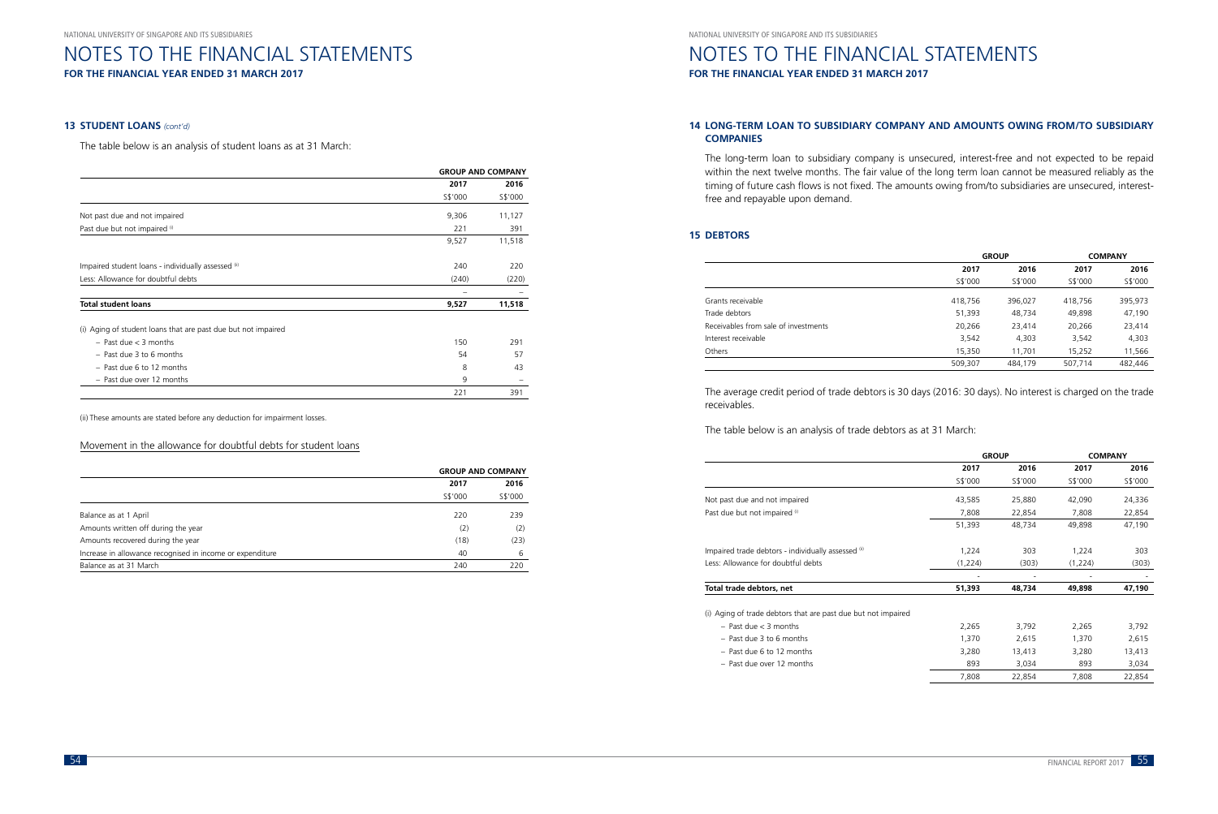## 13 STUDENT LOANS *(cont'd)*

The table below is an analysis of student loans as at 31 March:

| | GROUP AND COMPANY | |
|---|---|---|
| | 2017 | 2016 |
| | S$'000 | S$'000 |
| Not past due and not impaired | 9,306 | 11,127 |
| Past due but not impaired [i] | 221 | 391 |
| | 9,527 | 11,518 |
| Impaired student loans - individually assessed [ii] | 240 | 220 |
| Less: Allowance for doubtful debts | (240) | (220) |
| | – | – |
| **Total student loans** | **9,527** | **11,518** |
| (i) Aging of student loans that are past due but not impaired | | |
| – Past due < 3 months | 150 | 291 |
| – Past due 3 to 6 months | 54 | 57 |
| – Past due 6 to 12 months | 8 | 43 |
| – Past due over 12 months | 9 | – |
| | 221 | 391 |

(ii) These amounts are stated before any deduction for impairment losses.

### Movement in the allowance for doubtful debts for student loans

| | GROUP AND COMPANY | |
|---|---|---|
| | 2017 | 2016 |
| | S$'000 | S$'000 |
| Balance as at 1 April | 220 | 239 |
| Amounts written off during the year | (2) | (2) |
| Amounts recovered during the year | (18) | (23) |
| Increase in allowance recognised in income or expenditure | 40 | 6 |
| Balance as at 31 March | 240 | 220 |

## 14 LONG-TERM LOAN TO SUBSIDIARY COMPANY AND AMOUNTS OWING FROM/TO SUBSIDIARY COMPANIES

The long-term loan to subsidiary company is unsecured, interest-free and not expected to be repaid within the next twelve months. The fair value of the long term loan cannot be measured reliably as the timing of future cash flows is not fixed. The amounts owing from/to subsidiaries are unsecured, interest-free and repayable upon demand.

## 15 DEBTORS

| | GROUP | | COMPANY | |
|---|---|---|---|---|
| | 2017 | 2016 | 2017 | 2016 |
| | S$'000 | S$'000 | S$'000 | S$'000 |
| Grants receivable | 418,756 | 396,027 | 418,756 | 395,973 |
| Trade debtors | 51,393 | 48,734 | 49,898 | 47,190 |
| Receivables from sale of investments | 20,266 | 23,414 | 20,266 | 23,414 |
| Interest receivable | 3,542 | 4,303 | 3,542 | 4,303 |
| Others | 15,350 | 11,701 | 15,252 | 11,566 |
| | 509,307 | 484,179 | 507,714 | 482,446 |

The average credit period of trade debtors is 30 days (2016: 30 days). No interest is charged on the trade receivables.

The table below is an analysis of trade debtors as at 31 March:

| | GROUP | | COMPANY | |
|---|---|---|---|---|
| | 2017 | 2016 | 2017 | 2016 |
| | S$'000 | S$'000 | S$'000 | S$'000 |
| Not past due and not impaired | 43,585 | 25,880 | 42,090 | 24,336 |
| Past due but not impaired [i] | 7,808 | 22,854 | 7,808 | 22,854 |
| | 51,393 | 48,734 | 49,898 | 47,190 |
| Impaired trade debtors - individually assessed [ii] | 1,224 | 303 | 1,224 | 303 |
| Less: Allowance for doubtful debts | (1,224) | (303) | (1,224) | (303) |
| | - | - | - | - |
| **Total trade debtors, net** | **51,393** | **48,734** | **49,898** | **47,190** |
| (i) Aging of trade debtors that are past due but not impaired | | | | |
| – Past due < 3 months | 2,265 | 3,792 | 2,265 | 3,792 |
| – Past due 3 to 6 months | 1,370 | 2,615 | 1,370 | 2,615 |
| – Past due 6 to 12 months | 3,280 | 13,413 | 3,280 | 13,413 |
| – Past due over 12 months | 893 | 3,034 | 893 | 3,034 |
| | 7,808 | 22,854 | 7,808 | 22,854 |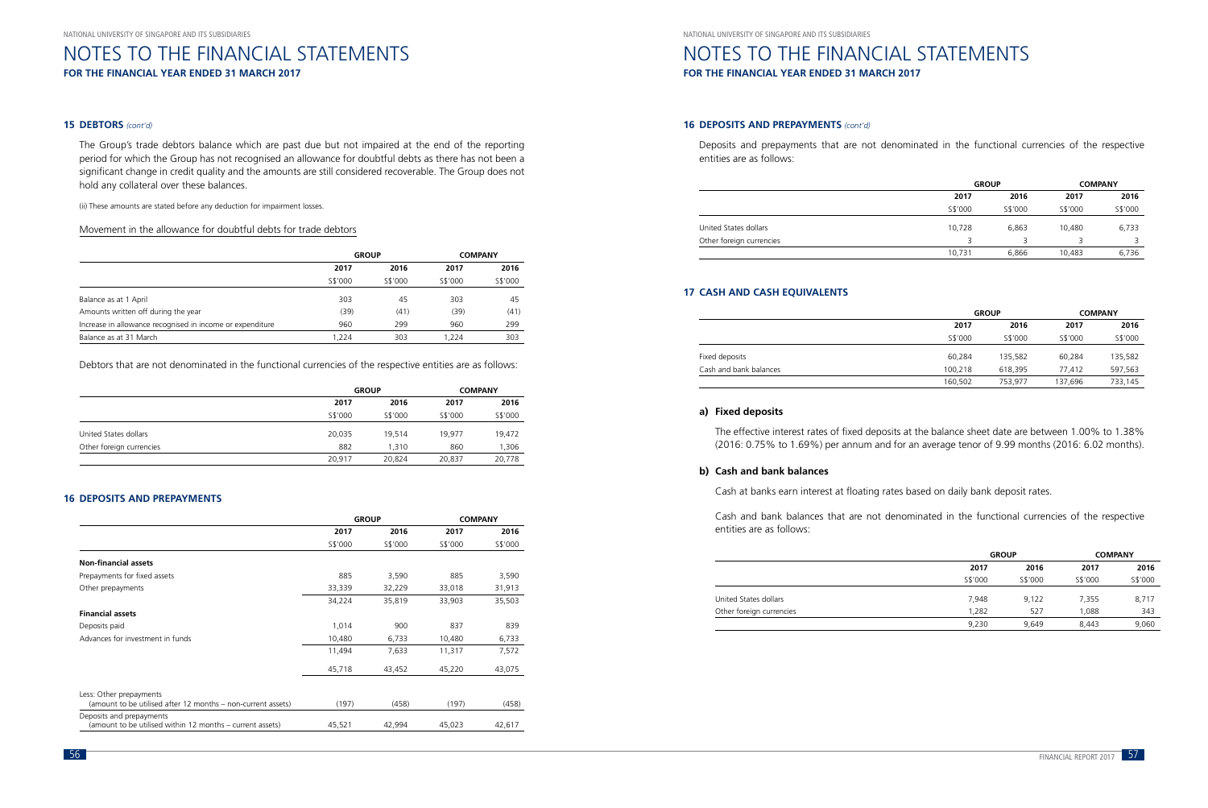# NOTES TO THE FINANCIAL STATEMENTS

**FOR THE FINANCIAL YEAR ENDED 31 MARCH 2017**

## 15 DEBTORS *(cont'd)*

The Group's trade debtors balance which are past due but not impaired at the end of the reporting period for which the Group has not recognised an allowance for doubtful debts as there has not been a significant change in credit quality and the amounts are still considered recoverable. The Group does not hold any collateral over these balances.

(ii) These amounts are stated before any deduction for impairment losses.

### Movement in the allowance for doubtful debts for trade debtors

| | GROUP | | COMPANY | |
|---|---|---|---|---|
| | 2017 | 2016 | 2017 | 2016 |
| | S$'000 | S$'000 | S$'000 | S$'000 |
| Balance as at 1 April | 303 | 45 | 303 | 45 |
| Amounts written off during the year | (39) | (41) | (39) | (41) |
| Increase in allowance recognised in income or expenditure | 960 | 299 | 960 | 299 |
| Balance as at 31 March | 1,224 | 303 | 1,224 | 303 |

Debtors that are not denominated in the functional currencies of the respective entities are as follows:

| | GROUP | | COMPANY | |
|---|---|---|---|---|
| | 2017 | 2016 | 2017 | 2016 |
| | S$'000 | S$'000 | S$'000 | S$'000 |
| United States dollars | 20,035 | 19,514 | 19,977 | 19,472 |
| Other foreign currencies | 882 | 1,310 | 860 | 1,306 |
| | 20,917 | 20,824 | 20,837 | 20,778 |

## 16 DEPOSITS AND PREPAYMENTS

| | GROUP | | COMPANY | |
|---|---|---|---|---|
| | 2017 | 2016 | 2017 | 2016 |
| | S$'000 | S$'000 | S$'000 | S$'000 |
| **Non-financial assets** | | | | |
| Prepayments for fixed assets | 885 | 3,590 | 885 | 3,590 |
| Other prepayments | 33,339 | 32,229 | 33,018 | 31,913 |
| | 34,224 | 35,819 | 33,903 | 35,503 |
| **Financial assets** | | | | |
| Deposits paid | 1,014 | 900 | 837 | 839 |
| Advances for investment in funds | 10,480 | 6,733 | 10,480 | 6,733 |
| | 11,494 | 7,633 | 11,317 | 7,572 |
| | 45,718 | 43,452 | 45,220 | 43,075 |
| Less: Other prepayments (amount to be utilised after 12 months – non-current assets) | (197) | (458) | (197) | (458) |
| Deposits and prepayments (amount to be utilised within 12 months – current assets) | 45,521 | 42,994 | 45,023 | 42,617 |

## 16 DEPOSITS AND PREPAYMENTS *(cont'd)*

Deposits and prepayments that are not denominated in the functional currencies of the respective entities are as follows:

| | GROUP | | COMPANY | |
|---|---|---|---|---|
| | 2017 | 2016 | 2017 | 2016 |
| | S$'000 | S$'000 | S$'000 | S$'000 |
| United States dollars | 10,728 | 6,863 | 10,480 | 6,733 |
| Other foreign currencies | 3 | 3 | 3 | 3 |
| | 10,731 | 6,866 | 10,483 | 6,736 |

## 17 CASH AND CASH EQUIVALENTS

| | GROUP | | COMPANY | |
|---|---|---|---|---|
| | 2017 | 2016 | 2017 | 2016 |
| | S$'000 | S$'000 | S$'000 | S$'000 |
| Fixed deposits | 60,284 | 135,582 | 60,284 | 135,582 |
| Cash and bank balances | 100,218 | 618,395 | 77,412 | 597,563 |
| | 160,502 | 753,977 | 137,696 | 733,145 |

### a) Fixed deposits

The effective interest rates of fixed deposits at the balance sheet date are between 1.00% to 1.38% (2016: 0.75% to 1.69%) per annum and for an average tenor of 9.99 months (2016: 6.02 months).

### b) Cash and bank balances

Cash at banks earn interest at floating rates based on daily bank deposit rates.

Cash and bank balances that are not denominated in the functional currencies of the respective entities are as follows:

| | GROUP | | COMPANY | |
|---|---|---|---|---|
| | 2017 | 2016 | 2017 | 2016 |
| | S$'000 | S$'000 | S$'000 | S$'000 |
| United States dollars | 7,948 | 9,122 | 7,355 | 8,717 |
| Other foreign currencies | 1,282 | 527 | 1,088 | 343 |
| | 9,230 | 9,649 | 8,443 | 9,060 |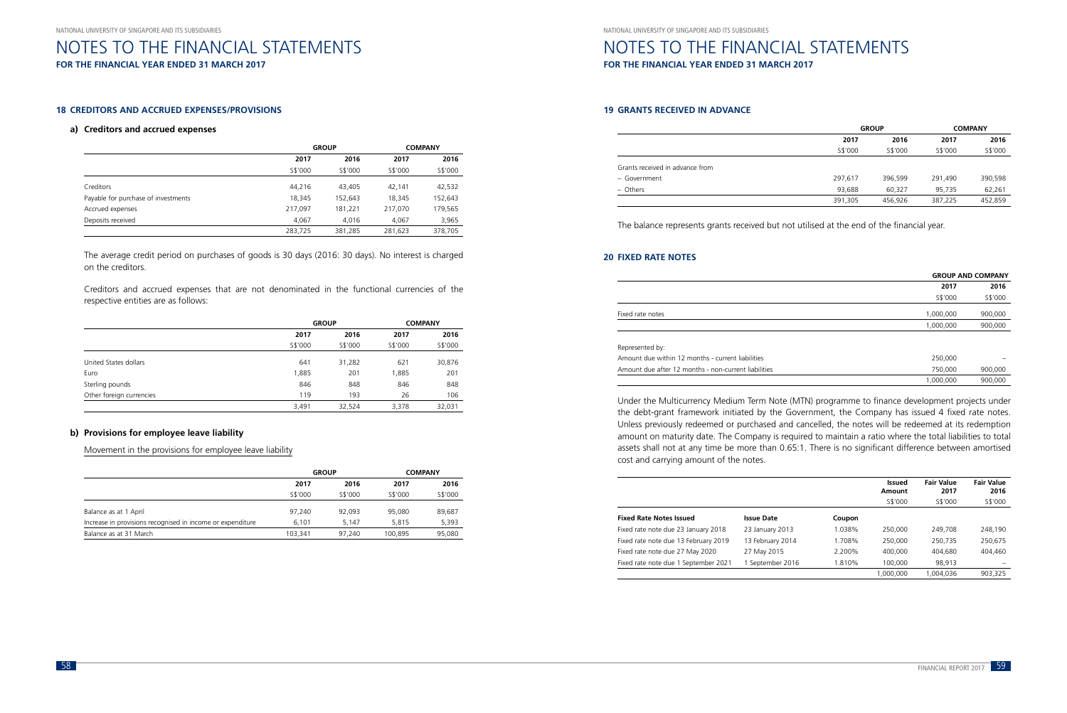## 18 CREDITORS AND ACCRUED EXPENSES/PROVISIONS

### a) Creditors and accrued expenses

| | GROUP | | COMPANY | |
|---|---|---|---|---|
| | 2017 | 2016 | 2017 | 2016 |
| | S$'000 | S$'000 | S$'000 | S$'000 |
| Creditors | 44,216 | 43,405 | 42,141 | 42,532 |
| Payable for purchase of investments | 18,345 | 152,643 | 18,345 | 152,643 |
| Accrued expenses | 217,097 | 181,221 | 217,070 | 179,565 |
| Deposits received | 4,067 | 4,016 | 4,067 | 3,965 |
| | 283,725 | 381,285 | 281,623 | 378,705 |

The average credit period on purchases of goods is 30 days (2016: 30 days). No interest is charged on the creditors.

Creditors and accrued expenses that are not denominated in the functional currencies of the respective entities are as follows:

| | GROUP | | COMPANY | |
|---|---|---|---|---|
| | 2017 | 2016 | 2017 | 2016 |
| | S$'000 | S$'000 | S$'000 | S$'000 |
| United States dollars | 641 | 31,282 | 621 | 30,876 |
| Euro | 1,885 | 201 | 1,885 | 201 |
| Sterling pounds | 846 | 848 | 846 | 848 |
| Other foreign currencies | 119 | 193 | 26 | 106 |
| | 3,491 | 32,524 | 3,378 | 32,031 |

### b) Provisions for employee leave liability

Movement in the provisions for employee leave liability

| | GROUP | | COMPANY | |
|---|---|---|---|---|
| | 2017 | 2016 | 2017 | 2016 |
| | S$'000 | S$'000 | S$'000 | S$'000 |
| Balance as at 1 April | 97,240 | 92,093 | 95,080 | 89,687 |
| Increase in provisions recognised in income or expenditure | 6,101 | 5,147 | 5,815 | 5,393 |
| Balance as at 31 March | 103,341 | 97,240 | 100,895 | 95,080 |

## 19 GRANTS RECEIVED IN ADVANCE

| | GROUP | | COMPANY | |
|---|---|---|---|---|
| | 2017 | 2016 | 2017 | 2016 |
| | S$'000 | S$'000 | S$'000 | S$'000 |
| Grants received in advance from | | | | |
| – Government | 297,617 | 396,599 | 291,490 | 390,598 |
| – Others | 93,688 | 60,327 | 95,735 | 62,261 |
| | 391,305 | 456,926 | 387,225 | 452,859 |

The balance represents grants received but not utilised at the end of the financial year.

## 20 FIXED RATE NOTES

| | GROUP AND COMPANY | |
|---|---|---|
| | 2017 | 2016 |
| | S$'000 | S$'000 |
| Fixed rate notes | 1,000,000 | 900,000 |
| | 1,000,000 | 900,000 |
| Represented by: | | |
| Amount due within 12 months - current liabilities | 250,000 | – |
| Amount due after 12 months - non-current liabilities | 750,000 | 900,000 |
| | 1,000,000 | 900,000 |

Under the Multicurrency Medium Term Note (MTN) programme to finance development projects under the debt-grant framework initiated by the Government, the Company has issued 4 fixed rate notes. Unless previously redeemed or purchased and cancelled, the notes will be redeemed at its redemption amount on maturity date. The Company is required to maintain a ratio where the total liabilities to total assets shall not at any time be more than 0.65:1. There is no significant difference between amortised cost and carrying amount of the notes.

| | | | Issued Amount | Fair Value 2017 | Fair Value 2016 |
|---|---|---|---|---|---|
| | | | S$'000 | S$'000 | S$'000 |
| **Fixed Rate Notes Issued** | **Issue Date** | **Coupon** | | | |
| Fixed rate note due 23 January 2018 | 23 January 2013 | 1.038% | 250,000 | 249,708 | 248,190 |
| Fixed rate note due 13 February 2019 | 13 February 2014 | 1.708% | 250,000 | 250,735 | 250,675 |
| Fixed rate note due 27 May 2020 | 27 May 2015 | 2.200% | 400,000 | 404,680 | 404,460 |
| Fixed rate note due 1 September 2021 | 1 September 2016 | 1.810% | 100,000 | 98,913 | – |
| | | | 1,000,000 | 1,004,036 | 903,325 |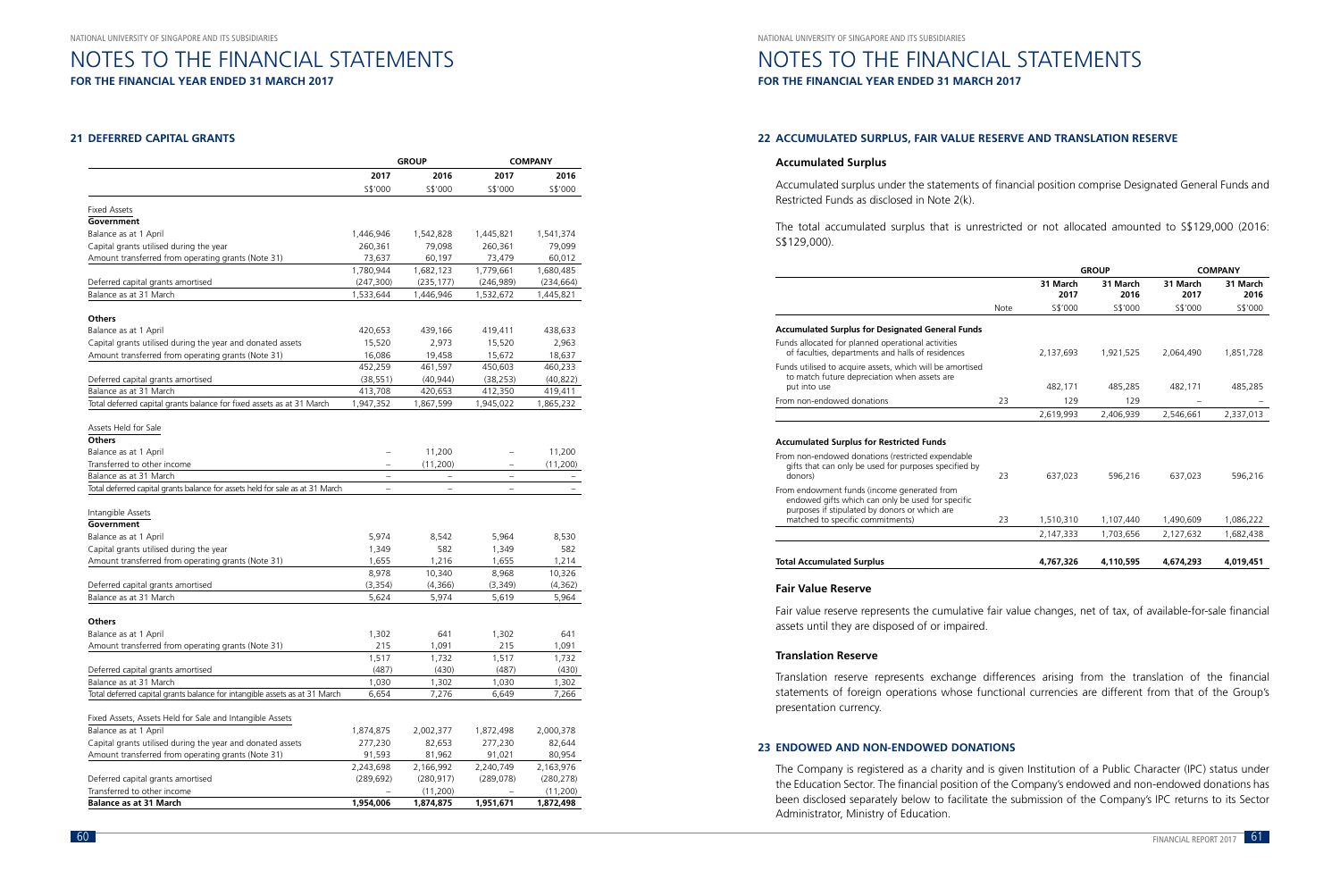# NOTES TO THE FINANCIAL STATEMENTS

**FOR THE FINANCIAL YEAR ENDED 31 MARCH 2017**

## 21 DEFERRED CAPITAL GRANTS

| | GROUP | | COMPANY | |
|---|---|---|---|---|
| | 2017 | 2016 | 2017 | 2016 |
| | S$'000 | S$'000 | S$'000 | S$'000 |
| Fixed Assets | | | | |
| **Government** | | | | |
| Balance as at 1 April | 1,446,946 | 1,542,828 | 1,445,821 | 1,541,374 |
| Capital grants utilised during the year | 260,361 | 79,098 | 260,361 | 79,099 |
| Amount transferred from operating grants (Note 31) | 73,637 | 60,197 | 73,479 | 60,012 |
| | 1,780,944 | 1,682,123 | 1,779,661 | 1,680,485 |
| Deferred capital grants amortised | (247,300) | (235,177) | (246,989) | (234,664) |
| Balance as at 31 March | 1,533,644 | 1,446,946 | 1,532,672 | 1,445,821 |
| **Others** | | | | |
| Balance as at 1 April | 420,653 | 439,166 | 419,411 | 438,633 |
| Capital grants utilised during the year and donated assets | 15,520 | 2,973 | 15,520 | 2,963 |
| Amount transferred from operating grants (Note 31) | 16,086 | 19,458 | 15,672 | 18,637 |
| | 452,259 | 461,597 | 450,603 | 460,233 |
| Deferred capital grants amortised | (38,551) | (40,944) | (38,253) | (40,822) |
| Balance as at 31 March | 413,708 | 420,653 | 412,350 | 419,411 |
| Total deferred capital grants balance for fixed assets as at 31 March | 1,947,352 | 1,867,599 | 1,945,022 | 1,865,232 |
| Assets Held for Sale | | | | |
| **Others** | | | | |
| Balance as at 1 April | – | 11,200 | – | 11,200 |
| Transferred to other income | – | (11,200) | – | (11,200) |
| Balance as at 31 March | – | – | – | – |
| Total deferred capital grants balance for assets held for sale as at 31 March | – | – | – | – |
| Intangible Assets | | | | |
| **Government** | | | | |
| Balance as at 1 April | 5,974 | 8,542 | 5,964 | 8,530 |
| Capital grants utilised during the year | 1,349 | 582 | 1,349 | 582 |
| Amount transferred from operating grants (Note 31) | 1,655 | 1,216 | 1,655 | 1,214 |
| | 8,978 | 10,340 | 8,968 | 10,326 |
| Deferred capital grants amortised | (3,354) | (4,366) | (3,349) | (4,362) |
| Balance as at 31 March | 5,624 | 5,974 | 5,619 | 5,964 |
| **Others** | | | | |
| Balance as at 1 April | 1,302 | 641 | 1,302 | 641 |
| Amount transferred from operating grants (Note 31) | 215 | 1,091 | 215 | 1,091 |
| | 1,517 | 1,732 | 1,517 | 1,732 |
| Deferred capital grants amortised | (487) | (430) | (487) | (430) |
| Balance as at 31 March | 1,030 | 1,302 | 1,030 | 1,302 |
| Total deferred capital grants balance for intangible assets as at 31 March | 6,654 | 7,276 | 6,649 | 7,266 |
| Fixed Assets, Assets Held for Sale and Intangible Assets | | | | |
| Balance as at 1 April | 1,874,875 | 2,002,377 | 1,872,498 | 2,000,378 |
| Capital grants utilised during the year and donated assets | 277,230 | 82,653 | 277,230 | 82,644 |
| Amount transferred from operating grants (Note 31) | 91,593 | 81,962 | 91,021 | 80,954 |
| | 2,243,698 | 2,166,992 | 2,240,749 | 2,163,976 |
| Deferred capital grants amortised | (289,692) | (280,917) | (289,078) | (280,278) |
| Transferred to other income | – | (11,200) | – | (11,200) |
| **Balance as at 31 March** | **1,954,006** | **1,874,875** | **1,951,671** | **1,872,498** |

## 22 ACCUMULATED SURPLUS, FAIR VALUE RESERVE AND TRANSLATION RESERVE

### Accumulated Surplus

Accumulated surplus under the statements of financial position comprise Designated General Funds and Restricted Funds as disclosed in Note 2(k).

The total accumulated surplus that is unrestricted or not allocated amounted to S$129,000 (2016: S$129,000).

| | | GROUP | | COMPANY | |
|---|---|---|---|---|---|
| | | 31 March 2017 | 31 March 2016 | 31 March 2017 | 31 March 2016 |
| | Note | S$'000 | S$'000 | S$'000 | S$'000 |
| **Accumulated Surplus for Designated General Funds** | | | | | |
| Funds allocated for planned operational activities of faculties, departments and halls of residences | | 2,137,693 | 1,921,525 | 2,064,490 | 1,851,728 |
| Funds utilised to acquire assets, which will be amortised to match future depreciation when assets are put into use | | 482,171 | 485,285 | 482,171 | 485,285 |
| From non-endowed donations | 23 | 129 | 129 | – | – |
| | | 2,619,993 | 2,406,939 | 2,546,661 | 2,337,013 |
| **Accumulated Surplus for Restricted Funds** | | | | | |
| From non-endowed donations (restricted expendable gifts that can only be used for purposes specified by donors) | 23 | 637,023 | 596,216 | 637,023 | 596,216 |
| From endowment funds (income generated from endowed gifts which can only be used for specific purposes if stipulated by donors or which are matched to specific commitments) | 23 | 1,510,310 | 1,107,440 | 1,490,609 | 1,086,222 |
| | | 2,147,333 | 1,703,656 | 2,127,632 | 1,682,438 |
| **Total Accumulated Surplus** | | **4,767,326** | **4,110,595** | **4,674,293** | **4,019,451** |

### Fair Value Reserve

Fair value reserve represents the cumulative fair value changes, net of tax, of available-for-sale financial assets until they are disposed of or impaired.

### Translation Reserve

Translation reserve represents exchange differences arising from the translation of the financial statements of foreign operations whose functional currencies are different from that of the Group's presentation currency.

## 23 ENDOWED AND NON-ENDOWED DONATIONS

The Company is registered as a charity and is given Institution of a Public Character (IPC) status under the Education Sector. The financial position of the Company's endowed and non-endowed donations has been disclosed separately below to facilitate the submission of the Company's IPC returns to its Sector Administrator, Ministry of Education.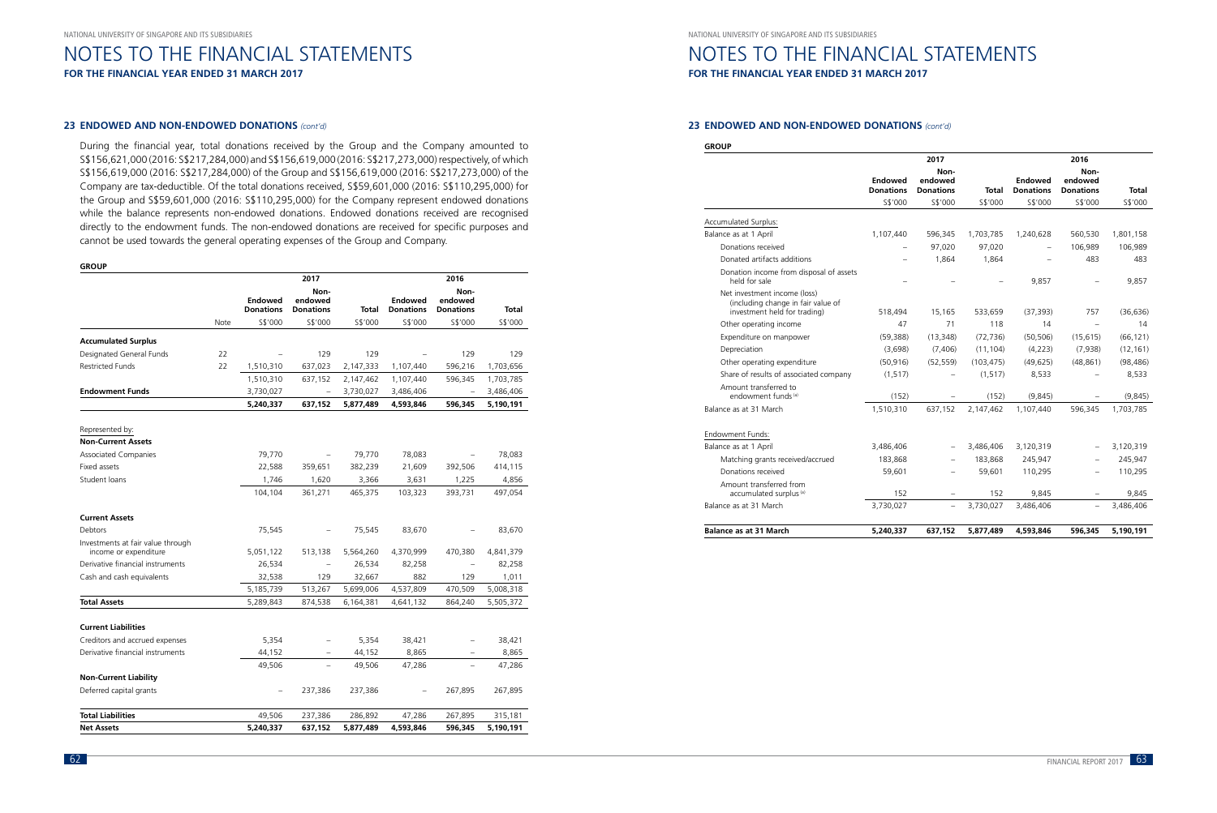# NOTES TO THE FINANCIAL STATEMENTS

**FOR THE FINANCIAL YEAR ENDED 31 MARCH 2017**

## 23 ENDOWED AND NON-ENDOWED DONATIONS *(cont'd)*

During the financial year, total donations received by the Group and the Company amounted to S$156,621,000 (2016: S$217,284,000) and S$156,619,000 (2016: S$217,273,000) respectively, of which S$156,619,000 (2016: S$217,284,000) of the Group and S$156,619,000 (2016: S$217,273,000) of the Company are tax-deductible. Of the total donations received, S$59,601,000 (2016: S$110,295,000) for the Group and S$59,601,000 (2016: S$110,295,000) for the Company represent endowed donations while the balance represents non-endowed donations. Endowed donations received are recognised directly to the endowment funds. The non-endowed donations are received for specific purposes and cannot be used towards the general operating expenses of the Group and Company.

**GROUP**

| | | 2017 | | | 2016 | | |
|---|---|---|---|---|---|---|---|
| | Note | Endowed Donations | Non-endowed Donations | Total | Endowed Donations | Non-endowed Donations | Total |
| | | S$'000 | S$'000 | S$'000 | S$'000 | S$'000 | S$'000 |
| **Accumulated Surplus** | | | | | | | |
| Designated General Funds | 22 | – | 129 | 129 | – | 129 | 129 |
| Restricted Funds | 22 | 1,510,310 | 637,023 | 2,147,333 | 1,107,440 | 596,216 | 1,703,656 |
| | | 1,510,310 | 637,152 | 2,147,462 | 1,107,440 | 596,345 | 1,703,785 |
| **Endowment Funds** | | 3,730,027 | – | 3,730,027 | 3,486,406 | – | 3,486,406 |
| | | **5,240,337** | **637,152** | **5,877,489** | **4,593,846** | **596,345** | **5,190,191** |
| Represented by: | | | | | | | |
| **Non-Current Assets** | | | | | | | |
| Associated Companies | | 79,770 | – | 79,770 | 78,083 | – | 78,083 |
| Fixed assets | | 22,588 | 359,651 | 382,239 | 21,609 | 392,506 | 414,115 |
| Student loans | | 1,746 | 1,620 | 3,366 | 3,631 | 1,225 | 4,856 |
| | | 104,104 | 361,271 | 465,375 | 103,323 | 393,731 | 497,054 |
| **Current Assets** | | | | | | | |
| Debtors | | 75,545 | – | 75,545 | 83,670 | – | 83,670 |
| Investments at fair value through income or expenditure | | 5,051,122 | 513,138 | 5,564,260 | 4,370,999 | 470,380 | 4,841,379 |
| Derivative financial instruments | | 26,534 | – | 26,534 | 82,258 | – | 82,258 |
| Cash and cash equivalents | | 32,538 | 129 | 32,667 | 882 | 129 | 1,011 |
| | | 5,185,739 | 513,267 | 5,699,006 | 4,537,809 | 470,509 | 5,008,318 |
| **Total Assets** | | 5,289,843 | 874,538 | 6,164,381 | 4,641,132 | 864,240 | 5,505,372 |
| **Current Liabilities** | | | | | | | |
| Creditors and accrued expenses | | 5,354 | – | 5,354 | 38,421 | – | 38,421 |
| Derivative financial instruments | | 44,152 | – | 44,152 | 8,865 | – | 8,865 |
| | | 49,506 | – | 49,506 | 47,286 | – | 47,286 |
| **Non-Current Liability** | | | | | | | |
| Deferred capital grants | | – | 237,386 | 237,386 | – | 267,895 | 267,895 |
| **Total Liabilities** | | 49,506 | 237,386 | 286,892 | 47,286 | 267,895 | 315,181 |
| **Net Assets** | | **5,240,337** | **637,152** | **5,877,489** | **4,593,846** | **596,345** | **5,190,191** |

**GROUP**

| | 2017 | | | 2016 | | |
|---|---|---|---|---|---|---|
| | Endowed Donations | Non-endowed Donations | Total | Endowed Donations | Non-endowed Donations | Total |
| | S$'000 | S$'000 | S$'000 | S$'000 | S$'000 | S$'000 |
| Accumulated Surplus: | | | | | | |
| Balance as at 1 April | 1,107,440 | 596,345 | 1,703,785 | 1,240,628 | 560,530 | 1,801,158 |
| Donations received | – | 97,020 | 97,020 | – | 106,989 | 106,989 |
| Donated artifacts additions | – | 1,864 | 1,864 | – | 483 | 483 |
| Donation income from disposal of assets held for sale | – | – | – | 9,857 | – | 9,857 |
| Net investment income (loss) (including change in fair value of investment held for trading) | 518,494 | 15,165 | 533,659 | (37,393) | 757 | (36,636) |
| Other operating income | 47 | 71 | 118 | 14 | – | 14 |
| Expenditure on manpower | (59,388) | (13,348) | (72,736) | (50,506) | (15,615) | (66,121) |
| Depreciation | (3,698) | (7,406) | (11,104) | (4,223) | (7,938) | (12,161) |
| Other operating expenditure | (50,916) | (52,559) | (103,475) | (49,625) | (48,861) | (98,486) |
| Share of results of associated company | (1,517) | – | (1,517) | 8,533 | – | 8,533 |
| Amount transferred to endowment funds [a] | (152) | – | (152) | (9,845) | – | (9,845) |
| Balance as at 31 March | 1,510,310 | 637,152 | 2,147,462 | 1,107,440 | 596,345 | 1,703,785 |
| Endowment Funds: | | | | | | |
| Balance as at 1 April | 3,486,406 | – | 3,486,406 | 3,120,319 | – | 3,120,319 |
| Matching grants received/accrued | 183,868 | – | 183,868 | 245,947 | – | 245,947 |
| Donations received | 59,601 | – | 59,601 | 110,295 | – | 110,295 |
| Amount transferred from accumulated surplus [a] | 152 | – | 152 | 9,845 | – | 9,845 |
| Balance as at 31 March | 3,730,027 | – | 3,730,027 | 3,486,406 | – | 3,486,406 |
| **Balance as at 31 March** | **5,240,337** | **637,152** | **5,877,489** | **4,593,846** | **596,345** | **5,190,191** |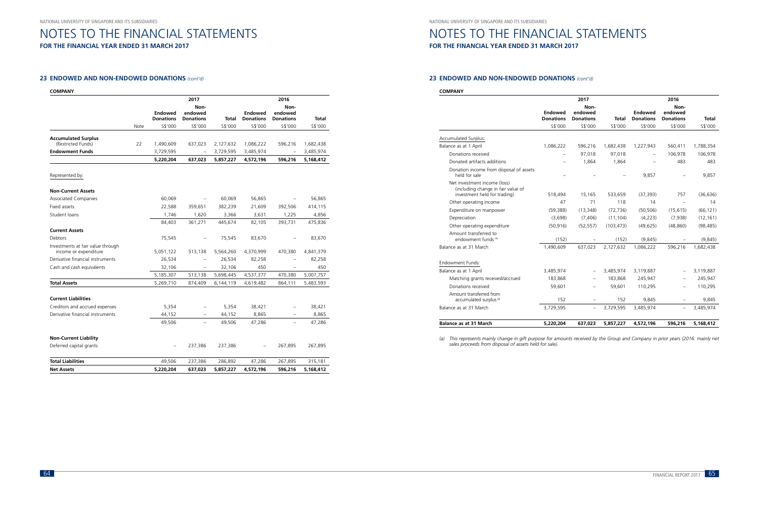# NOTES TO THE FINANCIAL STATEMENTS

**FOR THE FINANCIAL YEAR ENDED 31 MARCH 2017**

## 23 ENDOWED AND NON-ENDOWED DONATIONS *(cont'd)*

**COMPANY**

| | | 2017 | | | 2016 | | |
|---|---|---|---|---|---|---|---|
| | | **Endowed Donations** | **Non-endowed Donations** | **Total** | **Endowed Donations** | **Non-endowed Donations** | **Total** |
| | Note | S$'000 | S$'000 | S$'000 | S$'000 | S$'000 | S$'000 |
| **Accumulated Surplus** (Restricted Funds) | 22 | 1,490,609 | 637,023 | 2,127,632 | 1,086,222 | 596,216 | 1,682,438 |
| **Endowment Funds** | | 3,729,595 | – | 3,729,595 | 3,485,974 | – | 3,485,974 |
| | | **5,220,204** | **637,023** | **5,857,227** | **4,572,196** | **596,216** | **5,168,412** |
| Represented by: | | | | | | | |
| **Non-Current Assets** | | | | | | | |
| Associated Companies | | 60,069 | – | 60,069 | 56,865 | – | 56,865 |
| Fixed assets | | 22,588 | 359,651 | 382,239 | 21,609 | 392,506 | 414,115 |
| Student loans | | 1,746 | 1,620 | 3,366 | 3,631 | 1,225 | 4,856 |
| | | 84,403 | 361,271 | 445,674 | 82,105 | 393,731 | 475,836 |
| **Current Assets** | | | | | | | |
| Debtors | | 75,545 | – | 75,545 | 83,670 | – | 83,670 |
| Investments at fair value through income or expenditure | | 5,051,122 | 513,138 | 5,564,260 | 4,370,999 | 470,380 | 4,841,379 |
| Derivative financial instruments | | 26,534 | – | 26,534 | 82,258 | – | 82,258 |
| Cash and cash equivalents | | 32,106 | – | 32,106 | 450 | – | 450 |
| | | 5,185,307 | 513,138 | 5,698,445 | 4,537,377 | 470,380 | 5,007,757 |
| **Total Assets** | | 5,269,710 | 874,409 | 6,144,119 | 4,619,482 | 864,111 | 5,483,593 |
| **Current Liabilities** | | | | | | | |
| Creditors and accrued expenses | | 5,354 | – | 5,354 | 38,421 | – | 38,421 |
| Derivative financial instruments | | 44,152 | – | 44,152 | 8,865 | – | 8,865 |
| | | 49,506 | – | 49,506 | 47,286 | – | 47,286 |
| **Non-Current Liability** | | | | | | | |
| Deferred capital grants | | – | 237,386 | 237,386 | – | 267,895 | 267,895 |
| **Total Liabilities** | | 49,506 | 237,386 | 286,892 | 47,286 | 267,895 | 315,181 |
| **Net Assets** | | **5,220,204** | **637,023** | **5,857,227** | **4,572,196** | **596,216** | **5,168,412** |

# NOTES TO THE FINANCIAL STATEMENTS

**FOR THE FINANCIAL YEAR ENDED 31 MARCH 2017**

## 23 ENDOWED AND NON-ENDOWED DONATIONS *(cont'd)*

**COMPANY**

| | 2017 | | | 2016 | | |
|---|---|---|---|---|---|---|
| | **Endowed Donations** | **Non-endowed Donations** | **Total** | **Endowed Donations** | **Non-endowed Donations** | **Total** |
| | S$'000 | S$'000 | S$'000 | S$'000 | S$'000 | S$'000 |
| Accumulated Surplus: | | | | | | |
| Balance as at 1 April | 1,086,222 | 596,216 | 1,682,438 | 1,227,943 | 560,411 | 1,788,354 |
| Donations received | – | 97,018 | 97,018 | – | 106,978 | 106,978 |
| Donated artifacts additions | – | 1,864 | 1,864 | – | 483 | 483 |
| Donation income from disposal of assets held for sale | – | – | – | 9,857 | – | 9,857 |
| Net investment income (loss) (including change in fair value of investment held for trading) | 518,494 | 15,165 | 533,659 | (37,393) | 757 | (36,636) |
| Other operating income | 47 | 71 | 118 | 14 | – | 14 |
| Expenditure on manpower | (59,388) | (13,348) | (72,736) | (50,506) | (15,615) | (66,121) |
| Depreciation | (3,698) | (7,406) | (11,104) | (4,223) | (7,938) | (12,161) |
| Other operating expenditure | (50,916) | (52,557) | (103,473) | (49,625) | (48,860) | (98,485) |
| Amount transferred to endowment funds [(a)] | (152) | – | (152) | (9,845) | – | (9,845) |
| Balance as at 31 March | 1,490,609 | 637,023 | 2,127,632 | 1,086,222 | 596,216 | 1,682,438 |
| Endowment Funds: | | | | | | |
| Balance as at 1 April | 3,485,974 | – | 3,485,974 | 3,119,887 | – | 3,119,887 |
| Matching grants received/accrued | 183,868 | – | 183,868 | 245,947 | – | 245,947 |
| Donations received | 59,601 | – | 59,601 | 110,295 | – | 110,295 |
| Amount transferred from accumulated surplus [(a)] | 152 | – | 152 | 9,845 | – | 9,845 |
| Balance as at 31 March | 3,729,595 | – | 3,729,595 | 3,485,974 | – | 3,485,974 |
| **Balance as at 31 March** | **5,220,204** | **637,023** | **5,857,227** | **4,572,196** | **596,216** | **5,168,412** |

*(a) This represents mainly change in gift purpose for amounts received by the Group and Company in prior years (2016: mainly net sales proceeds from disposal of assets held for sale).*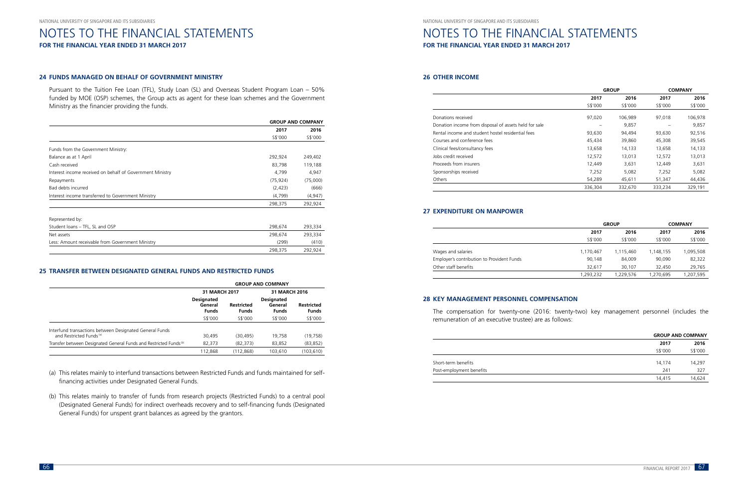## 24 FUNDS MANAGED ON BEHALF OF GOVERNMENT MINISTRY

Pursuant to the Tuition Fee Loan (TFL), Study Loan (SL) and Overseas Student Program Loan – 50% funded by MOE (OSP) schemes, the Group acts as agent for these loan schemes and the Government Ministry as the financier providing the funds.

| | GROUP AND COMPANY | |
|---|---|---|
| | 2017 | 2016 |
| | S$'000 | S$'000 |
| Funds from the Government Ministry: | | |
| Balance as at 1 April | 292,924 | 249,402 |
| Cash received | 83,798 | 119,188 |
| Interest income received on behalf of Government Ministry | 4,799 | 4,947 |
| Repayments | (75,924) | (75,000) |
| Bad debts incurred | (2,423) | (666) |
| Interest income transferred to Government Ministry | (4,799) | (4,947) |
| | 298,375 | 292,924 |
| Represented by: | | |
| Student loans – TFL, SL and OSP | 298,674 | 293,334 |
| Net assets | 298,674 | 293,334 |
| Less: Amount receivable from Government Ministry | (299) | (410) |
| | 298,375 | 292,924 |

## 25 TRANSFER BETWEEN DESIGNATED GENERAL FUNDS AND RESTRICTED FUNDS

| | GROUP AND COMPANY | | | |
|---|---|---|---|---|
| | 31 MARCH 2017 | | 31 MARCH 2016 | |
| | Designated General Funds | Restricted Funds | Designated General Funds | Restricted Funds |
| | S$'000 | S$'000 | S$'000 | S$'000 |
| Interfund transactions between Designated General Funds and Restricted Funds [(a)] | 30,495 | (30,495) | 19,758 | (19,758) |
| Transfer between Designated General Funds and Restricted Funds [(b)] | 82,373 | (82,373) | 83,852 | (83,852) |
| | 112,868 | (112,868) | 103,610 | (103,610) |

(a) This relates mainly to interfund transactions between Restricted Funds and funds maintained for self-financing activities under Designated General Funds.

(b) This relates mainly to transfer of funds from research projects (Restricted Funds) to a central pool (Designated General Funds) for indirect overheads recovery and to self-financing funds (Designated General Funds) for unspent grant balances as agreed by the grantors.

## 26 OTHER INCOME

| | GROUP | | COMPANY | |
|---|---|---|---|---|
| | 2017 | 2016 | 2017 | 2016 |
| | S$'000 | S$'000 | S$'000 | S$'000 |
| Donations received | 97,020 | 106,989 | 97,018 | 106,978 |
| Donation income from disposal of assets held for sale | – | 9,857 | – | 9,857 |
| Rental income and student hostel residential fees | 93,630 | 94,494 | 93,630 | 92,516 |
| Courses and conference fees | 45,434 | 39,860 | 45,308 | 39,545 |
| Clinical fees/consultancy fees | 13,658 | 14,133 | 13,658 | 14,133 |
| Jobs credit received | 12,572 | 13,013 | 12,572 | 13,013 |
| Proceeds from insurers | 12,449 | 3,631 | 12,449 | 3,631 |
| Sponsorships received | 7,252 | 5,082 | 7,252 | 5,082 |
| Others | 54,289 | 45,611 | 51,347 | 44,436 |
| | 336,304 | 332,670 | 333,234 | 329,191 |

## 27 EXPENDITURE ON MANPOWER

| | GROUP | | COMPANY | |
|---|---|---|---|---|
| | 2017 | 2016 | 2017 | 2016 |
| | S$'000 | S$'000 | S$'000 | S$'000 |
| Wages and salaries | 1,170,467 | 1,115,460 | 1,148,155 | 1,095,508 |
| Employer's contribution to Provident Funds | 90,148 | 84,009 | 90,090 | 82,322 |
| Other staff benefits | 32,617 | 30,107 | 32,450 | 29,765 |
| | 1,293,232 | 1,229,576 | 1,270,695 | 1,207,595 |

## 28 KEY MANAGEMENT PERSONNEL COMPENSATION

The compensation for twenty-one (2016: twenty-two) key management personnel (includes the remuneration of an executive trustee) are as follows:

| | GROUP AND COMPANY | |
|---|---|---|
| | 2017 | 2016 |
| | S$'000 | S$'000 |
| Short-term benefits | 14,174 | 14,297 |
| Post-employment benefits | 241 | 327 |
| | 14,415 | 14,624 |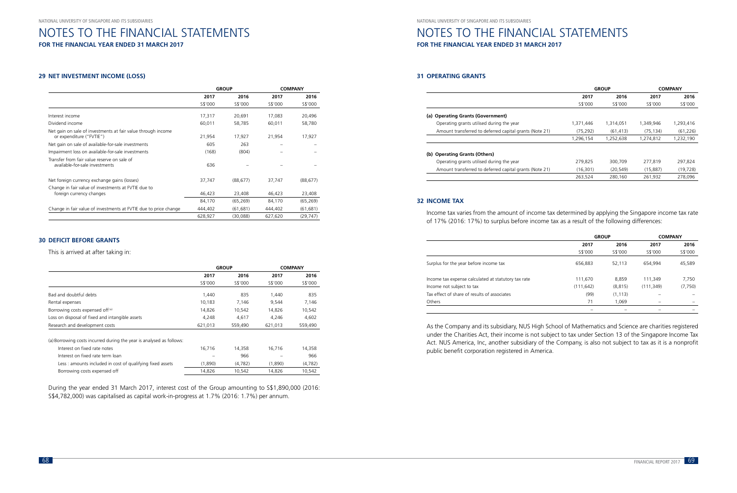## 29 NET INVESTMENT INCOME (LOSS)

| | GROUP | | COMPANY | |
|---|---|---|---|---|
| | 2017 | 2016 | 2017 | 2016 |
| | S$'000 | S$'000 | S$'000 | S$'000 |
| Interest income | 17,317 | 20,691 | 17,083 | 20,496 |
| Dividend income | 60,011 | 58,785 | 60,011 | 58,780 |
| Net gain on sale of investments at fair value through income or expenditure ("FVTIE") | 21,954 | 17,927 | 21,954 | 17,927 |
| Net gain on sale of available-for-sale investments | 605 | 263 | – | – |
| Impairment loss on available-for-sale investments | (168) | (804) | – | – |
| Transfer from fair value reserve on sale of available-for-sale investments | 636 | – | – | – |
| Net foreign currency exchange gains (losses) | 37,747 | (88,677) | 37,747 | (88,677) |
| Change in fair value of investments at FVTIE due to foreign currency changes | 46,423 | 23,408 | 46,423 | 23,408 |
| | 84,170 | (65,269) | 84,170 | (65,269) |
| Change in fair value of investments at FVTIE due to price change | 444,402 | (61,681) | 444,402 | (61,681) |
| | 628,927 | (30,088) | 627,620 | (29,747) |

## 30 DEFICIT BEFORE GRANTS

This is arrived at after taking in:

| | GROUP | | COMPANY | |
|---|---|---|---|---|
| | 2017 | 2016 | 2017 | 2016 |
| | S$'000 | S$'000 | S$'000 | S$'000 |
| Bad and doubtful debts | 1,440 | 835 | 1,440 | 835 |
| Rental expenses | 10,183 | 7,146 | 9,544 | 7,146 |
| Borrowing costs expensed off [a] | 14,826 | 10,542 | 14,826 | 10,542 |
| Loss on disposal of fixed and intangible assets | 4,248 | 4,617 | 4,246 | 4,602 |
| Research and development costs | 621,013 | 559,490 | 621,013 | 559,490 |
| (a) Borrowing costs incurred during the year is analysed as follows: | | | | |
| Interest on fixed rate notes | 16,716 | 14,358 | 16,716 | 14,358 |
| Interest on fixed rate term loan | – | 966 | – | 966 |
| Less : amounts included in cost of qualifying fixed assets | (1,890) | (4,782) | (1,890) | (4,782) |
| Borrowing costs expensed off | 14,826 | 10,542 | 14,826 | 10,542 |

During the year ended 31 March 2017, interest cost of the Group amounting to S$1,890,000 (2016: S$4,782,000) was capitalised as capital work-in-progress at 1.7% (2016: 1.7%) per annum.

## 31 OPERATING GRANTS

| | GROUP | | COMPANY | |
|---|---|---|---|---|
| | 2017 | 2016 | 2017 | 2016 |
| | S$'000 | S$'000 | S$'000 | S$'000 |
| **(a) Operating Grants (Government)** | | | | |
| Operating grants utilised during the year | 1,371,446 | 1,314,051 | 1,349,946 | 1,293,416 |
| Amount transferred to deferred capital grants (Note 21) | (75,292) | (61,413) | (75,134) | (61,226) |
| | 1,296,154 | 1,252,638 | 1,274,812 | 1,232,190 |
| **(b) Operating Grants (Others)** | | | | |
| Operating grants utilised during the year | 279,825 | 300,709 | 277,819 | 297,824 |
| Amount transferred to deferred capital grants (Note 21) | (16,301) | (20,549) | (15,887) | (19,728) |
| | 263,524 | 280,160 | 261,932 | 278,096 |

## 32 INCOME TAX

Income tax varies from the amount of income tax determined by applying the Singapore income tax rate of 17% (2016: 17%) to surplus before income tax as a result of the following differences:

| | GROUP | | COMPANY | |
|---|---|---|---|---|
| | 2017 | 2016 | 2017 | 2016 |
| | S$'000 | S$'000 | S$'000 | S$'000 |
| Surplus for the year before income tax | 656,883 | 52,113 | 654,994 | 45,589 |
| Income tax expense calculated at statutory tax rate | 111,670 | 8,859 | 111,349 | 7,750 |
| Income not subject to tax | (111,642) | (8,815) | (111,349) | (7,750) |
| Tax effect of share of results of associates | (99) | (1,113) | – | – |
| Others | 71 | 1,069 | – | – |
| | – | – | – | – |

As the Company and its subsidiary, NUS High School of Mathematics and Science are charities registered under the Charities Act, their income is not subject to tax under Section 13 of the Singapore Income Tax Act. NUS America, Inc, another subsidiary of the Company, is also not subject to tax as it is a nonprofit public benefit corporation registered in America.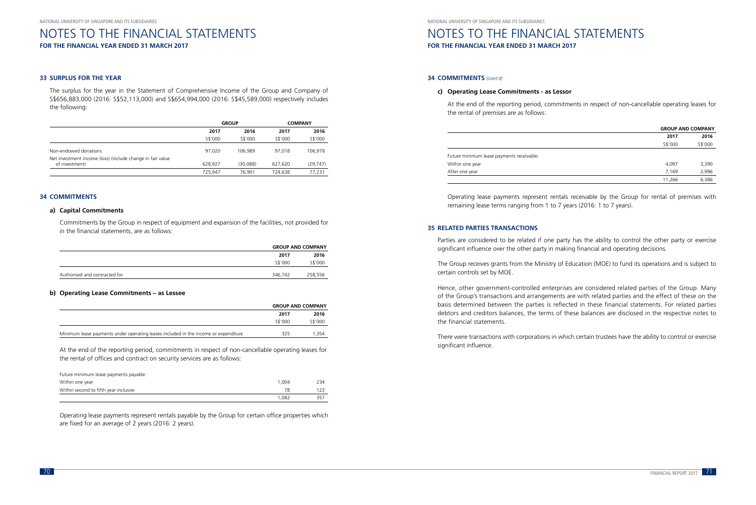## 33 SURPLUS FOR THE YEAR

The surplus for the year in the Statement of Comprehensive Income of the Group and Company of S$656,883,000 (2016: S$52,113,000) and S$654,994,000 (2016: S$45,589,000) respectively includes the following:

| | GROUP | | COMPANY | |
|---|---|---|---|---|
| | 2017 | 2016 | 2017 | 2016 |
| | S$'000 | S$'000 | S$'000 | S$'000 |
| Non-endowed donations | 97,020 | 106,989 | 97,018 | 106,978 |
| Net investment income (loss) (include change in fair value of investment) | 628,927 | (30,088) | 627,620 | (29,747) |
| | 725,947 | 76,901 | 724,638 | 77,231 |

## 34 COMMITMENTS

### a) Capital Commitments

Commitments by the Group in respect of equipment and expansion of the facilities, not provided for in the financial statements, are as follows:

| | GROUP AND COMPANY | |
|---|---|---|
| | 2017 | 2016 |
| | S$'000 | S$'000 |
| Authorised and contracted for | 346,742 | 258,556 |

### b) Operating Lease Commitments – as Lessee

| | GROUP AND COMPANY | |
|---|---|---|
| | 2017 | 2016 |
| | S$'000 | S$'000 |
| Minimum lease payments under operating leases included in the income or expenditure | 325 | 1,354 |

At the end of the reporting period, commitments in respect of non-cancellable operating leases for the rental of offices and contract on security services are as follows:

| | | |
|---|---|---|
| Future minimum lease payments payable: | | |
| Within one year | 1,004 | 234 |
| Within second to fifth year inclusive | 78 | 123 |
| | 1,082 | 357 |

Operating lease payments represent rentals payable by the Group for certain office properties which are fixed for an average of 2 years (2016: 2 years).

## 34 COMMITMENTS *(cont'd)*

### c) Operating Lease Commitments - as Lessor

At the end of the reporting period, commitments in respect of non-cancellable operating leases for the rental of premises are as follows:

| | GROUP AND COMPANY | |
|---|---|---|
| | 2017 | 2016 |
| | S$'000 | S$'000 |
| Future minimum lease payments receivable: | | |
| Within one year | 4,097 | 3,390 |
| After one year | 7,169 | 2,996 |
| | 11,266 | 6,386 |

Operating lease payments represent rentals receivable by the Group for rental of premises with remaining lease terms ranging from 1 to 7 years (2016: 1 to 7 years).

## 35 RELATED PARTIES TRANSACTIONS

Parties are considered to be related if one party has the ability to control the other party or exercise significant influence over the other party in making financial and operating decisions.

The Group receives grants from the Ministry of Education (MOE) to fund its operations and is subject to certain controls set by MOE.

Hence, other government-controlled enterprises are considered related parties of the Group. Many of the Group's transactions and arrangements are with related parties and the effect of these on the basis determined between the parties is reflected in these financial statements. For related parties debtors and creditors balances, the terms of these balances are disclosed in the respective notes to the financial statements.

There were transactions with corporations in which certain trustees have the ability to control or exercise significant influence.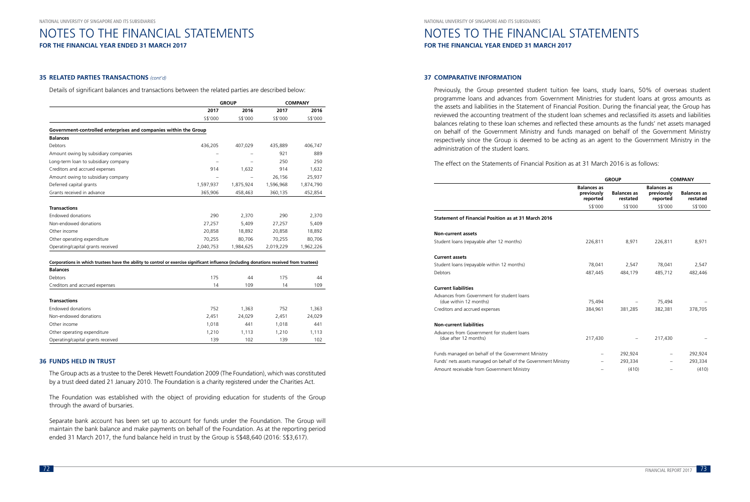## 35 RELATED PARTIES TRANSACTIONS *(cont'd)*

Details of significant balances and transactions between the related parties are described below:

| | GROUP | | COMPANY | |
|---|---|---|---|---|
| | 2017 | 2016 | 2017 | 2016 |
| | S$'000 | S$'000 | S$'000 | S$'000 |
| **Government-controlled enterprises and companies within the Group** | | | | |
| **Balances** | | | | |
| Debtors | 436,205 | 407,029 | 435,889 | 406,747 |
| Amount owing by subsidiary companies | – | – | 921 | 889 |
| Long-term loan to subsidiary company | – | – | 250 | 250 |
| Creditors and accrued expenses | 914 | 1,632 | 914 | 1,632 |
| Amount owing to subsidiary company | – | – | 26,156 | 25,937 |
| Deferred capital grants | 1,597,937 | 1,875,924 | 1,596,968 | 1,874,790 |
| Grants received in advance | 365,906 | 458,463 | 360,135 | 452,854 |
| **Transactions** | | | | |
| Endowed donations | 290 | 2,370 | 290 | 2,370 |
| Non-endowed donations | 27,257 | 5,409 | 27,257 | 5,409 |
| Other income | 20,858 | 18,892 | 20,858 | 18,892 |
| Other operating expenditure | 70,255 | 80,706 | 70,255 | 80,706 |
| Operating/capital grants received | 2,040,753 | 1,984,625 | 2,019,229 | 1,962,226 |
| **Corporations in which trustees have the ability to control or exercise significant influence (including donations received from trustees)** | | | | |
| **Balances** | | | | |
| Debtors | 175 | 44 | 175 | 44 |
| Creditors and accrued expenses | 14 | 109 | 14 | 109 |
| **Transactions** | | | | |
| Endowed donations | 752 | 1,363 | 752 | 1,363 |
| Non-endowed donations | 2,451 | 24,029 | 2,451 | 24,029 |
| Other income | 1,018 | 441 | 1,018 | 441 |
| Other operating expenditure | 1,210 | 1,113 | 1,210 | 1,113 |
| Operating/capital grants received | 139 | 102 | 139 | 102 |

## 36 FUNDS HELD IN TRUST

The Group acts as a trustee to the Derek Hewett Foundation 2009 (The Foundation), which was constituted by a trust deed dated 21 January 2010. The Foundation is a charity registered under the Charities Act.

The Foundation was established with the object of providing education for students of the Group through the award of bursaries.

Separate bank account has been set up to account for funds under the Foundation. The Group will maintain the bank balance and make payments on behalf of the Foundation. As at the reporting period ended 31 March 2017, the fund balance held in trust by the Group is S$48,640 (2016: S$3,617).

## 37 COMPARATIVE INFORMATION

Previously, the Group presented student tuition fee loans, study loans, 50% of overseas student programme loans and advances from Government Ministries for student loans at gross amounts as the assets and liabilities in the Statement of Financial Position. During the financial year, the Group has reviewed the accounting treatment of the student loan schemes and reclassified its assets and liabilities balances relating to these loan schemes and reflected these amounts as the funds' net assets managed on behalf of the Government Ministry and funds managed on behalf of the Government Ministry respectively since the Group is deemed to be acting as an agent to the Government Ministry in the administration of the student loans.

The effect on the Statements of Financial Position as at 31 March 2016 is as follows:

| | GROUP | | COMPANY | |
|---|---|---|---|---|
| | Balances as previously reported | Balances as restated | Balances as previously reported | Balances as restated |
| | S$'000 | S$'000 | S$'000 | S$'000 |
| **Statement of Financial Position as at 31 March 2016** | | | | |
| **Non-current assets** | | | | |
| Student loans (repayable after 12 months) | 226,811 | 8,971 | 226,811 | 8,971 |
| **Current assets** | | | | |
| Student loans (repayable within 12 months) | 78,041 | 2,547 | 78,041 | 2,547 |
| Debtors | 487,445 | 484,179 | 485,712 | 482,446 |
| **Current liabilities** | | | | |
| Advances from Government for student loans (due within 12 months) | 75,494 | – | 75,494 | – |
| Creditors and accrued expenses | 384,961 | 381,285 | 382,381 | 378,705 |
| **Non-current liabilities** | | | | |
| Advances from Government for student loans (due after 12 months) | 217,430 | – | 217,430 | – |
| Funds managed on behalf of the Government Ministry | – | 292,924 | – | 292,924 |
| Funds' nets assets managed on behalf of the Government Ministry | – | 293,334 | – | 293,334 |
| Amount receivable from Government Ministry | – | (410) | – | (410) |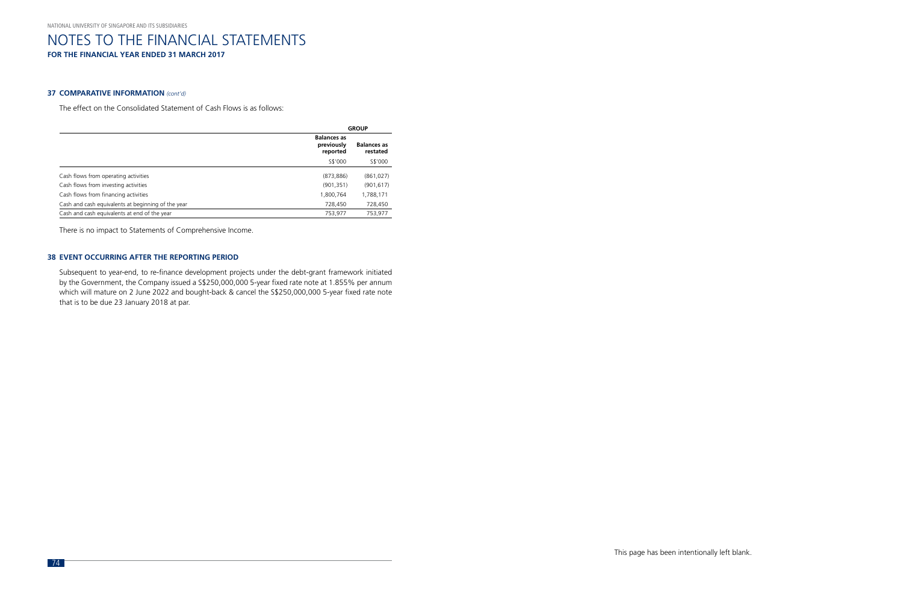## 37 COMPARATIVE INFORMATION *(cont'd)*

The effect on the Consolidated Statement of Cash Flows is as follows:

| | GROUP | |
|---|---|---|
| | **Balances as previously reported** | **Balances as restated** |
| | S$'000 | S$'000 |
| Cash flows from operating activities | (873,886) | (861,027) |
| Cash flows from investing activities | (901,351) | (901,617) |
| Cash flows from financing activities | 1,800,764 | 1,788,171 |
| Cash and cash equivalents at beginning of the year | 728,450 | 728,450 |
| Cash and cash equivalents at end of the year | 753,977 | 753,977 |

There is no impact to Statements of Comprehensive Income.

## 38 EVENT OCCURRING AFTER THE REPORTING PERIOD

Subsequent to year-end, to re-finance development projects under the debt-grant framework initiated by the Government, the Company issued a S$250,000,000 5-year fixed rate note at 1.855% per annum which will mature on 2 June 2022 and bought-back & cancel the S$250,000,000 5-year fixed rate note that is to be due 23 January 2018 at par.

This page has been intentionally left blank.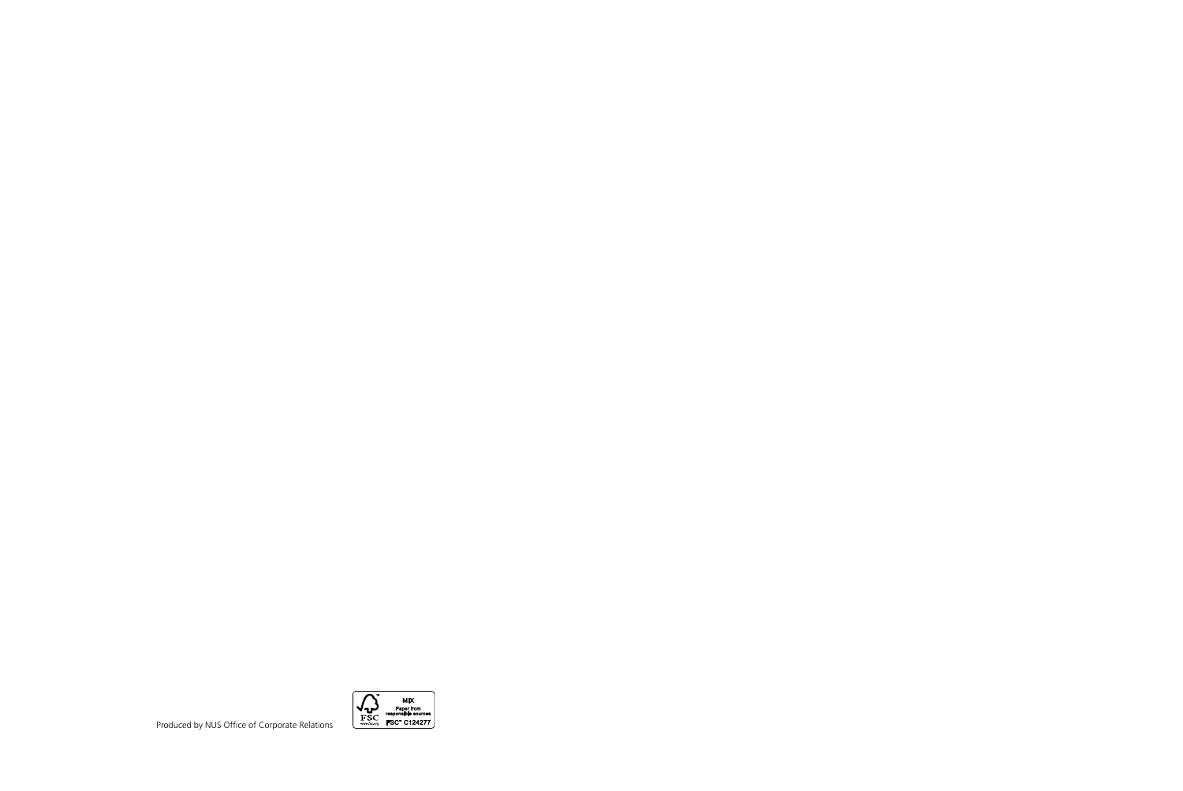Produced by NUS Office of Corporate Relations

MIX
Paper from
responsible sources
FSC™ C124277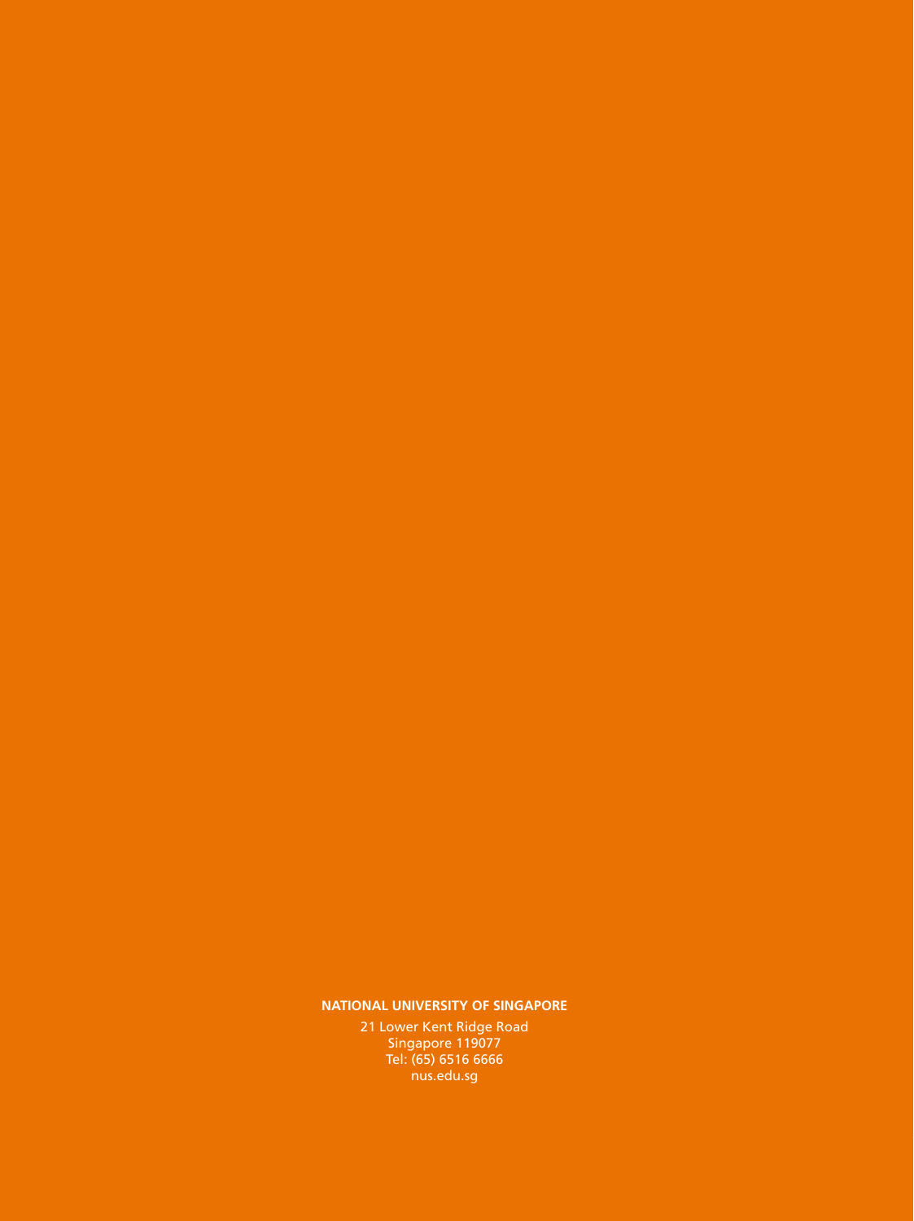**NATIONAL UNIVERSITY OF SINGAPORE**

21 Lower Kent Ridge Road
Singapore 119077
Tel: (65) 6516 6666
nus.edu.sg